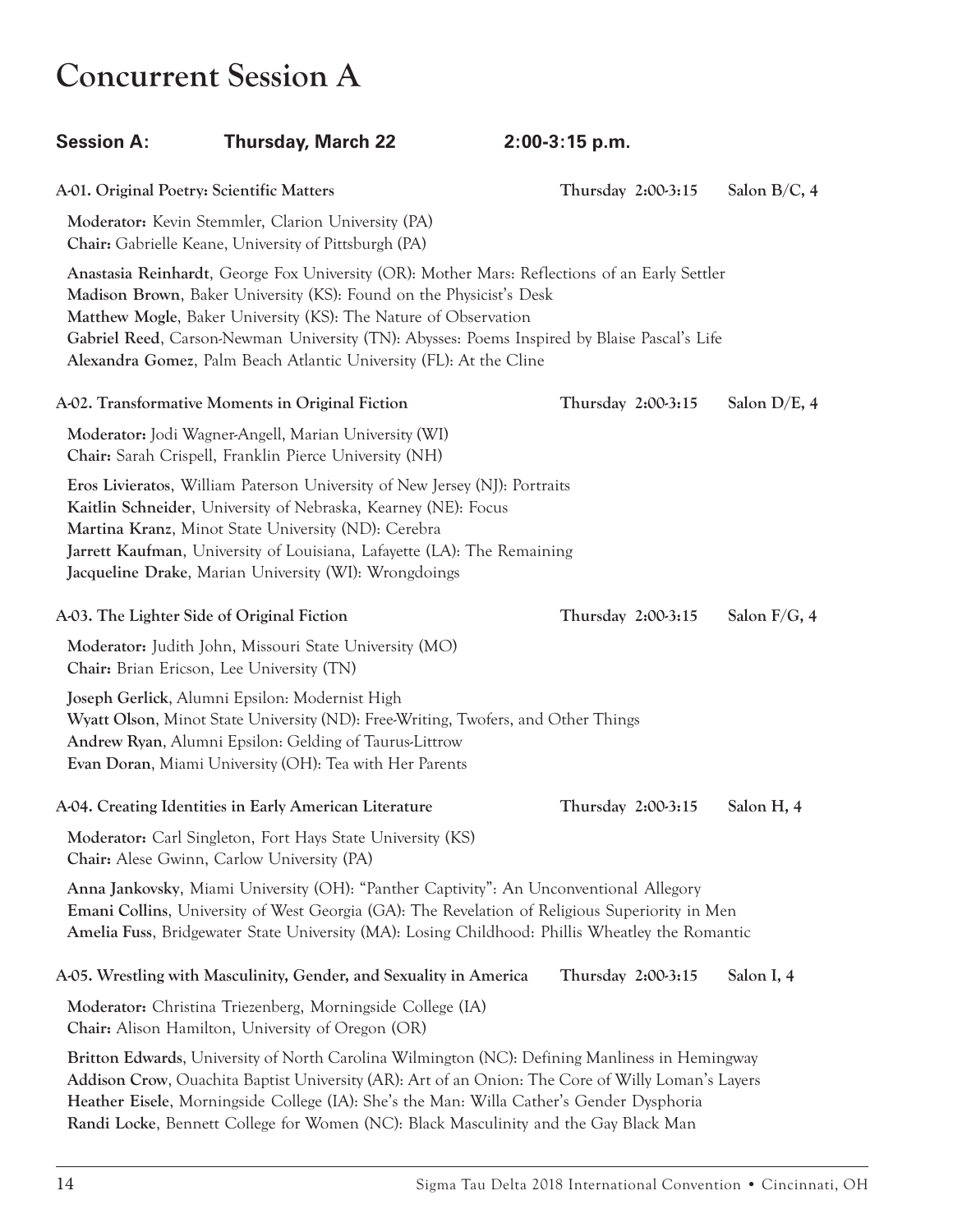# Concurrent Session A

**Session A: Thursday, March 22 2:00-3:15 p.m.**

**A-01. Original Poetry: Scientific Matters** Thursday 2:00-3:15 Salon B/C, 4

**Moderator:** Kevin Stemmler, Clarion University (PA)
**Chair:** Gabrielle Keane, University of Pittsburgh (PA)

**Anastasia Reinhardt**, George Fox University (OR): Mother Mars: Reflections of an Early Settler
**Madison Brown**, Baker University (KS): Found on the Physicist's Desk
**Matthew Mogle**, Baker University (KS): The Nature of Observation
**Gabriel Reed**, Carson-Newman University (TN): Abysses: Poems Inspired by Blaise Pascal's Life
**Alexandra Gomez**, Palm Beach Atlantic University (FL): At the Cline

**A-02. Transformative Moments in Original Fiction** Thursday 2:00-3:15 Salon D/E, 4

**Moderator:** Jodi Wagner-Angell, Marian University (WI)
**Chair:** Sarah Crispell, Franklin Pierce University (NH)

**Eros Livieratos**, William Paterson University of New Jersey (NJ): Portraits
**Kaitlin Schneider**, University of Nebraska, Kearney (NE): Focus
**Martina Kranz**, Minot State University (ND): Cerebra
**Jarrett Kaufman**, University of Louisiana, Lafayette (LA): The Remaining
**Jacqueline Drake**, Marian University (WI): Wrongdoings

**A-03. The Lighter Side of Original Fiction** Thursday 2:00-3:15 Salon F/G, 4

**Moderator:** Judith John, Missouri State University (MO)
**Chair:** Brian Ericson, Lee University (TN)

**Joseph Gerlick**, Alumni Epsilon: Modernist High
**Wyatt Olson**, Minot State University (ND): Free-Writing, Twofers, and Other Things
**Andrew Ryan**, Alumni Epsilon: Gelding of Taurus-Littrow
**Evan Doran**, Miami University (OH): Tea with Her Parents

**A-04. Creating Identities in Early American Literature** Thursday 2:00-3:15 Salon H, 4

**Moderator:** Carl Singleton, Fort Hays State University (KS)
**Chair:** Alese Gwinn, Carlow University (PA)

**Anna Jankovsky**, Miami University (OH): "Panther Captivity": An Unconventional Allegory
**Emani Collins**, University of West Georgia (GA): The Revelation of Religious Superiority in Men
**Amelia Fuss**, Bridgewater State University (MA): Losing Childhood: Phillis Wheatley the Romantic

**A-05. Wrestling with Masculinity, Gender, and Sexuality in America** Thursday 2:00-3:15 Salon I, 4

**Moderator:** Christina Triezenberg, Morningside College (IA)
**Chair:** Alison Hamilton, University of Oregon (OR)

**Britton Edwards**, University of North Carolina Wilmington (NC): Defining Manliness in Hemingway
**Addison Crow**, Ouachita Baptist University (AR): Art of an Onion: The Core of Willy Loman's Layers
**Heather Eisele**, Morningside College (IA): She's the Man: Willa Cather's Gender Dysphoria
**Randi Locke**, Bennett College for Women (NC): Black Masculinity and the Gay Black Man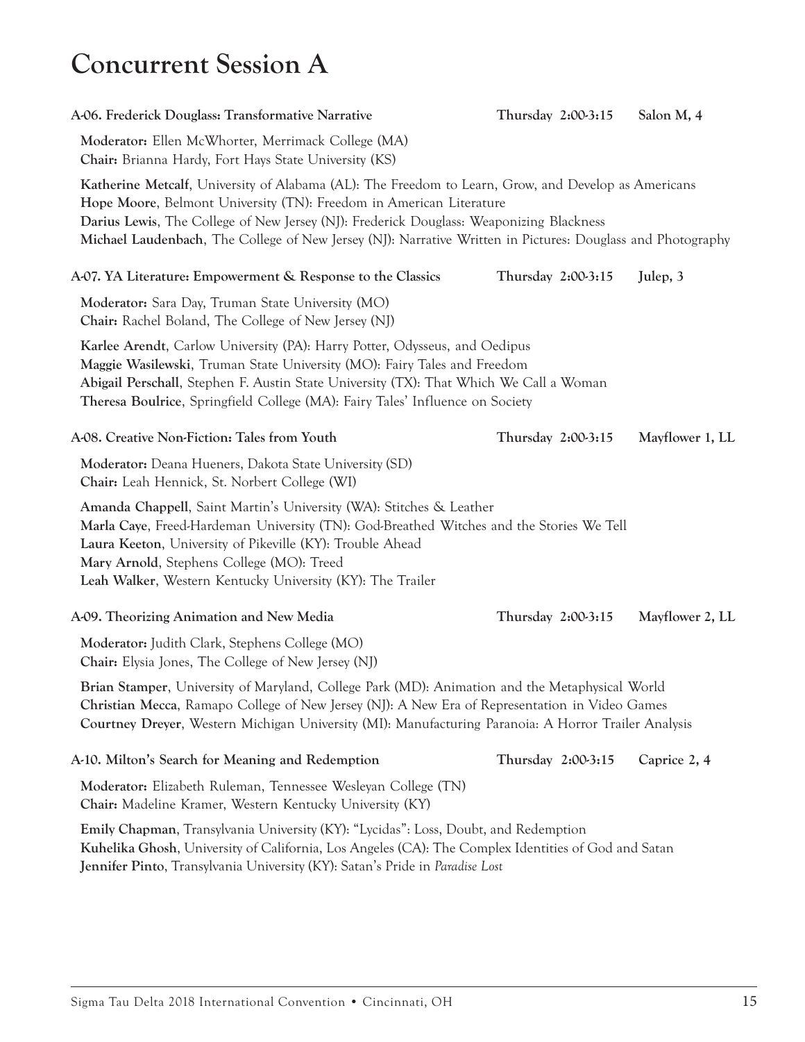# Concurrent Session A

**A-06. Frederick Douglass: Transformative Narrative** **Thursday 2:00-3:15** **Salon M, 4**

**Moderator:** Ellen McWhorter, Merrimack College (MA)
**Chair:** Brianna Hardy, Fort Hays State University (KS)

**Katherine Metcalf**, University of Alabama (AL): The Freedom to Learn, Grow, and Develop as Americans
**Hope Moore**, Belmont University (TN): Freedom in American Literature
**Darius Lewis**, The College of New Jersey (NJ): Frederick Douglass: Weaponizing Blackness
**Michael Laudenbach**, The College of New Jersey (NJ): Narrative Written in Pictures: Douglass and Photography

**A-07. YA Literature: Empowerment & Response to the Classics** **Thursday 2:00-3:15** **Julep, 3**

**Moderator:** Sara Day, Truman State University (MO)
**Chair:** Rachel Boland, The College of New Jersey (NJ)

**Karlee Arendt**, Carlow University (PA): Harry Potter, Odysseus, and Oedipus
**Maggie Wasilewski**, Truman State University (MO): Fairy Tales and Freedom
**Abigail Perschall**, Stephen F. Austin State University (TX): That Which We Call a Woman
**Theresa Boulrice**, Springfield College (MA): Fairy Tales' Influence on Society

**A-08. Creative Non-Fiction: Tales from Youth** **Thursday 2:00-3:15** **Mayflower 1, LL**

**Moderator:** Deana Hueners, Dakota State University (SD)
**Chair:** Leah Hennick, St. Norbert College (WI)

**Amanda Chappell**, Saint Martin's University (WA): Stitches & Leather
**Marla Caye**, Freed-Hardeman University (TN): God-Breathed Witches and the Stories We Tell
**Laura Keeton**, University of Pikeville (KY): Trouble Ahead
**Mary Arnold**, Stephens College (MO): Treed
**Leah Walker**, Western Kentucky University (KY): The Trailer

**A-09. Theorizing Animation and New Media** **Thursday 2:00-3:15** **Mayflower 2, LL**

**Moderator:** Judith Clark, Stephens College (MO)
**Chair:** Elysia Jones, The College of New Jersey (NJ)

**Brian Stamper**, University of Maryland, College Park (MD): Animation and the Metaphysical World
**Christian Mecca**, Ramapo College of New Jersey (NJ): A New Era of Representation in Video Games
**Courtney Dreyer**, Western Michigan University (MI): Manufacturing Paranoia: A Horror Trailer Analysis

**A-10. Milton's Search for Meaning and Redemption** **Thursday 2:00-3:15** **Caprice 2, 4**

**Moderator:** Elizabeth Ruleman, Tennessee Wesleyan College (TN)
**Chair:** Madeline Kramer, Western Kentucky University (KY)

**Emily Chapman**, Transylvania University (KY): "Lycidas": Loss, Doubt, and Redemption
**Kuhelika Ghosh**, University of California, Los Angeles (CA): The Complex Identities of God and Satan
**Jennifer Pinto**, Transylvania University (KY): Satan's Pride in *Paradise Lost*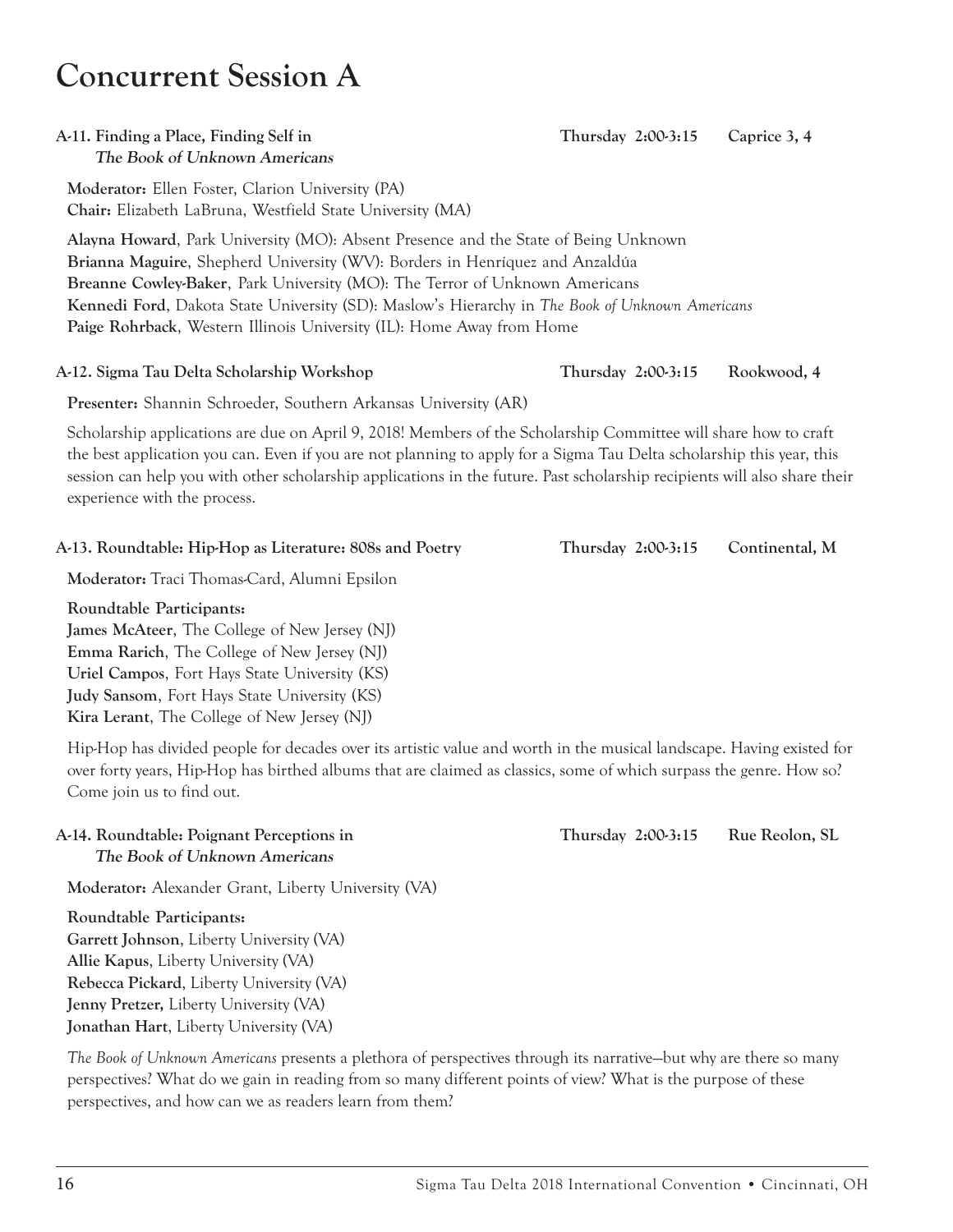# Concurrent Session A

**A-11. Finding a Place, Finding Self in *The Book of Unknown Americans*** **Thursday 2:00-3:15** **Caprice 3, 4**

**Moderator:** Ellen Foster, Clarion University (PA)
**Chair:** Elizabeth LaBruna, Westfield State University (MA)

**Alayna Howard**, Park University (MO): Absent Presence and the State of Being Unknown
**Brianna Maguire**, Shepherd University (WV): Borders in Henríquez and Anzaldúa
**Breanne Cowley-Baker**, Park University (MO): The Terror of Unknown Americans
**Kennedi Ford**, Dakota State University (SD): Maslow's Hierarchy in *The Book of Unknown Americans*
**Paige Rohrback**, Western Illinois University (IL): Home Away from Home

**A-12. Sigma Tau Delta Scholarship Workshop** **Thursday 2:00-3:15** **Rookwood, 4**

**Presenter:** Shannin Schroeder, Southern Arkansas University (AR)

Scholarship applications are due on April 9, 2018! Members of the Scholarship Committee will share how to craft the best application you can. Even if you are not planning to apply for a Sigma Tau Delta scholarship this year, this session can help you with other scholarship applications in the future. Past scholarship recipients will also share their experience with the process.

**A-13. Roundtable: Hip-Hop as Literature: 808s and Poetry** **Thursday 2:00-3:15** **Continental, M**

**Moderator:** Traci Thomas-Card, Alumni Epsilon

**Roundtable Participants:**
**James McAteer**, The College of New Jersey (NJ)
**Emma Rarich**, The College of New Jersey (NJ)
**Uriel Campos**, Fort Hays State University (KS)
**Judy Sansom**, Fort Hays State University (KS)
**Kira Lerant**, The College of New Jersey (NJ)

Hip-Hop has divided people for decades over its artistic value and worth in the musical landscape. Having existed for over forty years, Hip-Hop has birthed albums that are claimed as classics, some of which surpass the genre. How so? Come join us to find out.

**A-14. Roundtable: Poignant Perceptions in *The Book of Unknown Americans*** **Thursday 2:00-3:15** **Rue Reolon, SL**

**Moderator:** Alexander Grant, Liberty University (VA)

**Roundtable Participants:**
**Garrett Johnson**, Liberty University (VA)
**Allie Kapus**, Liberty University (VA)
**Rebecca Pickard**, Liberty University (VA)
**Jenny Pretzer,** Liberty University (VA)
**Jonathan Hart**, Liberty University (VA)

*The Book of Unknown Americans* presents a plethora of perspectives through its narrative—but why are there so many perspectives? What do we gain in reading from so many different points of view? What is the purpose of these perspectives, and how can we as readers learn from them?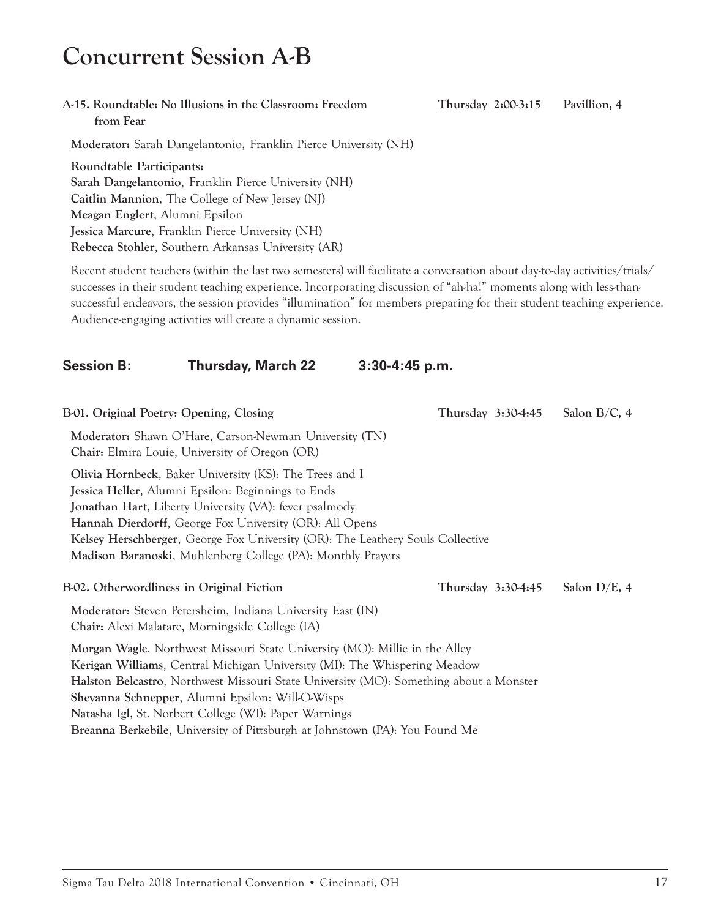# Concurrent Session A-B

**A-15. Roundtable: No Illusions in the Classroom: Freedom from Fear** — **Thursday 2:00-3:15** — **Pavillion, 4**

**Moderator:** Sarah Dangelantonio, Franklin Pierce University (NH)

**Roundtable Participants:**
**Sarah Dangelantonio**, Franklin Pierce University (NH)
**Caitlin Mannion**, The College of New Jersey (NJ)
**Meagan Englert**, Alumni Epsilon
**Jessica Marcure**, Franklin Pierce University (NH)
**Rebecca Stohler**, Southern Arkansas University (AR)

Recent student teachers (within the last two semesters) will facilitate a conversation about day-to-day activities/trials/successes in their student teaching experience. Incorporating discussion of "ah-ha!" moments along with less-than-successful endeavors, the session provides "illumination" for members preparing for their student teaching experience. Audience-engaging activities will create a dynamic session.

## Session B: Thursday, March 22 3:30-4:45 p.m.

**B-01. Original Poetry: Opening, Closing** — **Thursday 3:30-4:45** — **Salon B/C, 4**

**Moderator:** Shawn O'Hare, Carson-Newman University (TN)
**Chair:** Elmira Louie, University of Oregon (OR)

**Olivia Hornbeck**, Baker University (KS): The Trees and I
**Jessica Heller**, Alumni Epsilon: Beginnings to Ends
**Jonathan Hart**, Liberty University (VA): fever psalmody
**Hannah Dierdorff**, George Fox University (OR): All Opens
**Kelsey Herschberger**, George Fox University (OR): The Leathery Souls Collective
**Madison Baranoski**, Muhlenberg College (PA): Monthly Prayers

**B-02. Otherwordliness in Original Fiction** — **Thursday 3:30-4:45** — **Salon D/E, 4**

**Moderator:** Steven Petersheim, Indiana University East (IN)
**Chair:** Alexi Malatare, Morningside College (IA)

**Morgan Wagle**, Northwest Missouri State University (MO): Millie in the Alley
**Kerigan Williams**, Central Michigan University (MI): The Whispering Meadow
**Halston Belcastro**, Northwest Missouri State University (MO): Something about a Monster
**Sheyanna Schnepper**, Alumni Epsilon: Will-O-Wisps
**Natasha Igl**, St. Norbert College (WI): Paper Warnings
**Breanna Berkebile**, University of Pittsburgh at Johnstown (PA): You Found Me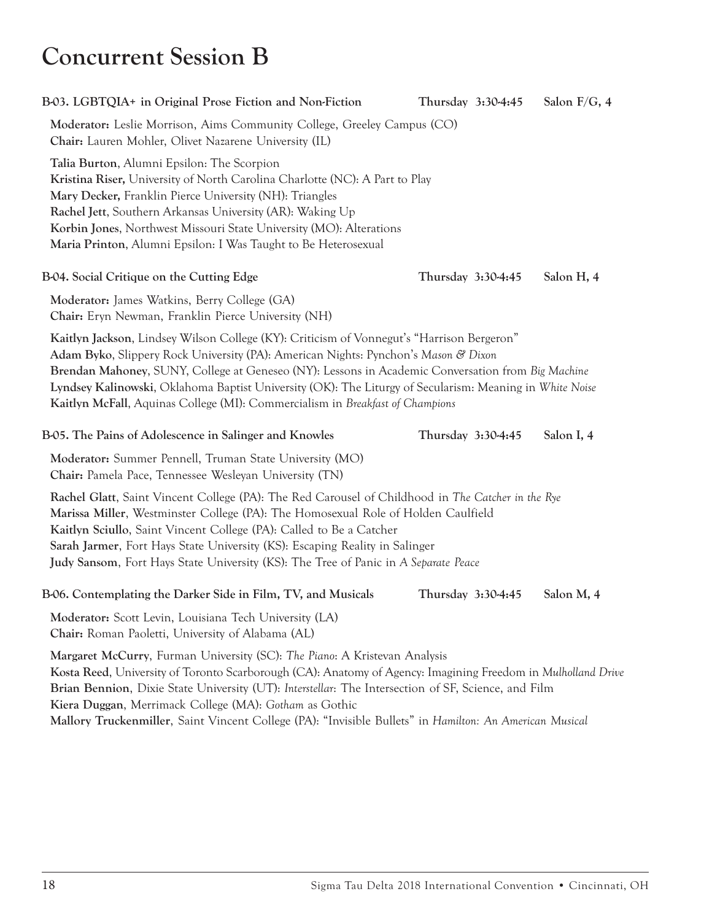# Concurrent Session B

### B-03. LGBTQIA+ in Original Prose Fiction and Non-Fiction — Thursday 3:30-4:45 — Salon F/G, 4

**Moderator:** Leslie Morrison, Aims Community College, Greeley Campus (CO)
**Chair:** Lauren Mohler, Olivet Nazarene University (IL)

**Talia Burton**, Alumni Epsilon: The Scorpion
**Kristina Riser,** University of North Carolina Charlotte (NC): A Part to Play
**Mary Decker,** Franklin Pierce University (NH): Triangles
**Rachel Jett**, Southern Arkansas University (AR): Waking Up
**Korbin Jones**, Northwest Missouri State University (MO): Alterations
**Maria Printon**, Alumni Epsilon: I Was Taught to Be Heterosexual

### B-04. Social Critique on the Cutting Edge — Thursday 3:30-4:45 — Salon H, 4

**Moderator:** James Watkins, Berry College (GA)
**Chair:** Eryn Newman, Franklin Pierce University (NH)

**Kaitlyn Jackson**, Lindsey Wilson College (KY): Criticism of Vonnegut's "Harrison Bergeron"
**Adam Byko**, Slippery Rock University (PA): American Nights: Pynchon's *Mason & Dixon*
**Brendan Mahoney**, SUNY, College at Geneseo (NY): Lessons in Academic Conversation from *Big Machine*
**Lyndsey Kalinowski**, Oklahoma Baptist University (OK): The Liturgy of Secularism: Meaning in *White Noise*
**Kaitlyn McFall**, Aquinas College (MI): Commercialism in *Breakfast of Champions*

### B-05. The Pains of Adolescence in Salinger and Knowles — Thursday 3:30-4:45 — Salon I, 4

**Moderator:** Summer Pennell, Truman State University (MO)
**Chair:** Pamela Pace, Tennessee Wesleyan University (TN)

**Rachel Glatt**, Saint Vincent College (PA): The Red Carousel of Childhood in *The Catcher in the Rye*
**Marissa Miller**, Westminster College (PA): The Homosexual Role of Holden Caulfield
**Kaitlyn Sciullo**, Saint Vincent College (PA): Called to Be a Catcher
**Sarah Jarmer**, Fort Hays State University (KS): Escaping Reality in Salinger
**Judy Sansom**, Fort Hays State University (KS): The Tree of Panic in *A Separate Peace*

### B-06. Contemplating the Darker Side in Film, TV, and Musicals — Thursday 3:30-4:45 — Salon M, 4

**Moderator:** Scott Levin, Louisiana Tech University (LA)
**Chair:** Roman Paoletti, University of Alabama (AL)

**Margaret McCurry**, Furman University (SC): *The Piano*: A Kristevan Analysis
**Kosta Reed**, University of Toronto Scarborough (CA): Anatomy of Agency: Imagining Freedom in *Mulholland Drive*
**Brian Bennion**, Dixie State University (UT): *Interstellar*: The Intersection of SF, Science, and Film
**Kiera Duggan**, Merrimack College (MA): *Gotham* as Gothic
**Mallory Truckenmiller**, Saint Vincent College (PA): "Invisible Bullets" in *Hamilton: An American Musical*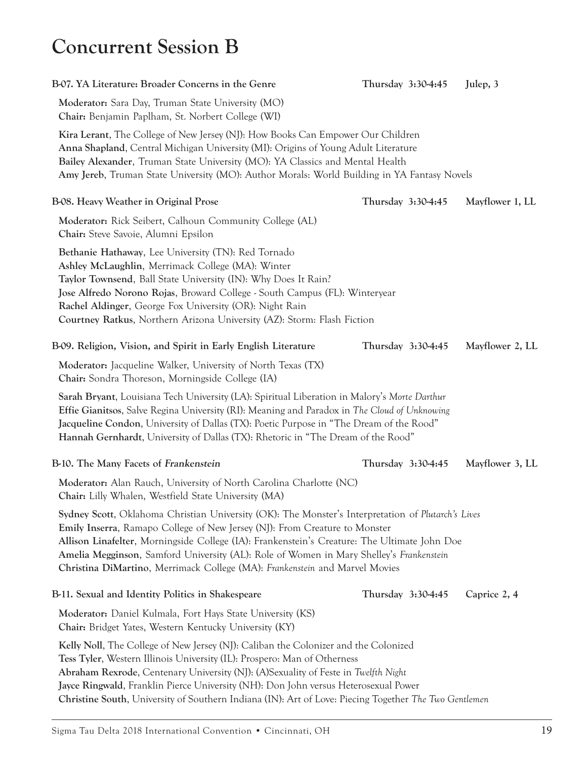# Concurrent Session B

**B-07. YA Literature: Broader Concerns in the Genre** — **Thursday 3:30-4:45** — **Julep, 3**

**Moderator:** Sara Day, Truman State University (MO)
**Chair:** Benjamin Paplham, St. Norbert College (WI)

**Kira Lerant**, The College of New Jersey (NJ): How Books Can Empower Our Children
**Anna Shapland**, Central Michigan University (MI): Origins of Young Adult Literature
**Bailey Alexander**, Truman State University (MO): YA Classics and Mental Health
**Amy Jereb**, Truman State University (MO): Author Morals: World Building in YA Fantasy Novels

**B-08. Heavy Weather in Original Prose** — **Thursday 3:30-4:45** — **Mayflower 1, LL**

**Moderator:** Rick Seibert, Calhoun Community College (AL)
**Chair:** Steve Savoie, Alumni Epsilon

**Bethanie Hathaway**, Lee University (TN): Red Tornado
**Ashley McLaughlin**, Merrimack College (MA): Winter
**Taylor Townsend**, Ball State University (IN): Why Does It Rain?
**Jose Alfredo Norono Rojas**, Broward College - South Campus (FL): Winteryear
**Rachel Aldinger**, George Fox University (OR): Night Rain
**Courtney Ratkus**, Northern Arizona University (AZ): Storm: Flash Fiction

**B-09. Religion, Vision, and Spirit in Early English Literature** — **Thursday 3:30-4:45** — **Mayflower 2, LL**

**Moderator:** Jacqueline Walker, University of North Texas (TX)
**Chair:** Sondra Thoreson, Morningside College (IA)

**Sarah Bryant**, Louisiana Tech University (LA): Spiritual Liberation in Malory's *Morte Darthur*
**Effie Gianitsos**, Salve Regina University (RI): Meaning and Paradox in *The Cloud of Unknowing*
**Jacqueline Condon**, University of Dallas (TX): Poetic Purpose in "The Dream of the Rood"
**Hannah Gernhardt**, University of Dallas (TX): Rhetoric in "The Dream of the Rood"

**B-10. The Many Facets of *Frankenstein*** — **Thursday 3:30-4:45** — **Mayflower 3, LL**

**Moderator:** Alan Rauch, University of North Carolina Charlotte (NC)
**Chair:** Lilly Whalen, Westfield State University (MA)

**Sydney Scott**, Oklahoma Christian University (OK): The Monster's Interpretation of *Plutarch's Lives*
**Emily Inserra**, Ramapo College of New Jersey (NJ): From Creature to Monster
**Allison Linafelter**, Morningside College (IA): Frankenstein's Creature: The Ultimate John Doe
**Amelia Megginson**, Samford University (AL): Role of Women in Mary Shelley's *Frankenstein*
**Christina DiMartino**, Merrimack College (MA): *Frankenstein* and Marvel Movies

**B-11. Sexual and Identity Politics in Shakespeare** — **Thursday 3:30-4:45** — **Caprice 2, 4**

**Moderator:** Daniel Kulmala, Fort Hays State University (KS)
**Chair:** Bridget Yates, Western Kentucky University (KY)

**Kelly Noll**, The College of New Jersey (NJ): Caliban the Colonizer and the Colonized
**Tess Tyler**, Western Illinois University (IL): Prospero: Man of Otherness
**Abraham Rexrode**, Centenary University (NJ): (A)Sexuality of Feste in *Twelfth Night*
**Jayce Ringwald**, Franklin Pierce University (NH): Don John versus Heterosexual Power
**Christine South**, University of Southern Indiana (IN): Art of Love: Piecing Together *The Two Gentlemen*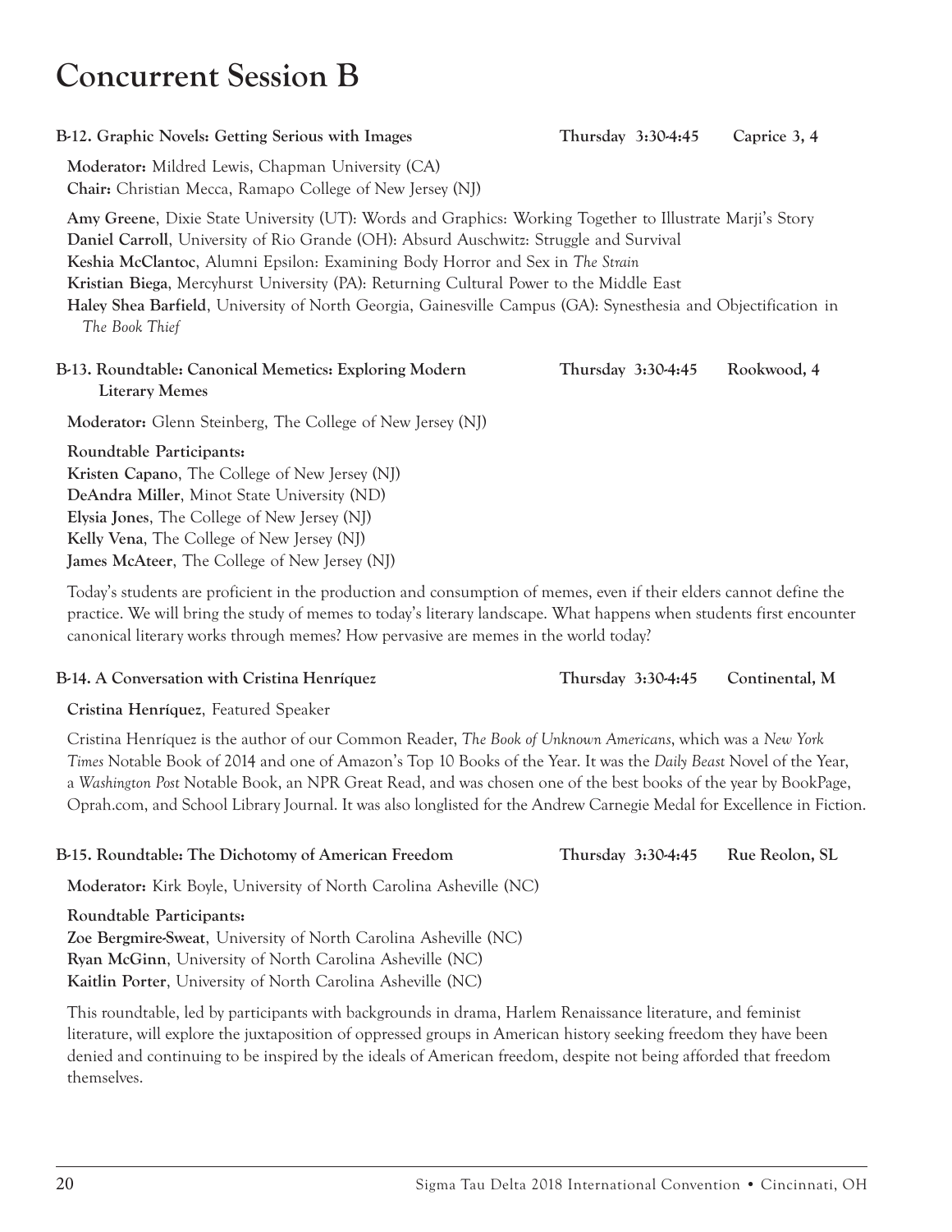# Concurrent Session B

### B-12. Graphic Novels: Getting Serious with Images — Thursday 3:30-4:45 — Caprice 3, 4

**Moderator:** Mildred Lewis, Chapman University (CA)
**Chair:** Christian Mecca, Ramapo College of New Jersey (NJ)

**Amy Greene**, Dixie State University (UT): Words and Graphics: Working Together to Illustrate Marji's Story
**Daniel Carroll**, University of Rio Grande (OH): Absurd Auschwitz: Struggle and Survival
**Keshia McClantoc**, Alumni Epsilon: Examining Body Horror and Sex in *The Strain*
**Kristian Biega**, Mercyhurst University (PA): Returning Cultural Power to the Middle East
**Haley Shea Barfield**, University of North Georgia, Gainesville Campus (GA): Synesthesia and Objectification in *The Book Thief*

### B-13. Roundtable: Canonical Memetics: Exploring Modern Literary Memes — Thursday 3:30-4:45 — Rookwood, 4

**Moderator:** Glenn Steinberg, The College of New Jersey (NJ)

**Roundtable Participants:**
**Kristen Capano**, The College of New Jersey (NJ)
**DeAndra Miller**, Minot State University (ND)
**Elysia Jones**, The College of New Jersey (NJ)
**Kelly Vena**, The College of New Jersey (NJ)
**James McAteer**, The College of New Jersey (NJ)

Today's students are proficient in the production and consumption of memes, even if their elders cannot define the practice. We will bring the study of memes to today's literary landscape. What happens when students first encounter canonical literary works through memes? How pervasive are memes in the world today?

### B-14. A Conversation with Cristina Henríquez — Thursday 3:30-4:45 — Continental, M

**Cristina Henríquez**, Featured Speaker

Cristina Henríquez is the author of our Common Reader, *The Book of Unknown Americans*, which was a *New York Times* Notable Book of 2014 and one of Amazon's Top 10 Books of the Year. It was the *Daily Beast* Novel of the Year, a *Washington Post* Notable Book, an NPR Great Read, and was chosen one of the best books of the year by BookPage, Oprah.com, and School Library Journal. It was also longlisted for the Andrew Carnegie Medal for Excellence in Fiction.

### B-15. Roundtable: The Dichotomy of American Freedom — Thursday 3:30-4:45 — Rue Reolon, SL

**Moderator:** Kirk Boyle, University of North Carolina Asheville (NC)

**Roundtable Participants:**
**Zoe Bergmire-Sweat**, University of North Carolina Asheville (NC)
**Ryan McGinn**, University of North Carolina Asheville (NC)
**Kaitlin Porter**, University of North Carolina Asheville (NC)

This roundtable, led by participants with backgrounds in drama, Harlem Renaissance literature, and feminist literature, will explore the juxtaposition of oppressed groups in American history seeking freedom they have been denied and continuing to be inspired by the ideals of American freedom, despite not being afforded that freedom themselves.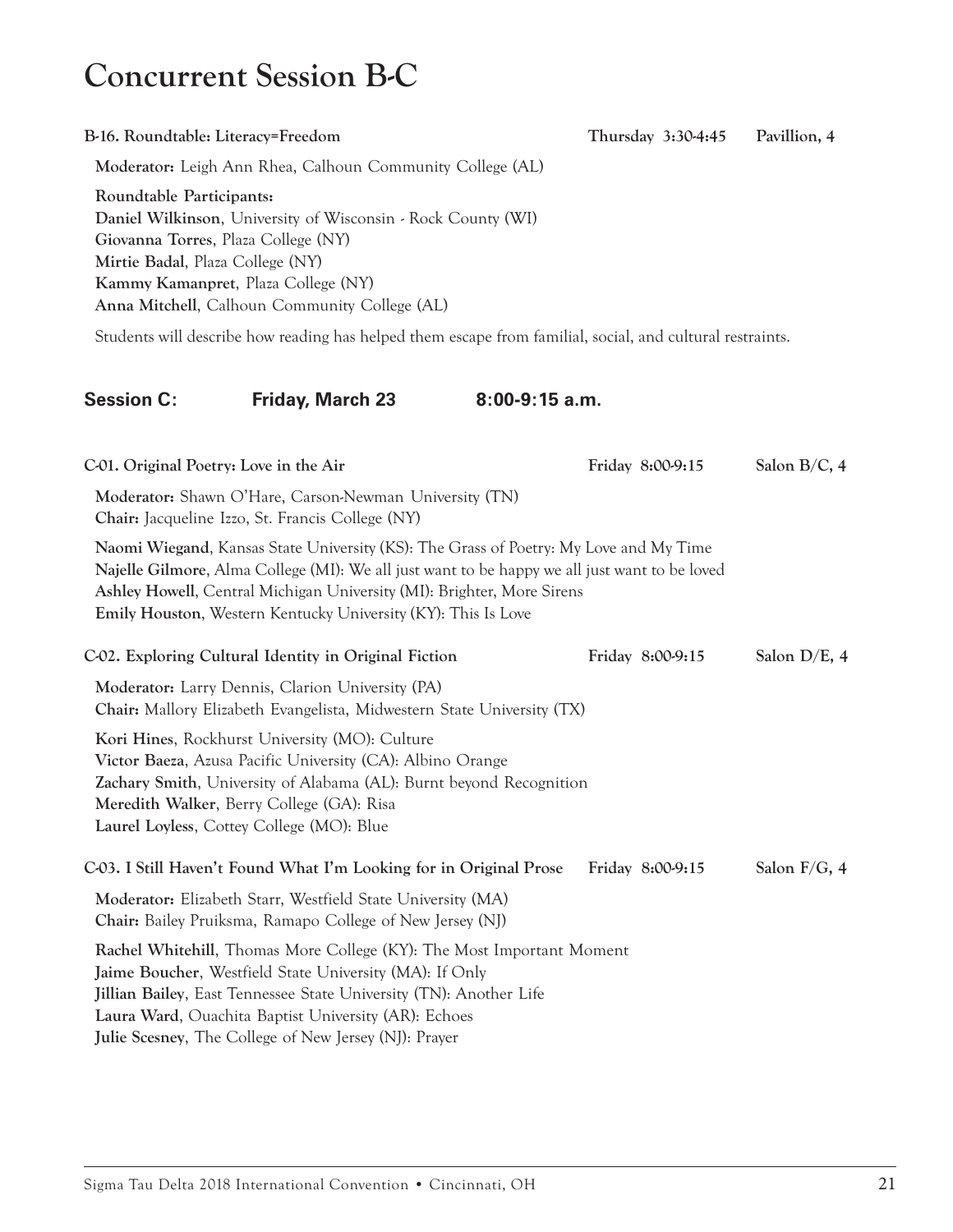# Concurrent Session B-C

**B-16. Roundtable: Literacy=Freedom** — Thursday 3:30-4:45 — Pavillion, 4

**Moderator:** Leigh Ann Rhea, Calhoun Community College (AL)

**Roundtable Participants:**
**Daniel Wilkinson**, University of Wisconsin - Rock County (WI)
**Giovanna Torres**, Plaza College (NY)
**Mirtie Badal**, Plaza College (NY)
**Kammy Kamanpret**, Plaza College (NY)
**Anna Mitchell**, Calhoun Community College (AL)

Students will describe how reading has helped them escape from familial, social, and cultural restraints.

## Session C: Friday, March 23 8:00-9:15 a.m.

**C-01. Original Poetry: Love in the Air** — Friday 8:00-9:15 — Salon B/C, 4

**Moderator:** Shawn O'Hare, Carson-Newman University (TN)
**Chair:** Jacqueline Izzo, St. Francis College (NY)

**Naomi Wiegand**, Kansas State University (KS): The Grass of Poetry: My Love and My Time
**Najelle Gilmore**, Alma College (MI): We all just want to be happy we all just want to be loved
**Ashley Howell**, Central Michigan University (MI): Brighter, More Sirens
**Emily Houston**, Western Kentucky University (KY): This Is Love

**C-02. Exploring Cultural Identity in Original Fiction** — Friday 8:00-9:15 — Salon D/E, 4

**Moderator:** Larry Dennis, Clarion University (PA)
**Chair:** Mallory Elizabeth Evangelista, Midwestern State University (TX)

**Kori Hines**, Rockhurst University (MO): Culture
**Victor Baeza**, Azusa Pacific University (CA): Albino Orange
**Zachary Smith**, University of Alabama (AL): Burnt beyond Recognition
**Meredith Walker**, Berry College (GA): Risa
**Laurel Loyless**, Cottey College (MO): Blue

**C-03. I Still Haven't Found What I'm Looking for in Original Prose** — Friday 8:00-9:15 — Salon F/G, 4

**Moderator:** Elizabeth Starr, Westfield State University (MA)
**Chair:** Bailey Pruiksma, Ramapo College of New Jersey (NJ)

**Rachel Whitehill**, Thomas More College (KY): The Most Important Moment
**Jaime Boucher**, Westfield State University (MA): If Only
**Jillian Bailey**, East Tennessee State University (TN): Another Life
**Laura Ward**, Ouachita Baptist University (AR): Echoes
**Julie Scesney**, The College of New Jersey (NJ): Prayer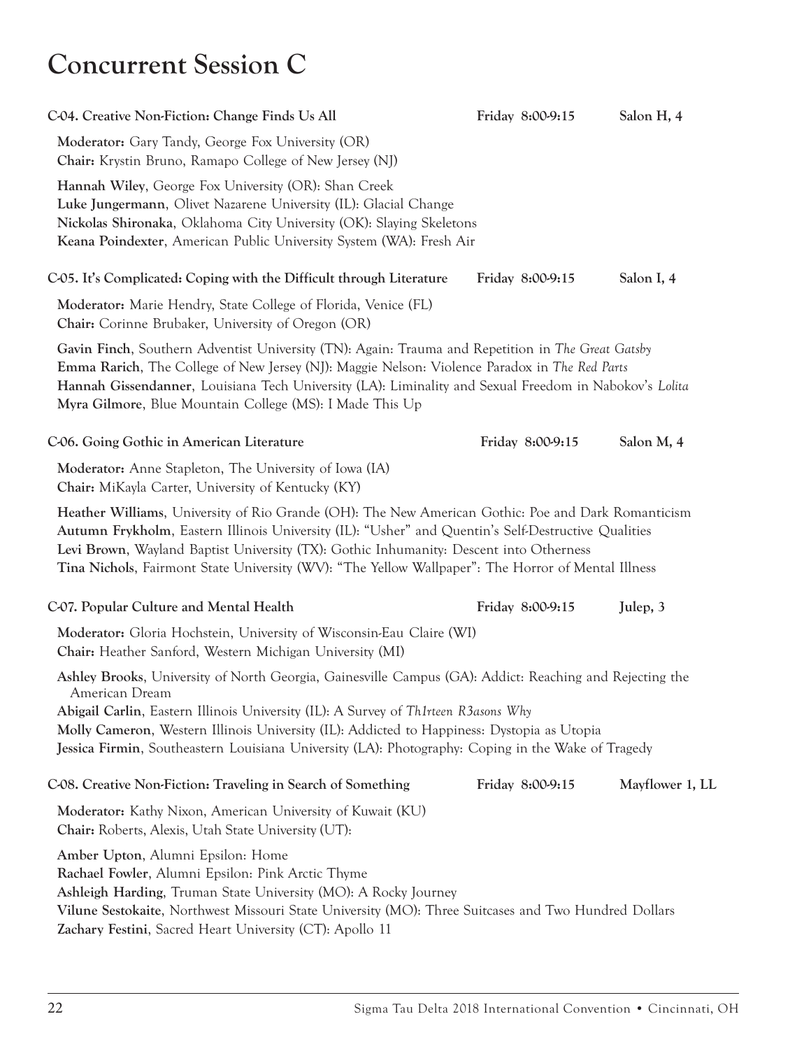# Concurrent Session C

### C-04. Creative Non-Fiction: Change Finds Us All — Friday 8:00-9:15 — Salon H, 4

**Moderator:** Gary Tandy, George Fox University (OR)
**Chair:** Krystin Bruno, Ramapo College of New Jersey (NJ)

**Hannah Wiley**, George Fox University (OR): Shan Creek
**Luke Jungermann**, Olivet Nazarene University (IL): Glacial Change
**Nickolas Shironaka**, Oklahoma City University (OK): Slaying Skeletons
**Keana Poindexter**, American Public University System (WA): Fresh Air

### C-05. It's Complicated: Coping with the Difficult through Literature — Friday 8:00-9:15 — Salon I, 4

**Moderator:** Marie Hendry, State College of Florida, Venice (FL)
**Chair:** Corinne Brubaker, University of Oregon (OR)

**Gavin Finch**, Southern Adventist University (TN): Again: Trauma and Repetition in *The Great Gatsby*
**Emma Rarich**, The College of New Jersey (NJ): Maggie Nelson: Violence Paradox in *The Red Parts*
**Hannah Gissendanner**, Louisiana Tech University (LA): Liminality and Sexual Freedom in Nabokov's *Lolita*
**Myra Gilmore**, Blue Mountain College (MS): I Made This Up

### C-06. Going Gothic in American Literature — Friday 8:00-9:15 — Salon M, 4

**Moderator:** Anne Stapleton, The University of Iowa (IA)
**Chair:** MiKayla Carter, University of Kentucky (KY)

**Heather Williams**, University of Rio Grande (OH): The New American Gothic: Poe and Dark Romanticism
**Autumn Frykholm**, Eastern Illinois University (IL): "Usher" and Quentin's Self-Destructive Qualities
**Levi Brown**, Wayland Baptist University (TX): Gothic Inhumanity: Descent into Otherness
**Tina Nichols**, Fairmont State University (WV): "The Yellow Wallpaper": The Horror of Mental Illness

### C-07. Popular Culture and Mental Health — Friday 8:00-9:15 — Julep, 3

**Moderator:** Gloria Hochstein, University of Wisconsin-Eau Claire (WI)
**Chair:** Heather Sanford, Western Michigan University (MI)

**Ashley Brooks**, University of North Georgia, Gainesville Campus (GA): Addict: Reaching and Rejecting the American Dream
**Abigail Carlin**, Eastern Illinois University (IL): A Survey of *Th1rteen R3asons Why*
**Molly Cameron**, Western Illinois University (IL): Addicted to Happiness: Dystopia as Utopia
**Jessica Firmin**, Southeastern Louisiana University (LA): Photography: Coping in the Wake of Tragedy

### C-08. Creative Non-Fiction: Traveling in Search of Something — Friday 8:00-9:15 — Mayflower 1, LL

**Moderator:** Kathy Nixon, American University of Kuwait (KU)
**Chair:** Roberts, Alexis, Utah State University (UT):

**Amber Upton**, Alumni Epsilon: Home
**Rachael Fowler**, Alumni Epsilon: Pink Arctic Thyme
**Ashleigh Harding**, Truman State University (MO): A Rocky Journey
**Vilune Sestokaite**, Northwest Missouri State University (MO): Three Suitcases and Two Hundred Dollars
**Zachary Festini**, Sacred Heart University (CT): Apollo 11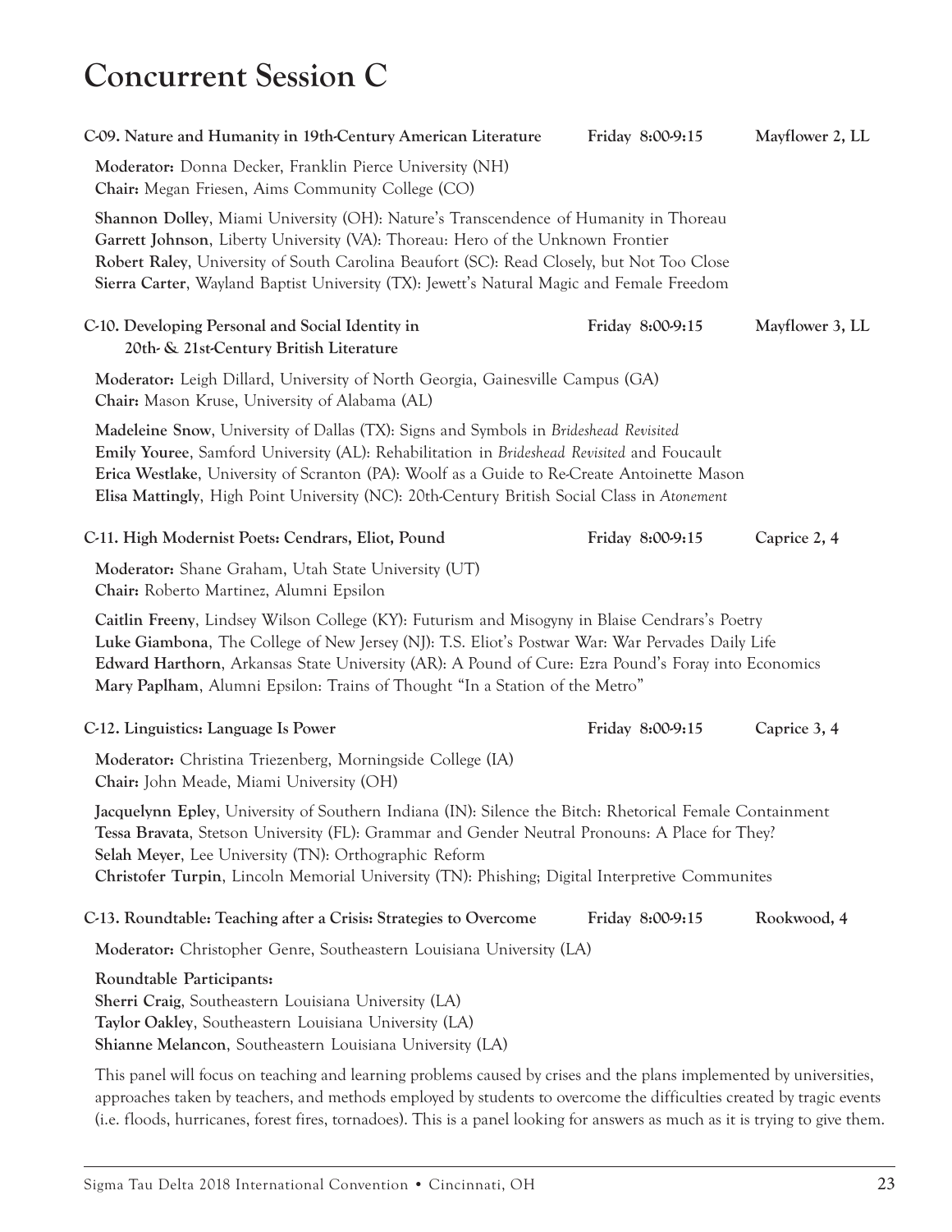# Concurrent Session C

**C-09. Nature and Humanity in 19th-Century American Literature** — Friday 8:00-9:15 — Mayflower 2, LL

**Moderator:** Donna Decker, Franklin Pierce University (NH)
**Chair:** Megan Friesen, Aims Community College (CO)

**Shannon Dolley**, Miami University (OH): Nature's Transcendence of Humanity in Thoreau
**Garrett Johnson**, Liberty University (VA): Thoreau: Hero of the Unknown Frontier
**Robert Raley**, University of South Carolina Beaufort (SC): Read Closely, but Not Too Close
**Sierra Carter**, Wayland Baptist University (TX): Jewett's Natural Magic and Female Freedom

**C-10. Developing Personal and Social Identity in 20th- & 21st-Century British Literature** — Friday 8:00-9:15 — Mayflower 3, LL

**Moderator:** Leigh Dillard, University of North Georgia, Gainesville Campus (GA)
**Chair:** Mason Kruse, University of Alabama (AL)

**Madeleine Snow**, University of Dallas (TX): Signs and Symbols in *Brideshead Revisited*
**Emily Youree**, Samford University (AL): Rehabilitation in *Brideshead Revisited* and Foucault
**Erica Westlake**, University of Scranton (PA): Woolf as a Guide to Re-Create Antoinette Mason
**Elisa Mattingly**, High Point University (NC): 20th-Century British Social Class in *Atonement*

**C-11. High Modernist Poets: Cendrars, Eliot, Pound** — Friday 8:00-9:15 — Caprice 2, 4

**Moderator:** Shane Graham, Utah State University (UT)
**Chair:** Roberto Martinez, Alumni Epsilon

**Caitlin Freeny**, Lindsey Wilson College (KY): Futurism and Misogyny in Blaise Cendrars's Poetry
**Luke Giambona**, The College of New Jersey (NJ): T.S. Eliot's Postwar War: War Pervades Daily Life
**Edward Harthorn**, Arkansas State University (AR): A Pound of Cure: Ezra Pound's Foray into Economics
**Mary Paplham**, Alumni Epsilon: Trains of Thought "In a Station of the Metro"

**C-12. Linguistics: Language Is Power** — Friday 8:00-9:15 — Caprice 3, 4

**Moderator:** Christina Triezenberg, Morningside College (IA)
**Chair:** John Meade, Miami University (OH)

**Jacquelynn Epley**, University of Southern Indiana (IN): Silence the Bitch: Rhetorical Female Containment
**Tessa Bravata**, Stetson University (FL): Grammar and Gender Neutral Pronouns: A Place for They?
**Selah Meyer**, Lee University (TN): Orthographic Reform
**Christofer Turpin**, Lincoln Memorial University (TN): Phishing; Digital Interpretive Communites

**C-13. Roundtable: Teaching after a Crisis: Strategies to Overcome** — Friday 8:00-9:15 — Rookwood, 4

**Moderator:** Christopher Genre, Southeastern Louisiana University (LA)

**Roundtable Participants:**
**Sherri Craig**, Southeastern Louisiana University (LA)
**Taylor Oakley**, Southeastern Louisiana University (LA)
**Shianne Melancon**, Southeastern Louisiana University (LA)

This panel will focus on teaching and learning problems caused by crises and the plans implemented by universities, approaches taken by teachers, and methods employed by students to overcome the difficulties created by tragic events (i.e. floods, hurricanes, forest fires, tornadoes). This is a panel looking for answers as much as it is trying to give them.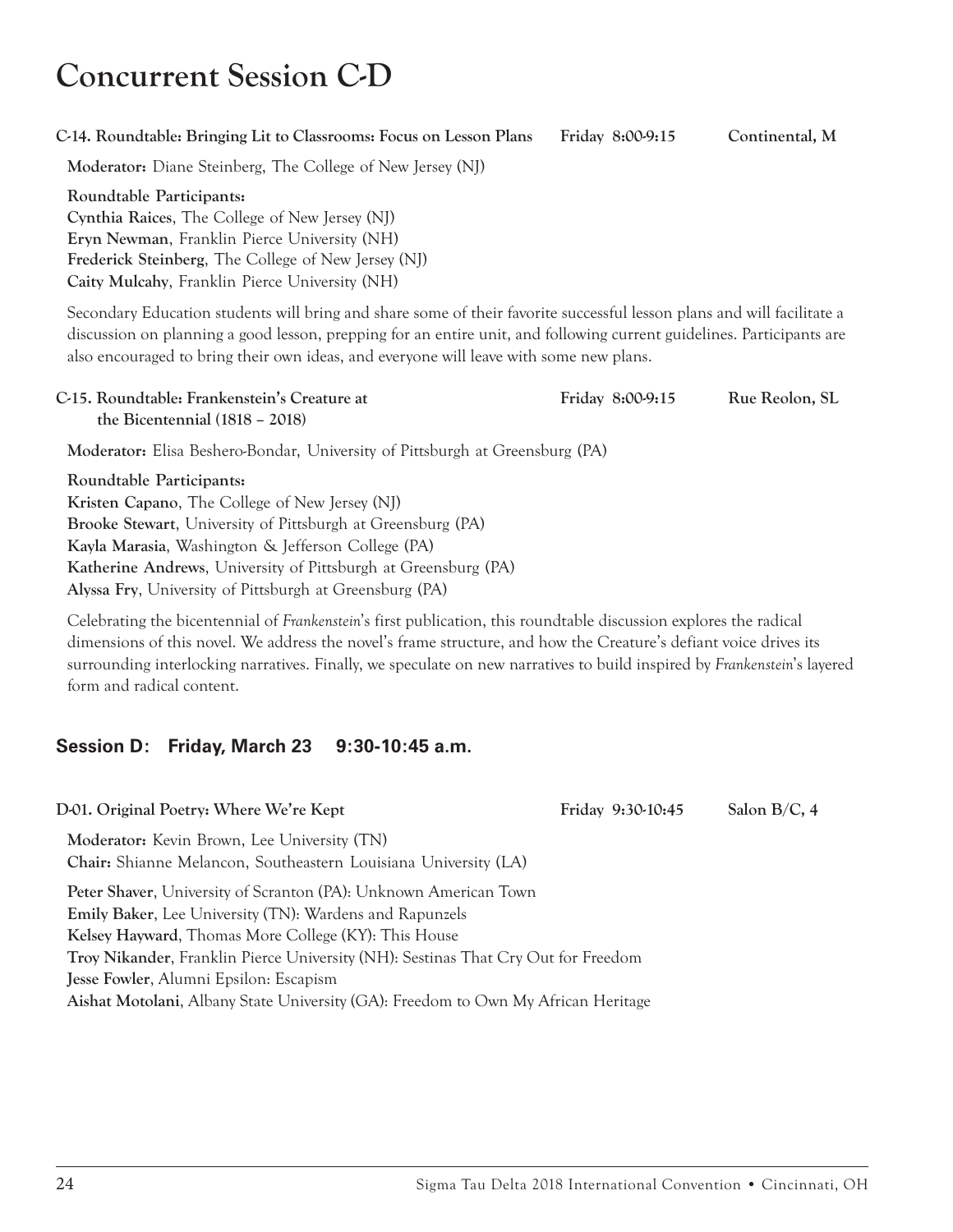# Concurrent Session C-D

**C-14. Roundtable: Bringing Lit to Classrooms: Focus on Lesson Plans** — **Friday 8:00-9:15** — **Continental, M**

**Moderator:** Diane Steinberg, The College of New Jersey (NJ)

**Roundtable Participants:**
**Cynthia Raices**, The College of New Jersey (NJ)
**Eryn Newman**, Franklin Pierce University (NH)
**Frederick Steinberg**, The College of New Jersey (NJ)
**Caity Mulcahy**, Franklin Pierce University (NH)

Secondary Education students will bring and share some of their favorite successful lesson plans and will facilitate a discussion on planning a good lesson, prepping for an entire unit, and following current guidelines. Participants are also encouraged to bring their own ideas, and everyone will leave with some new plans.

**C-15. Roundtable: Frankenstein's Creature at the Bicentennial (1818 – 2018)** — **Friday 8:00-9:15** — **Rue Reolon, SL**

**Moderator:** Elisa Beshero-Bondar, University of Pittsburgh at Greensburg (PA)

**Roundtable Participants:**
**Kristen Capano**, The College of New Jersey (NJ)
**Brooke Stewart**, University of Pittsburgh at Greensburg (PA)
**Kayla Marasia**, Washington & Jefferson College (PA)
**Katherine Andrews**, University of Pittsburgh at Greensburg (PA)
**Alyssa Fry**, University of Pittsburgh at Greensburg (PA)

Celebrating the bicentennial of *Frankenstein*'s first publication, this roundtable discussion explores the radical dimensions of this novel. We address the novel's frame structure, and how the Creature's defiant voice drives its surrounding interlocking narratives. Finally, we speculate on new narratives to build inspired by *Frankenstein*'s layered form and radical content.

## Session D: Friday, March 23 9:30-10:45 a.m.

**D-01. Original Poetry: Where We're Kept** — **Friday 9:30-10:45** — **Salon B/C, 4**

**Moderator:** Kevin Brown, Lee University (TN)
**Chair:** Shianne Melancon, Southeastern Louisiana University (LA)

**Peter Shaver**, University of Scranton (PA): Unknown American Town
**Emily Baker**, Lee University (TN): Wardens and Rapunzels
**Kelsey Hayward**, Thomas More College (KY): This House
**Troy Nikander**, Franklin Pierce University (NH): Sestinas That Cry Out for Freedom
**Jesse Fowler**, Alumni Epsilon: Escapism
**Aishat Motolani**, Albany State University (GA): Freedom to Own My African Heritage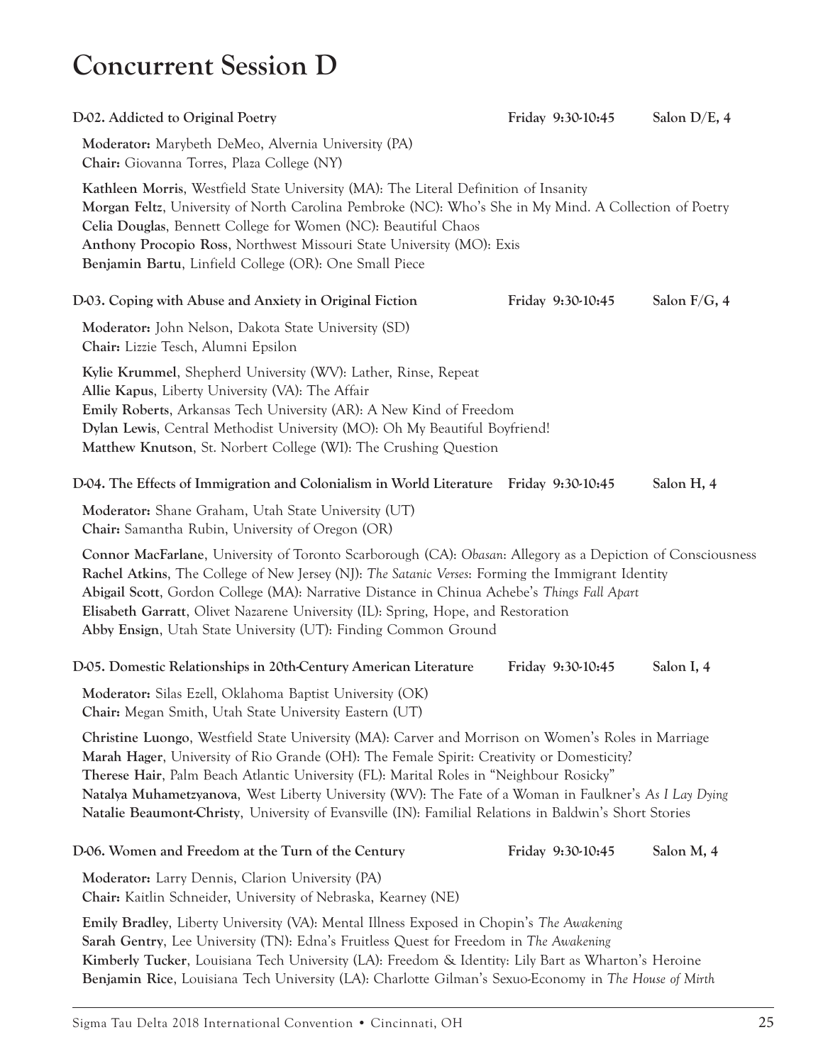# Concurrent Session D

**D-02. Addicted to Original Poetry** — Friday 9:30-10:45 — Salon D/E, 4

**Moderator:** Marybeth DeMeo, Alvernia University (PA)
**Chair:** Giovanna Torres, Plaza College (NY)

**Kathleen Morris**, Westfield State University (MA): The Literal Definition of Insanity
**Morgan Feltz**, University of North Carolina Pembroke (NC): Who's She in My Mind. A Collection of Poetry
**Celia Douglas**, Bennett College for Women (NC): Beautiful Chaos
**Anthony Procopio Ross**, Northwest Missouri State University (MO): Exis
**Benjamin Bartu**, Linfield College (OR): One Small Piece

**D-03. Coping with Abuse and Anxiety in Original Fiction** — Friday 9:30-10:45 — Salon F/G, 4

**Moderator:** John Nelson, Dakota State University (SD)
**Chair:** Lizzie Tesch, Alumni Epsilon

**Kylie Krummel**, Shepherd University (WV): Lather, Rinse, Repeat
**Allie Kapus**, Liberty University (VA): The Affair
**Emily Roberts**, Arkansas Tech University (AR): A New Kind of Freedom
**Dylan Lewis**, Central Methodist University (MO): Oh My Beautiful Boyfriend!
**Matthew Knutson**, St. Norbert College (WI): The Crushing Question

**D-04. The Effects of Immigration and Colonialism in World Literature** — Friday 9:30-10:45 — Salon H, 4

**Moderator:** Shane Graham, Utah State University (UT)
**Chair:** Samantha Rubin, University of Oregon (OR)

**Connor MacFarlane**, University of Toronto Scarborough (CA): *Obasan*: Allegory as a Depiction of Consciousness
**Rachel Atkins**, The College of New Jersey (NJ): *The Satanic Verses*: Forming the Immigrant Identity
**Abigail Scott**, Gordon College (MA): Narrative Distance in Chinua Achebe's *Things Fall Apart*
**Elisabeth Garratt**, Olivet Nazarene University (IL): Spring, Hope, and Restoration
**Abby Ensign**, Utah State University (UT): Finding Common Ground

**D-05. Domestic Relationships in 20th-Century American Literature** — Friday 9:30-10:45 — Salon I, 4

**Moderator:** Silas Ezell, Oklahoma Baptist University (OK)
**Chair:** Megan Smith, Utah State University Eastern (UT)

**Christine Luongo**, Westfield State University (MA): Carver and Morrison on Women's Roles in Marriage
**Marah Hager**, University of Rio Grande (OH): The Female Spirit: Creativity or Domesticity?
**Therese Hair**, Palm Beach Atlantic University (FL): Marital Roles in "Neighbour Rosicky"
**Natalya Muhametzyanova**, West Liberty University (WV): The Fate of a Woman in Faulkner's *As I Lay Dying*
**Natalie Beaumont-Christy**, University of Evansville (IN): Familial Relations in Baldwin's Short Stories

**D-06. Women and Freedom at the Turn of the Century** — Friday 9:30-10:45 — Salon M, 4

**Moderator:** Larry Dennis, Clarion University (PA)
**Chair:** Kaitlin Schneider, University of Nebraska, Kearney (NE)

**Emily Bradley**, Liberty University (VA): Mental Illness Exposed in Chopin's *The Awakening*
**Sarah Gentry**, Lee University (TN): Edna's Fruitless Quest for Freedom in *The Awakening*
**Kimberly Tucker**, Louisiana Tech University (LA): Freedom & Identity: Lily Bart as Wharton's Heroine
**Benjamin Rice**, Louisiana Tech University (LA): Charlotte Gilman's Sexuo-Economy in *The House of Mirth*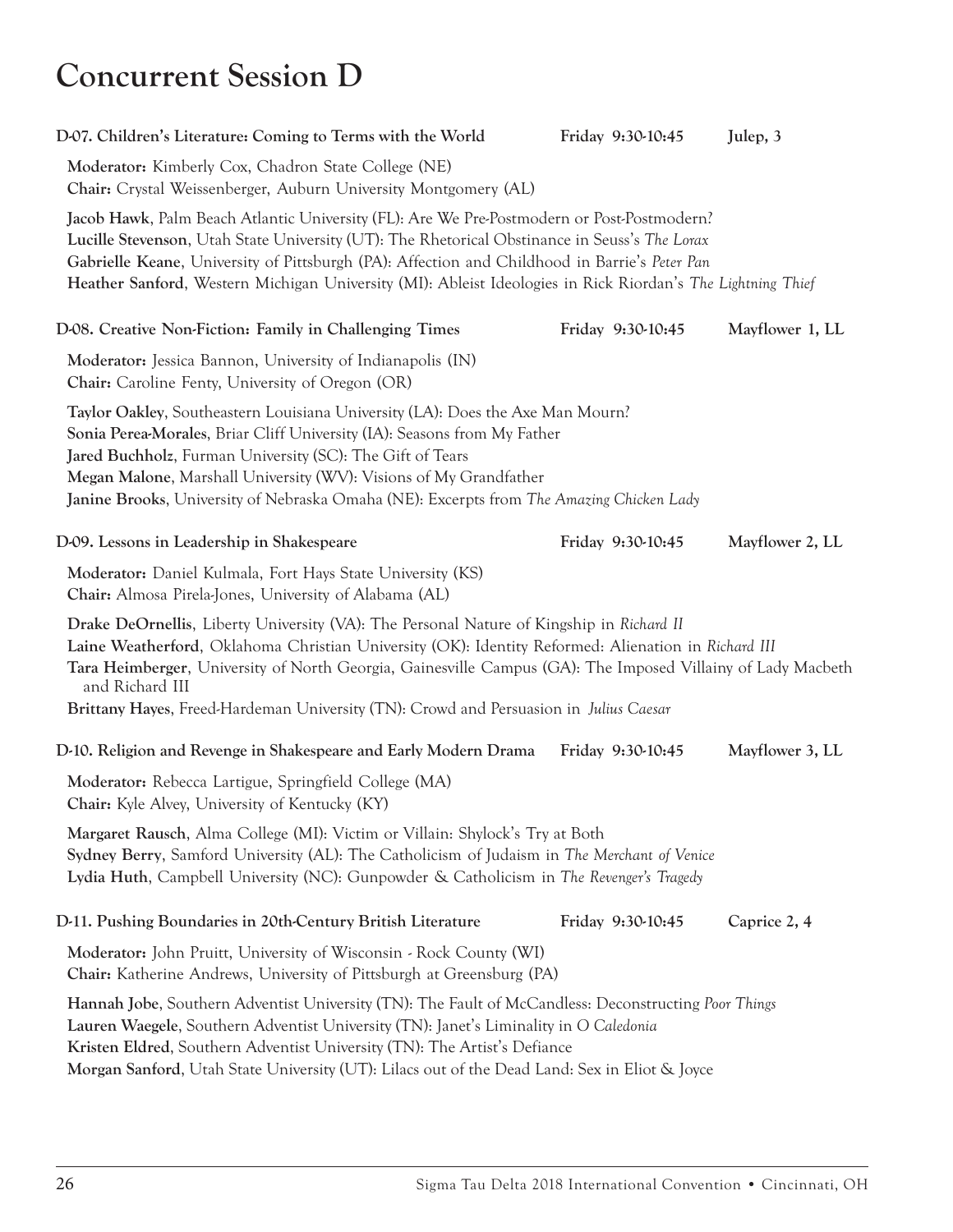# Concurrent Session D

**D-07. Children's Literature: Coming to Terms with the World** — **Friday 9:30-10:45** — **Julep, 3**

**Moderator:** Kimberly Cox, Chadron State College (NE)
**Chair:** Crystal Weissenberger, Auburn University Montgomery (AL)

**Jacob Hawk**, Palm Beach Atlantic University (FL): Are We Pre-Postmodern or Post-Postmodern?
**Lucille Stevenson**, Utah State University (UT): The Rhetorical Obstinance in Seuss's *The Lorax*
**Gabrielle Keane**, University of Pittsburgh (PA): Affection and Childhood in Barrie's *Peter Pan*
**Heather Sanford**, Western Michigan University (MI): Ableist Ideologies in Rick Riordan's *The Lightning Thief*

**D-08. Creative Non-Fiction: Family in Challenging Times** — **Friday 9:30-10:45** — **Mayflower 1, LL**

**Moderator:** Jessica Bannon, University of Indianapolis (IN)
**Chair:** Caroline Fenty, University of Oregon (OR)

**Taylor Oakley**, Southeastern Louisiana University (LA): Does the Axe Man Mourn?
**Sonia Perea-Morales**, Briar Cliff University (IA): Seasons from My Father
**Jared Buchholz**, Furman University (SC): The Gift of Tears
**Megan Malone**, Marshall University (WV): Visions of My Grandfather
**Janine Brooks**, University of Nebraska Omaha (NE): Excerpts from *The Amazing Chicken Lady*

**D-09. Lessons in Leadership in Shakespeare** — **Friday 9:30-10:45** — **Mayflower 2, LL**

**Moderator:** Daniel Kulmala, Fort Hays State University (KS)
**Chair:** Almosa Pirela-Jones, University of Alabama (AL)

**Drake DeOrnellis**, Liberty University (VA): The Personal Nature of Kingship in *Richard II*
**Laine Weatherford**, Oklahoma Christian University (OK): Identity Reformed: Alienation in *Richard III*
**Tara Heimberger**, University of North Georgia, Gainesville Campus (GA): The Imposed Villainy of Lady Macbeth and Richard III
**Brittany Hayes**, Freed-Hardeman University (TN): Crowd and Persuasion in *Julius Caesar*

**D-10. Religion and Revenge in Shakespeare and Early Modern Drama** — **Friday 9:30-10:45** — **Mayflower 3, LL**

**Moderator:** Rebecca Lartigue, Springfield College (MA)
**Chair:** Kyle Alvey, University of Kentucky (KY)

**Margaret Rausch**, Alma College (MI): Victim or Villain: Shylock's Try at Both
**Sydney Berry**, Samford University (AL): The Catholicism of Judaism in *The Merchant of Venice*
**Lydia Huth**, Campbell University (NC): Gunpowder & Catholicism in *The Revenger's Tragedy*

**D-11. Pushing Boundaries in 20th-Century British Literature** — **Friday 9:30-10:45** — **Caprice 2, 4**

**Moderator:** John Pruitt, University of Wisconsin - Rock County (WI)
**Chair:** Katherine Andrews, University of Pittsburgh at Greensburg (PA)

**Hannah Jobe**, Southern Adventist University (TN): The Fault of McCandless: Deconstructing *Poor Things*
**Lauren Waegele**, Southern Adventist University (TN): Janet's Liminality in *O Caledonia*
**Kristen Eldred**, Southern Adventist University (TN): The Artist's Defiance
**Morgan Sanford**, Utah State University (UT): Lilacs out of the Dead Land: Sex in Eliot & Joyce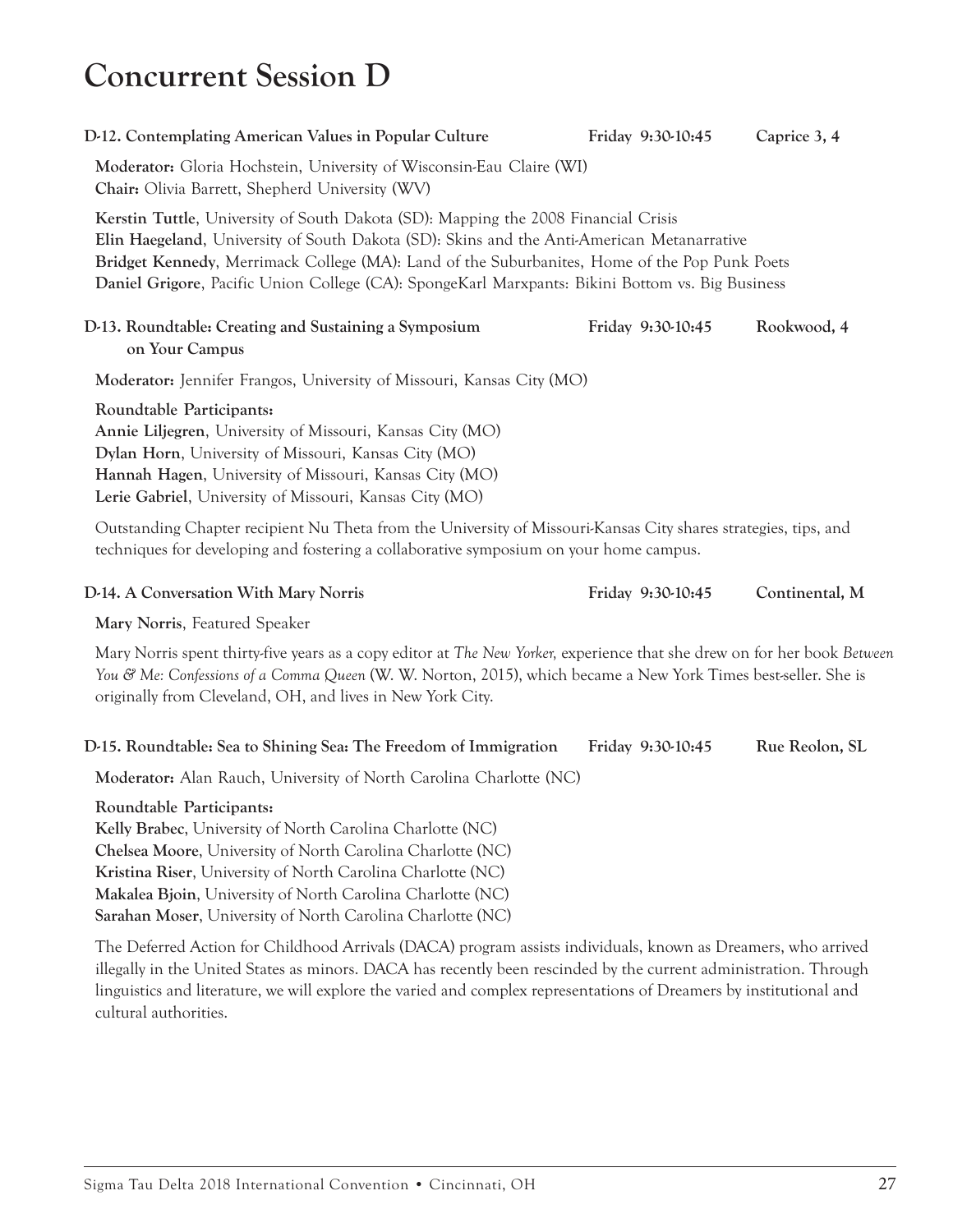# Concurrent Session D

**D-12. Contemplating American Values in Popular Culture** — **Friday 9:30-10:45** — **Caprice 3, 4**

**Moderator:** Gloria Hochstein, University of Wisconsin-Eau Claire (WI)
**Chair:** Olivia Barrett, Shepherd University (WV)

**Kerstin Tuttle**, University of South Dakota (SD): Mapping the 2008 Financial Crisis
**Elin Haegeland**, University of South Dakota (SD): Skins and the Anti-American Metanarrative
**Bridget Kennedy**, Merrimack College (MA): Land of the Suburbanites, Home of the Pop Punk Poets
**Daniel Grigore**, Pacific Union College (CA): SpongeKarl Marxpants: Bikini Bottom vs. Big Business

**D-13. Roundtable: Creating and Sustaining a Symposium on Your Campus** — **Friday 9:30-10:45** — **Rookwood, 4**

**Moderator:** Jennifer Frangos, University of Missouri, Kansas City (MO)

**Roundtable Participants:**
**Annie Liljegren**, University of Missouri, Kansas City (MO)
**Dylan Horn**, University of Missouri, Kansas City (MO)
**Hannah Hagen**, University of Missouri, Kansas City (MO)
**Lerie Gabriel**, University of Missouri, Kansas City (MO)

Outstanding Chapter recipient Nu Theta from the University of Missouri-Kansas City shares strategies, tips, and techniques for developing and fostering a collaborative symposium on your home campus.

**D-14. A Conversation With Mary Norris** — **Friday 9:30-10:45** — **Continental, M**

**Mary Norris**, Featured Speaker

Mary Norris spent thirty-five years as a copy editor at *The New Yorker,* experience that she drew on for her book *Between You & Me: Confessions of a Comma Queen* (W. W. Norton, 2015), which became a New York Times best-seller. She is originally from Cleveland, OH, and lives in New York City.

**D-15. Roundtable: Sea to Shining Sea: The Freedom of Immigration** — **Friday 9:30-10:45** — **Rue Reolon, SL**

**Moderator:** Alan Rauch, University of North Carolina Charlotte (NC)

**Roundtable Participants:**
**Kelly Brabec**, University of North Carolina Charlotte (NC)
**Chelsea Moore**, University of North Carolina Charlotte (NC)
**Kristina Riser**, University of North Carolina Charlotte (NC)
**Makalea Bjoin**, University of North Carolina Charlotte (NC)
**Sarahan Moser**, University of North Carolina Charlotte (NC)

The Deferred Action for Childhood Arrivals (DACA) program assists individuals, known as Dreamers, who arrived illegally in the United States as minors. DACA has recently been rescinded by the current administration. Through linguistics and literature, we will explore the varied and complex representations of Dreamers by institutional and cultural authorities.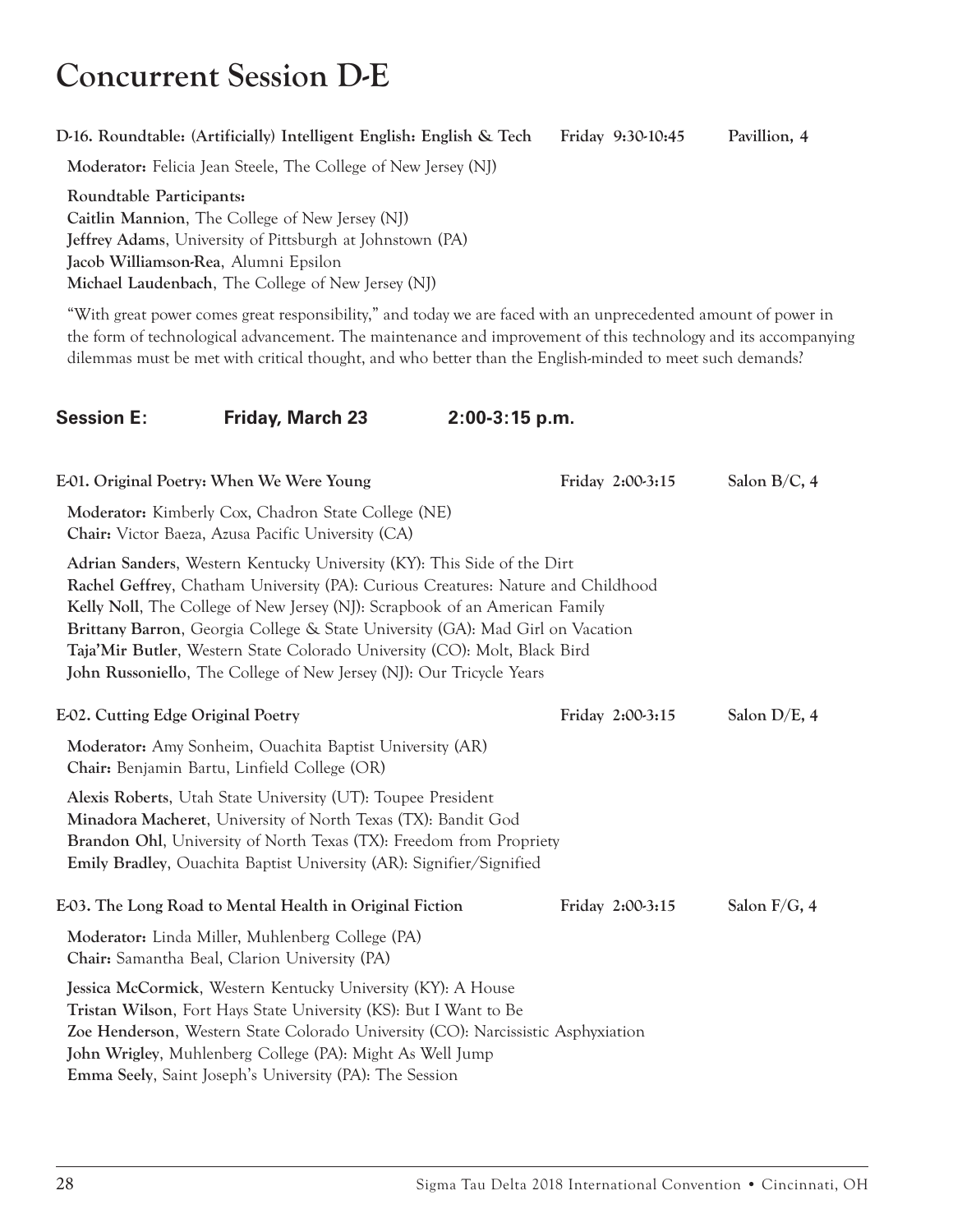# Concurrent Session D-E

**D-16. Roundtable: (Artificially) Intelligent English: English & Tech** — Friday 9:30-10:45 — Pavillion, 4

**Moderator:** Felicia Jean Steele, The College of New Jersey (NJ)

**Roundtable Participants:**
**Caitlin Mannion**, The College of New Jersey (NJ)
**Jeffrey Adams**, University of Pittsburgh at Johnstown (PA)
**Jacob Williamson-Rea**, Alumni Epsilon
**Michael Laudenbach**, The College of New Jersey (NJ)

"With great power comes great responsibility," and today we are faced with an unprecedented amount of power in the form of technological advancement. The maintenance and improvement of this technology and its accompanying dilemmas must be met with critical thought, and who better than the English-minded to meet such demands?

## Session E: Friday, March 23 2:00-3:15 p.m.

**E-01. Original Poetry: When We Were Young** — Friday 2:00-3:15 — Salon B/C, 4

**Moderator:** Kimberly Cox, Chadron State College (NE)
**Chair:** Victor Baeza, Azusa Pacific University (CA)

**Adrian Sanders**, Western Kentucky University (KY): This Side of the Dirt
**Rachel Geffrey**, Chatham University (PA): Curious Creatures: Nature and Childhood
**Kelly Noll**, The College of New Jersey (NJ): Scrapbook of an American Family
**Brittany Barron**, Georgia College & State University (GA): Mad Girl on Vacation
**Taja'Mir Butler**, Western State Colorado University (CO): Molt, Black Bird
**John Russoniello**, The College of New Jersey (NJ): Our Tricycle Years

**E-02. Cutting Edge Original Poetry** — Friday 2:00-3:15 — Salon D/E, 4

**Moderator:** Amy Sonheim, Ouachita Baptist University (AR)
**Chair:** Benjamin Bartu, Linfield College (OR)

**Alexis Roberts**, Utah State University (UT): Toupee President
**Minadora Macheret**, University of North Texas (TX): Bandit God
**Brandon Ohl**, University of North Texas (TX): Freedom from Propriety
**Emily Bradley**, Ouachita Baptist University (AR): Signifier/Signified

**E-03. The Long Road to Mental Health in Original Fiction** — Friday 2:00-3:15 — Salon F/G, 4

**Moderator:** Linda Miller, Muhlenberg College (PA)
**Chair:** Samantha Beal, Clarion University (PA)

**Jessica McCormick**, Western Kentucky University (KY): A House
**Tristan Wilson**, Fort Hays State University (KS): But I Want to Be
**Zoe Henderson**, Western State Colorado University (CO): Narcissistic Asphyxiation
**John Wrigley**, Muhlenberg College (PA): Might As Well Jump
**Emma Seely**, Saint Joseph's University (PA): The Session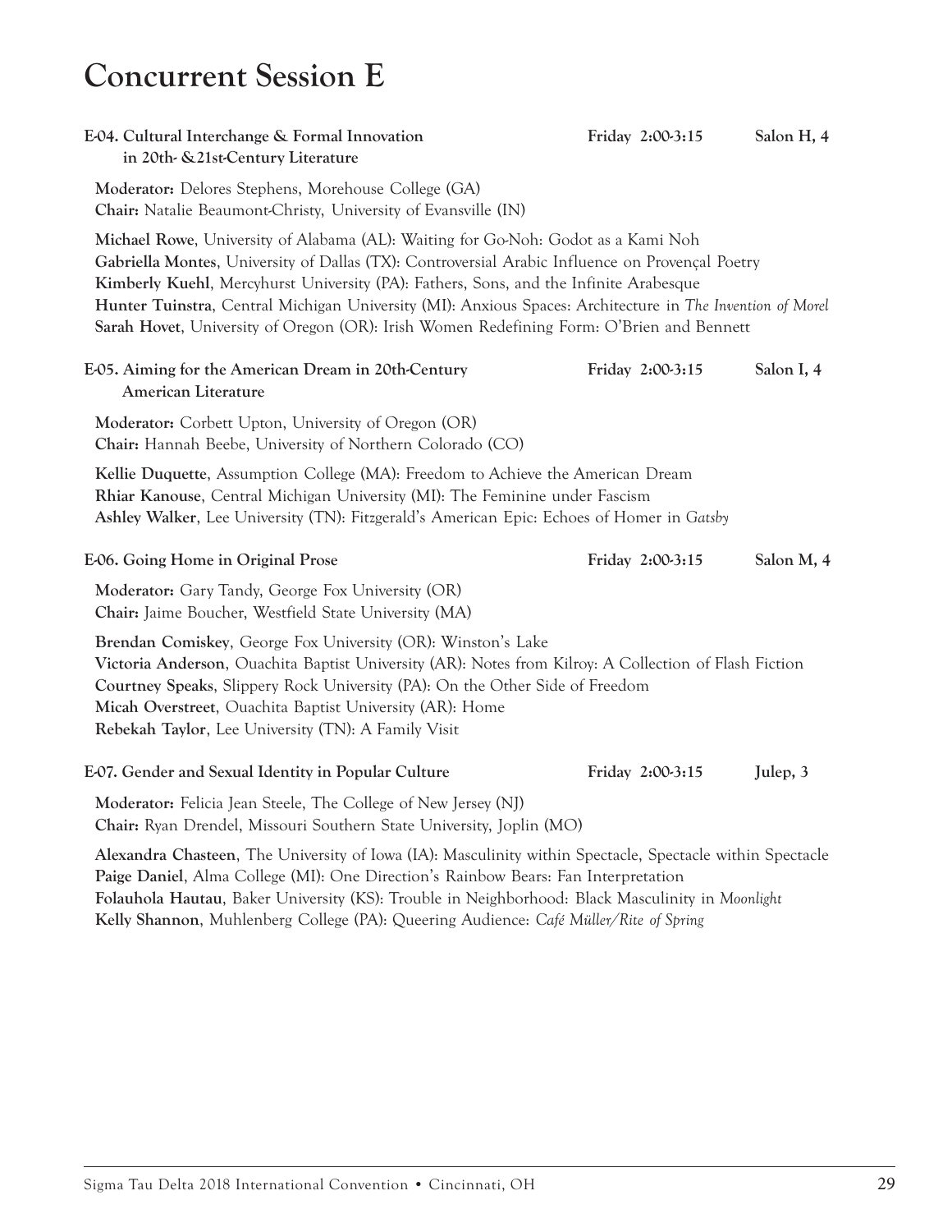# Concurrent Session E

**E-04. Cultural Interchange & Formal Innovation in 20th- &21st-Century Literature** — **Friday 2:00-3:15** — **Salon H, 4**

**Moderator:** Delores Stephens, Morehouse College (GA)
**Chair:** Natalie Beaumont-Christy, University of Evansville (IN)

**Michael Rowe**, University of Alabama (AL): Waiting for Go-Noh: Godot as a Kami Noh
**Gabriella Montes**, University of Dallas (TX): Controversial Arabic Influence on Provençal Poetry
**Kimberly Kuehl**, Mercyhurst University (PA): Fathers, Sons, and the Infinite Arabesque
**Hunter Tuinstra**, Central Michigan University (MI): Anxious Spaces: Architecture in *The Invention of Morel*
**Sarah Hovet**, University of Oregon (OR): Irish Women Redefining Form: O'Brien and Bennett

**E-05. Aiming for the American Dream in 20th-Century American Literature** — **Friday 2:00-3:15** — **Salon I, 4**

**Moderator:** Corbett Upton, University of Oregon (OR)
**Chair:** Hannah Beebe, University of Northern Colorado (CO)

**Kellie Duquette**, Assumption College (MA): Freedom to Achieve the American Dream
**Rhiar Kanouse**, Central Michigan University (MI): The Feminine under Fascism
**Ashley Walker**, Lee University (TN): Fitzgerald's American Epic: Echoes of Homer in *Gatsby*

**E-06. Going Home in Original Prose** — **Friday 2:00-3:15** — **Salon M, 4**

**Moderator:** Gary Tandy, George Fox University (OR)
**Chair:** Jaime Boucher, Westfield State University (MA)

**Brendan Comiskey**, George Fox University (OR): Winston's Lake
**Victoria Anderson**, Ouachita Baptist University (AR): Notes from Kilroy: A Collection of Flash Fiction
**Courtney Speaks**, Slippery Rock University (PA): On the Other Side of Freedom
**Micah Overstreet**, Ouachita Baptist University (AR): Home
**Rebekah Taylor**, Lee University (TN): A Family Visit

**E-07. Gender and Sexual Identity in Popular Culture** — **Friday 2:00-3:15** — **Julep, 3**

**Moderator:** Felicia Jean Steele, The College of New Jersey (NJ)
**Chair:** Ryan Drendel, Missouri Southern State University, Joplin (MO)

**Alexandra Chasteen**, The University of Iowa (IA): Masculinity within Spectacle, Spectacle within Spectacle
**Paige Daniel**, Alma College (MI): One Direction's Rainbow Bears: Fan Interpretation
**Folauhola Hautau**, Baker University (KS): Trouble in Neighborhood: Black Masculinity in *Moonlight*
**Kelly Shannon**, Muhlenberg College (PA): Queering Audience: *Café Müller/Rite of Spring*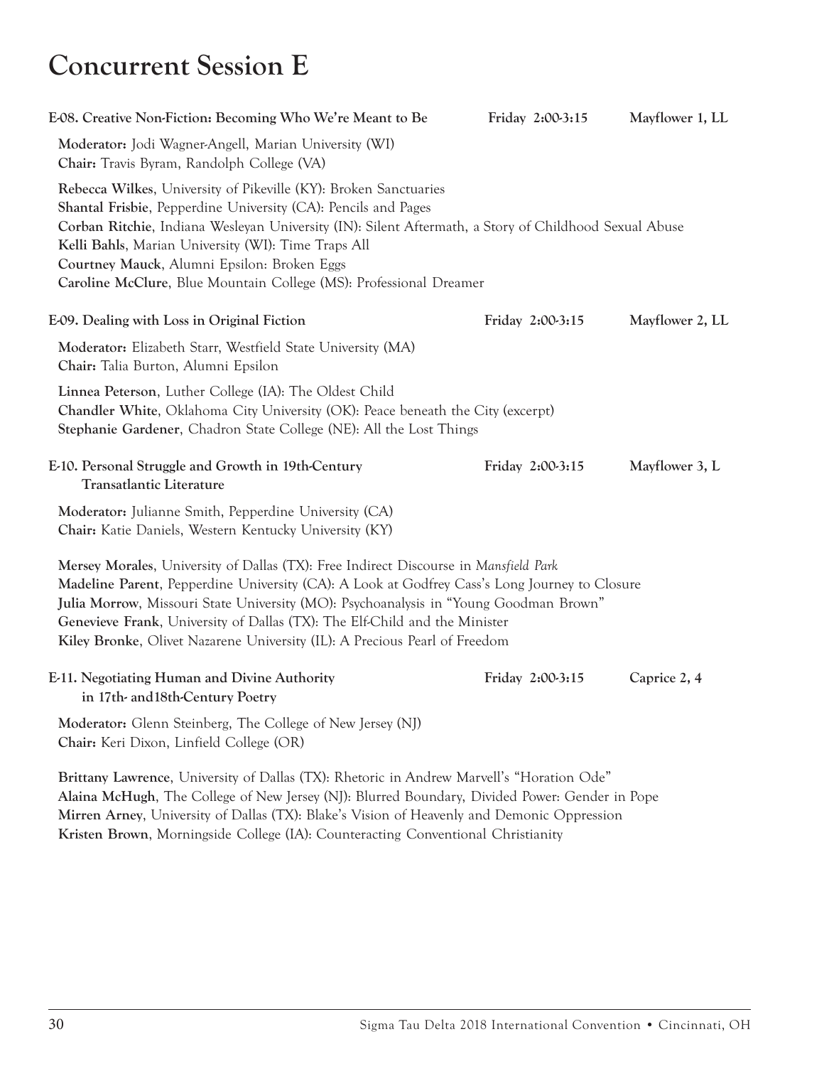# Concurrent Session E

**E-08. Creative Non-Fiction: Becoming Who We're Meant to Be** — Friday 2:00-3:15 — Mayflower 1, LL

**Moderator:** Jodi Wagner-Angell, Marian University (WI)
**Chair:** Travis Byram, Randolph College (VA)

**Rebecca Wilkes**, University of Pikeville (KY): Broken Sanctuaries
**Shantal Frisbie**, Pepperdine University (CA): Pencils and Pages
**Corban Ritchie**, Indiana Wesleyan University (IN): Silent Aftermath, a Story of Childhood Sexual Abuse
**Kelli Bahls**, Marian University (WI): Time Traps All
**Courtney Mauck**, Alumni Epsilon: Broken Eggs
**Caroline McClure**, Blue Mountain College (MS): Professional Dreamer

**E-09. Dealing with Loss in Original Fiction** — Friday 2:00-3:15 — Mayflower 2, LL

**Moderator:** Elizabeth Starr, Westfield State University (MA)
**Chair:** Talia Burton, Alumni Epsilon

**Linnea Peterson**, Luther College (IA): The Oldest Child
**Chandler White**, Oklahoma City University (OK): Peace beneath the City (excerpt)
**Stephanie Gardener**, Chadron State College (NE): All the Lost Things

**E-10. Personal Struggle and Growth in 19th-Century Transatlantic Literature** — Friday 2:00-3:15 — Mayflower 3, L

**Moderator:** Julianne Smith, Pepperdine University (CA)
**Chair:** Katie Daniels, Western Kentucky University (KY)

**Mersey Morales**, University of Dallas (TX): Free Indirect Discourse in *Mansfield Park*
**Madeline Parent**, Pepperdine University (CA): A Look at Godfrey Cass's Long Journey to Closure
**Julia Morrow**, Missouri State University (MO): Psychoanalysis in "Young Goodman Brown"
**Genevieve Frank**, University of Dallas (TX): The Elf-Child and the Minister
**Kiley Bronke**, Olivet Nazarene University (IL): A Precious Pearl of Freedom

**E-11. Negotiating Human and Divine Authority in 17th- and18th-Century Poetry** — Friday 2:00-3:15 — Caprice 2, 4

**Moderator:** Glenn Steinberg, The College of New Jersey (NJ)
**Chair:** Keri Dixon, Linfield College (OR)

**Brittany Lawrence**, University of Dallas (TX): Rhetoric in Andrew Marvell's "Horation Ode"
**Alaina McHugh**, The College of New Jersey (NJ): Blurred Boundary, Divided Power: Gender in Pope
**Mirren Arney**, University of Dallas (TX): Blake's Vision of Heavenly and Demonic Oppression
**Kristen Brown**, Morningside College (IA): Counteracting Conventional Christianity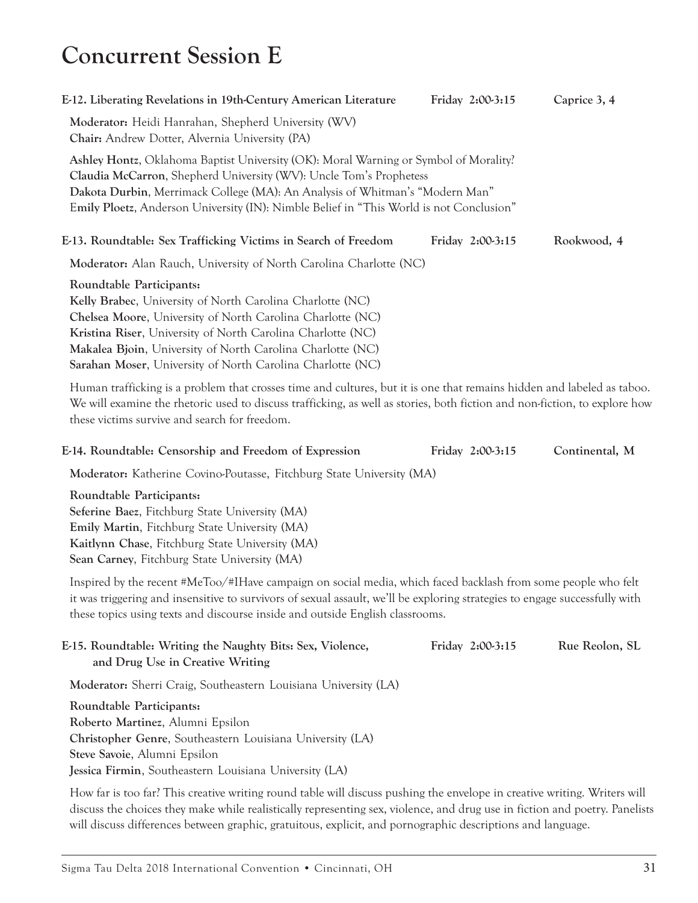# Concurrent Session E

**E-12. Liberating Revelations in 19th-Century American Literature** — **Friday 2:00-3:15** — **Caprice 3, 4**

**Moderator:** Heidi Hanrahan, Shepherd University (WV)
**Chair:** Andrew Dotter, Alvernia University (PA)

**Ashley Hontz**, Oklahoma Baptist University (OK): Moral Warning or Symbol of Morality?
**Claudia McCarron**, Shepherd University (WV): Uncle Tom's Prophetess
**Dakota Durbin**, Merrimack College (MA): An Analysis of Whitman's "Modern Man"
**Emily Ploetz**, Anderson University (IN): Nimble Belief in "This World is not Conclusion"

**E-13. Roundtable: Sex Trafficking Victims in Search of Freedom** — **Friday 2:00-3:15** — **Rookwood, 4**

**Moderator:** Alan Rauch, University of North Carolina Charlotte (NC)

**Roundtable Participants:**
**Kelly Brabec**, University of North Carolina Charlotte (NC)
**Chelsea Moore**, University of North Carolina Charlotte (NC)
**Kristina Riser**, University of North Carolina Charlotte (NC)
**Makalea Bjoin**, University of North Carolina Charlotte (NC)
**Sarahan Moser**, University of North Carolina Charlotte (NC)

Human trafficking is a problem that crosses time and cultures, but it is one that remains hidden and labeled as taboo. We will examine the rhetoric used to discuss trafficking, as well as stories, both fiction and non-fiction, to explore how these victims survive and search for freedom.

**E-14. Roundtable: Censorship and Freedom of Expression** — **Friday 2:00-3:15** — **Continental, M**

**Moderator:** Katherine Covino-Poutasse, Fitchburg State University (MA)

**Roundtable Participants:**
**Seferine Baez**, Fitchburg State University (MA)
**Emily Martin**, Fitchburg State University (MA)
**Kaitlynn Chase**, Fitchburg State University (MA)
**Sean Carney**, Fitchburg State University (MA)

Inspired by the recent #MeToo/#IHave campaign on social media, which faced backlash from some people who felt it was triggering and insensitive to survivors of sexual assault, we'll be exploring strategies to engage successfully with these topics using texts and discourse inside and outside English classrooms.

**E-15. Roundtable: Writing the Naughty Bits: Sex, Violence, and Drug Use in Creative Writing** — **Friday 2:00-3:15** — **Rue Reolon, SL**

**Moderator:** Sherri Craig, Southeastern Louisiana University (LA)

**Roundtable Participants:**
**Roberto Martinez**, Alumni Epsilon
**Christopher Genre**, Southeastern Louisiana University (LA)
**Steve Savoie**, Alumni Epsilon
**Jessica Firmin**, Southeastern Louisiana University (LA)

How far is too far? This creative writing round table will discuss pushing the envelope in creative writing. Writers will discuss the choices they make while realistically representing sex, violence, and drug use in fiction and poetry. Panelists will discuss differences between graphic, gratuitous, explicit, and pornographic descriptions and language.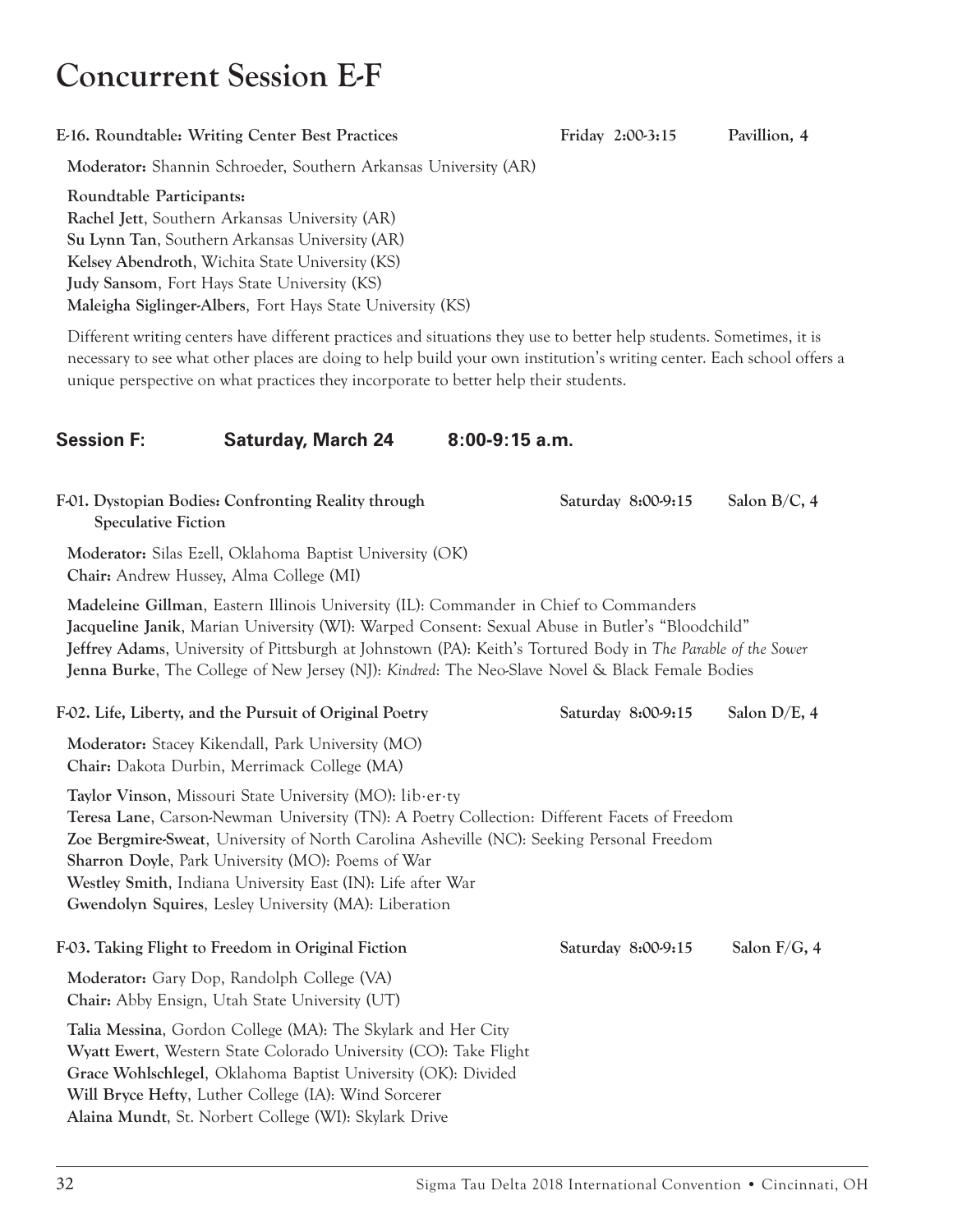# Concurrent Session E-F

**E-16. Roundtable: Writing Center Best Practices** Friday 2:00-3:15 Pavillion, 4

**Moderator:** Shannin Schroeder, Southern Arkansas University (AR)

**Roundtable Participants:**
**Rachel Jett**, Southern Arkansas University (AR)
**Su Lynn Tan**, Southern Arkansas University (AR)
**Kelsey Abendroth**, Wichita State University (KS)
**Judy Sansom**, Fort Hays State University (KS)
**Maleigha Siglinger-Albers**, Fort Hays State University (KS)

Different writing centers have different practices and situations they use to better help students. Sometimes, it is necessary to see what other places are doing to help build your own institution's writing center. Each school offers a unique perspective on what practices they incorporate to better help their students.

## Session F: Saturday, March 24 8:00-9:15 a.m.

**F-01. Dystopian Bodies: Confronting Reality through Speculative Fiction** Saturday 8:00-9:15 Salon B/C, 4

**Moderator:** Silas Ezell, Oklahoma Baptist University (OK)
**Chair:** Andrew Hussey, Alma College (MI)

**Madeleine Gillman**, Eastern Illinois University (IL): Commander in Chief to Commanders
**Jacqueline Janik**, Marian University (WI): Warped Consent: Sexual Abuse in Butler's "Bloodchild"
**Jeffrey Adams**, University of Pittsburgh at Johnstown (PA): Keith's Tortured Body in *The Parable of the Sower*
**Jenna Burke**, The College of New Jersey (NJ): *Kindred*: The Neo-Slave Novel & Black Female Bodies

**F-02. Life, Liberty, and the Pursuit of Original Poetry** Saturday 8:00-9:15 Salon D/E, 4

**Moderator:** Stacey Kikendall, Park University (MO)
**Chair:** Dakota Durbin, Merrimack College (MA)

**Taylor Vinson**, Missouri State University (MO): lib·er·ty
**Teresa Lane**, Carson-Newman University (TN): A Poetry Collection: Different Facets of Freedom
**Zoe Bergmire-Sweat**, University of North Carolina Asheville (NC): Seeking Personal Freedom
**Sharron Doyle**, Park University (MO): Poems of War
**Westley Smith**, Indiana University East (IN): Life after War
**Gwendolyn Squires**, Lesley University (MA): Liberation

**F-03. Taking Flight to Freedom in Original Fiction** Saturday 8:00-9:15 Salon F/G, 4

**Moderator:** Gary Dop, Randolph College (VA)
**Chair:** Abby Ensign, Utah State University (UT)

**Talia Messina**, Gordon College (MA): The Skylark and Her City
**Wyatt Ewert**, Western State Colorado University (CO): Take Flight
**Grace Wohlschlegel**, Oklahoma Baptist University (OK): Divided
**Will Bryce Hefty**, Luther College (IA): Wind Sorcerer
**Alaina Mundt**, St. Norbert College (WI): Skylark Drive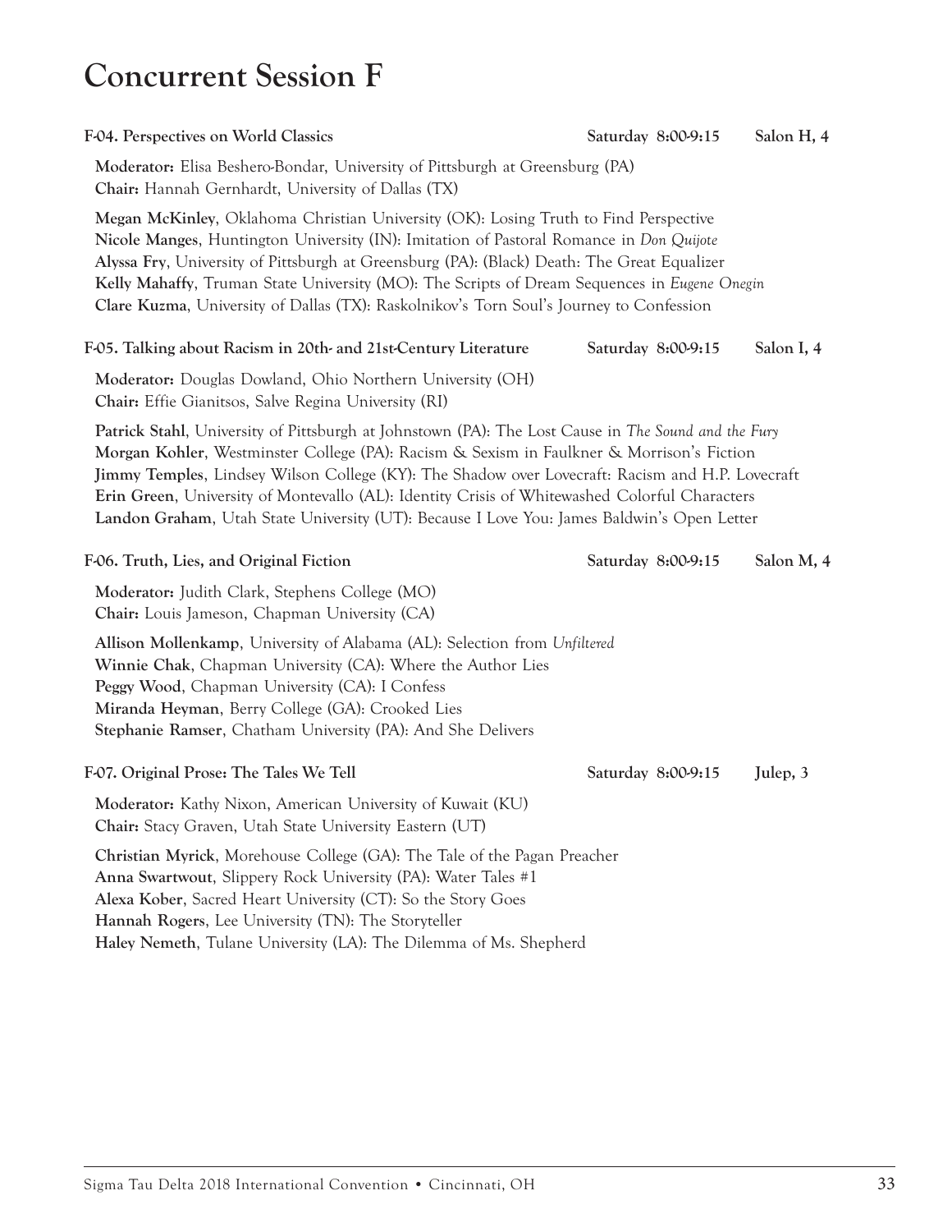# Concurrent Session F

### F-04. Perspectives on World Classics — Saturday 8:00-9:15 — Salon H, 4

**Moderator:** Elisa Beshero-Bondar, University of Pittsburgh at Greensburg (PA)
**Chair:** Hannah Gernhardt, University of Dallas (TX)

**Megan McKinley**, Oklahoma Christian University (OK): Losing Truth to Find Perspective
**Nicole Manges**, Huntington University (IN): Imitation of Pastoral Romance in *Don Quijote*
**Alyssa Fry**, University of Pittsburgh at Greensburg (PA): (Black) Death: The Great Equalizer
**Kelly Mahaffy**, Truman State University (MO): The Scripts of Dream Sequences in *Eugene Onegin*
**Clare Kuzma**, University of Dallas (TX): Raskolnikov's Torn Soul's Journey to Confession

### F-05. Talking about Racism in 20th- and 21st-Century Literature — Saturday 8:00-9:15 — Salon I, 4

**Moderator:** Douglas Dowland, Ohio Northern University (OH)
**Chair:** Effie Gianitsos, Salve Regina University (RI)

**Patrick Stahl**, University of Pittsburgh at Johnstown (PA): The Lost Cause in *The Sound and the Fury*
**Morgan Kohler**, Westminster College (PA): Racism & Sexism in Faulkner & Morrison's Fiction
**Jimmy Temples**, Lindsey Wilson College (KY): The Shadow over Lovecraft: Racism and H.P. Lovecraft
**Erin Green**, University of Montevallo (AL): Identity Crisis of Whitewashed Colorful Characters
**Landon Graham**, Utah State University (UT): Because I Love You: James Baldwin's Open Letter

### F-06. Truth, Lies, and Original Fiction — Saturday 8:00-9:15 — Salon M, 4

**Moderator:** Judith Clark, Stephens College (MO)
**Chair:** Louis Jameson, Chapman University (CA)

**Allison Mollenkamp**, University of Alabama (AL): Selection from *Unfiltered*
**Winnie Chak**, Chapman University (CA): Where the Author Lies
**Peggy Wood**, Chapman University (CA): I Confess
**Miranda Heyman**, Berry College (GA): Crooked Lies
**Stephanie Ramser**, Chatham University (PA): And She Delivers

### F-07. Original Prose: The Tales We Tell — Saturday 8:00-9:15 — Julep, 3

**Moderator:** Kathy Nixon, American University of Kuwait (KU)
**Chair:** Stacy Graven, Utah State University Eastern (UT)

**Christian Myrick**, Morehouse College (GA): The Tale of the Pagan Preacher
**Anna Swartwout**, Slippery Rock University (PA): Water Tales #1
**Alexa Kober**, Sacred Heart University (CT): So the Story Goes
**Hannah Rogers**, Lee University (TN): The Storyteller
**Haley Nemeth**, Tulane University (LA): The Dilemma of Ms. Shepherd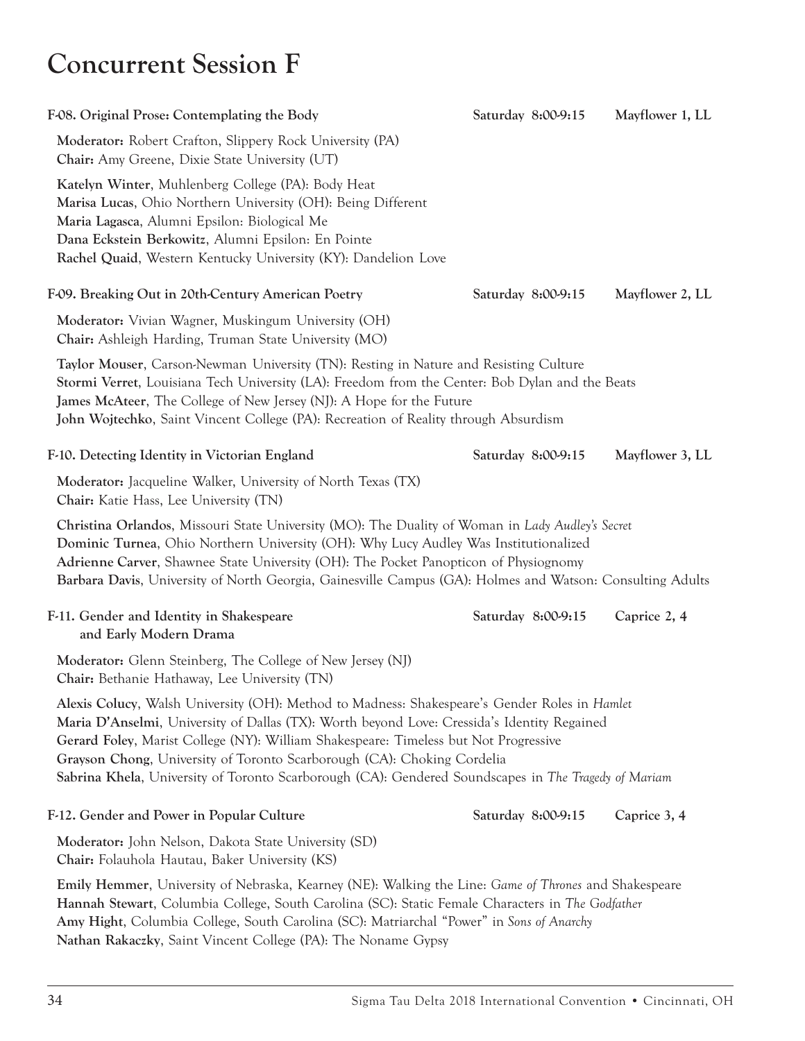# Concurrent Session F

**F-08. Original Prose: Contemplating the Body** — Saturday 8:00-9:15 — Mayflower 1, LL

**Moderator:** Robert Crafton, Slippery Rock University (PA)
**Chair:** Amy Greene, Dixie State University (UT)

**Katelyn Winter**, Muhlenberg College (PA): Body Heat
**Marisa Lucas**, Ohio Northern University (OH): Being Different
**Maria Lagasca**, Alumni Epsilon: Biological Me
**Dana Eckstein Berkowitz**, Alumni Epsilon: En Pointe
**Rachel Quaid**, Western Kentucky University (KY): Dandelion Love

**F-09. Breaking Out in 20th-Century American Poetry** — Saturday 8:00-9:15 — Mayflower 2, LL

**Moderator:** Vivian Wagner, Muskingum University (OH)
**Chair:** Ashleigh Harding, Truman State University (MO)

**Taylor Mouser**, Carson-Newman University (TN): Resting in Nature and Resisting Culture
**Stormi Verret**, Louisiana Tech University (LA): Freedom from the Center: Bob Dylan and the Beats
**James McAteer**, The College of New Jersey (NJ): A Hope for the Future
**John Wojtechko**, Saint Vincent College (PA): Recreation of Reality through Absurdism

**F-10. Detecting Identity in Victorian England** — Saturday 8:00-9:15 — Mayflower 3, LL

**Moderator:** Jacqueline Walker, University of North Texas (TX)
**Chair:** Katie Hass, Lee University (TN)

**Christina Orlandos**, Missouri State University (MO): The Duality of Woman in *Lady Audley's Secret*
**Dominic Turnea**, Ohio Northern University (OH): Why Lucy Audley Was Institutionalized
**Adrienne Carver**, Shawnee State University (OH): The Pocket Panopticon of Physiognomy
**Barbara Davis**, University of North Georgia, Gainesville Campus (GA): Holmes and Watson: Consulting Adults

**F-11. Gender and Identity in Shakespeare and Early Modern Drama** — Saturday 8:00-9:15 — Caprice 2, 4

**Moderator:** Glenn Steinberg, The College of New Jersey (NJ)
**Chair:** Bethanie Hathaway, Lee University (TN)

**Alexis Colucy**, Walsh University (OH): Method to Madness: Shakespeare's Gender Roles in *Hamlet*
**Maria D'Anselmi**, University of Dallas (TX): Worth beyond Love: Cressida's Identity Regained
**Gerard Foley**, Marist College (NY): William Shakespeare: Timeless but Not Progressive
**Grayson Chong**, University of Toronto Scarborough (CA): Choking Cordelia
**Sabrina Khela**, University of Toronto Scarborough (CA): Gendered Soundscapes in *The Tragedy of Mariam*

**F-12. Gender and Power in Popular Culture** — Saturday 8:00-9:15 — Caprice 3, 4

**Moderator:** John Nelson, Dakota State University (SD)
**Chair:** Folauhola Hautau, Baker University (KS)

**Emily Hemmer**, University of Nebraska, Kearney (NE): Walking the Line: *Game of Thrones* and Shakespeare
**Hannah Stewart**, Columbia College, South Carolina (SC): Static Female Characters in *The Godfather*
**Amy Hight**, Columbia College, South Carolina (SC): Matriarchal "Power" in *Sons of Anarchy*
**Nathan Rakaczky**, Saint Vincent College (PA): The Noname Gypsy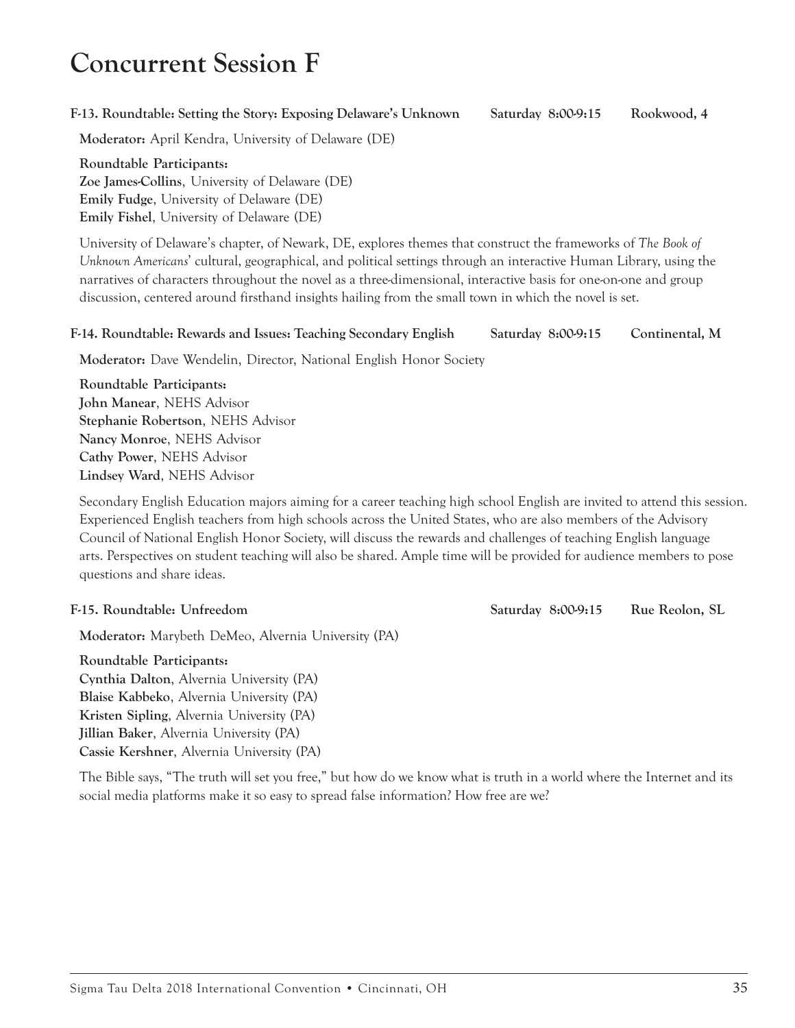# Concurrent Session F

**F-13. Roundtable: Setting the Story: Exposing Delaware's Unknown** **Saturday 8:00-9:15** **Rookwood, 4**

**Moderator:** April Kendra, University of Delaware (DE)

**Roundtable Participants:**
**Zoe James-Collins**, University of Delaware (DE)
**Emily Fudge**, University of Delaware (DE)
**Emily Fishel**, University of Delaware (DE)

University of Delaware's chapter, of Newark, DE, explores themes that construct the frameworks of *The Book of Unknown Americans*' cultural, geographical, and political settings through an interactive Human Library, using the narratives of characters throughout the novel as a three-dimensional, interactive basis for one-on-one and group discussion, centered around firsthand insights hailing from the small town in which the novel is set.

**F-14. Roundtable: Rewards and Issues: Teaching Secondary English** **Saturday 8:00-9:15** **Continental, M**

**Moderator:** Dave Wendelin, Director, National English Honor Society

**Roundtable Participants:**
**John Manear**, NEHS Advisor
**Stephanie Robertson**, NEHS Advisor
**Nancy Monroe**, NEHS Advisor
**Cathy Power**, NEHS Advisor
**Lindsey Ward**, NEHS Advisor

Secondary English Education majors aiming for a career teaching high school English are invited to attend this session. Experienced English teachers from high schools across the United States, who are also members of the Advisory Council of National English Honor Society, will discuss the rewards and challenges of teaching English language arts. Perspectives on student teaching will also be shared. Ample time will be provided for audience members to pose questions and share ideas.

**F-15. Roundtable: Unfreedom** **Saturday 8:00-9:15** **Rue Reolon, SL**

**Moderator:** Marybeth DeMeo, Alvernia University (PA)

**Roundtable Participants:**
**Cynthia Dalton**, Alvernia University (PA)
**Blaise Kabbeko**, Alvernia University (PA)
**Kristen Sipling**, Alvernia University (PA)
**Jillian Baker**, Alvernia University (PA)
**Cassie Kershner**, Alvernia University (PA)

The Bible says, "The truth will set you free," but how do we know what is truth in a world where the Internet and its social media platforms make it so easy to spread false information? How free are we?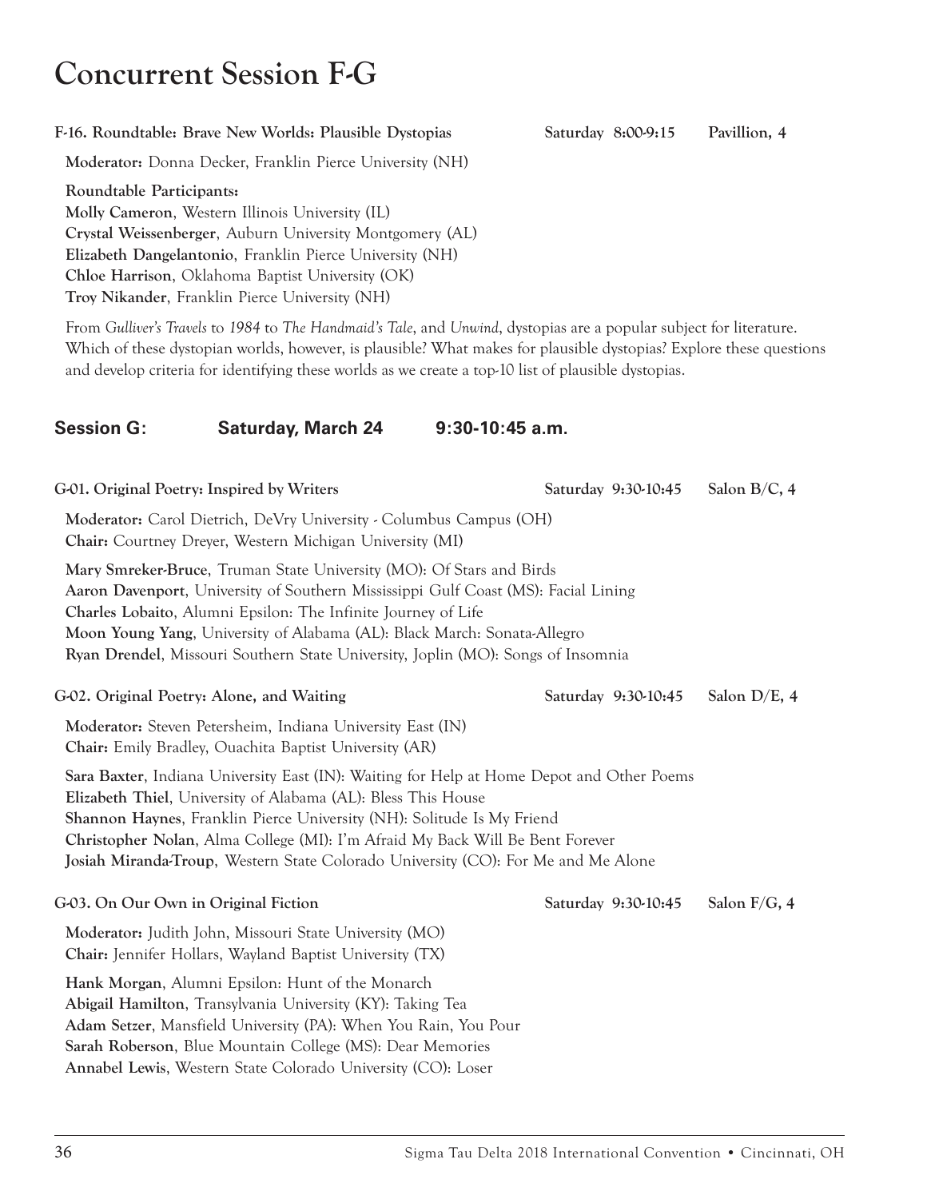# Concurrent Session F-G

**F-16. Roundtable: Brave New Worlds: Plausible Dystopias** Saturday 8:00-9:15 Pavillion, 4

**Moderator:** Donna Decker, Franklin Pierce University (NH)

**Roundtable Participants:**
**Molly Cameron**, Western Illinois University (IL)
**Crystal Weissenberger**, Auburn University Montgomery (AL)
**Elizabeth Dangelantonio**, Franklin Pierce University (NH)
**Chloe Harrison**, Oklahoma Baptist University (OK)
**Troy Nikander**, Franklin Pierce University (NH)

From *Gulliver's Travels* to *1984* to *The Handmaid's Tale*, and *Unwind*, dystopias are a popular subject for literature. Which of these dystopian worlds, however, is plausible? What makes for plausible dystopias? Explore these questions and develop criteria for identifying these worlds as we create a top-10 list of plausible dystopias.

## Session G: Saturday, March 24 9:30-10:45 a.m.

**G-01. Original Poetry: Inspired by Writers** Saturday 9:30-10:45 Salon B/C, 4

**Moderator:** Carol Dietrich, DeVry University - Columbus Campus (OH)
**Chair:** Courtney Dreyer, Western Michigan University (MI)

**Mary Smreker-Bruce**, Truman State University (MO): Of Stars and Birds
**Aaron Davenport**, University of Southern Mississippi Gulf Coast (MS): Facial Lining
**Charles Lobaito**, Alumni Epsilon: The Infinite Journey of Life
**Moon Young Yang**, University of Alabama (AL): Black March: Sonata-Allegro
**Ryan Drendel**, Missouri Southern State University, Joplin (MO): Songs of Insomnia

**G-02. Original Poetry: Alone, and Waiting** Saturday 9:30-10:45 Salon D/E, 4

**Moderator:** Steven Petersheim, Indiana University East (IN)
**Chair:** Emily Bradley, Ouachita Baptist University (AR)

**Sara Baxter**, Indiana University East (IN): Waiting for Help at Home Depot and Other Poems
**Elizabeth Thiel**, University of Alabama (AL): Bless This House
**Shannon Haynes**, Franklin Pierce University (NH): Solitude Is My Friend
**Christopher Nolan**, Alma College (MI): I'm Afraid My Back Will Be Bent Forever
**Josiah Miranda-Troup**, Western State Colorado University (CO): For Me and Me Alone

**G-03. On Our Own in Original Fiction** Saturday 9:30-10:45 Salon F/G, 4

**Moderator:** Judith John, Missouri State University (MO)
**Chair:** Jennifer Hollars, Wayland Baptist University (TX)

**Hank Morgan**, Alumni Epsilon: Hunt of the Monarch
**Abigail Hamilton**, Transylvania University (KY): Taking Tea
**Adam Setzer**, Mansfield University (PA): When You Rain, You Pour
**Sarah Roberson**, Blue Mountain College (MS): Dear Memories
**Annabel Lewis**, Western State Colorado University (CO): Loser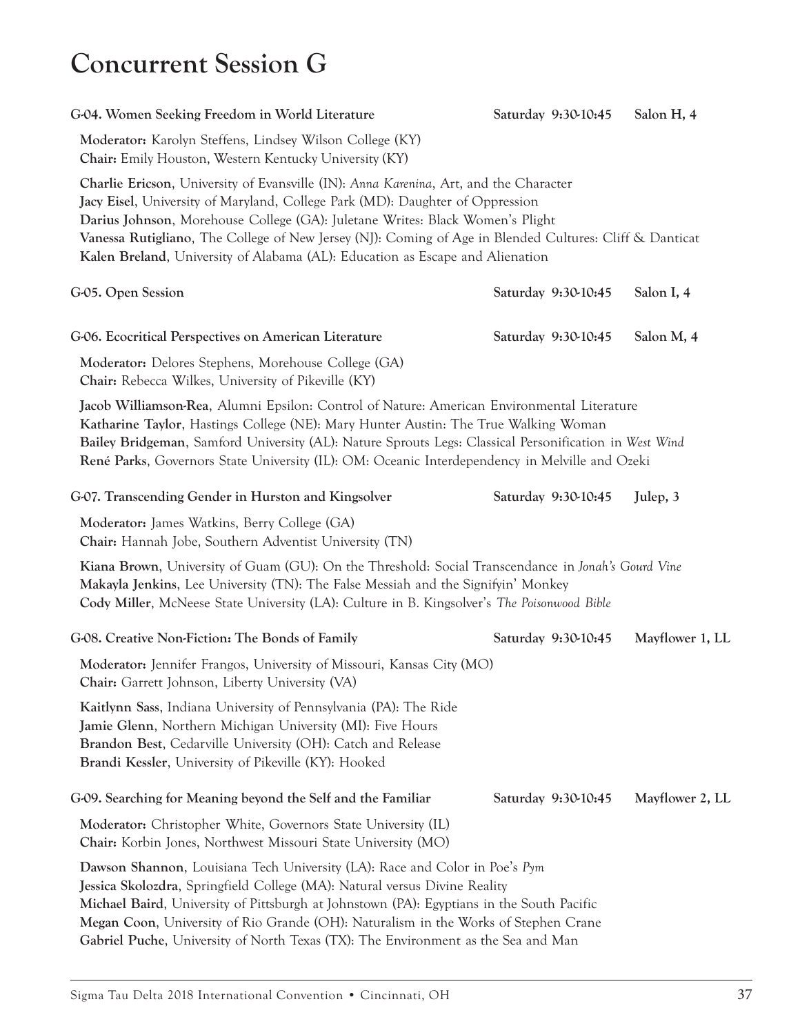# Concurrent Session G

**G-04. Women Seeking Freedom in World Literature** — Saturday 9:30-10:45 — Salon H, 4

**Moderator:** Karolyn Steffens, Lindsey Wilson College (KY)
**Chair:** Emily Houston, Western Kentucky University (KY)

**Charlie Ericson**, University of Evansville (IN): *Anna Karenina*, Art, and the Character
**Jacy Eisel**, University of Maryland, College Park (MD): Daughter of Oppression
**Darius Johnson**, Morehouse College (GA): Juletane Writes: Black Women's Plight
**Vanessa Rutigliano**, The College of New Jersey (NJ): Coming of Age in Blended Cultures: Cliff & Danticat
**Kalen Breland**, University of Alabama (AL): Education as Escape and Alienation

**G-05. Open Session** — Saturday 9:30-10:45 — Salon I, 4

**G-06. Ecocritical Perspectives on American Literature** — Saturday 9:30-10:45 — Salon M, 4

**Moderator:** Delores Stephens, Morehouse College (GA)
**Chair:** Rebecca Wilkes, University of Pikeville (KY)

**Jacob Williamson-Rea**, Alumni Epsilon: Control of Nature: American Environmental Literature
**Katharine Taylor**, Hastings College (NE): Mary Hunter Austin: The True Walking Woman
**Bailey Bridgeman**, Samford University (AL): Nature Sprouts Legs: Classical Personification in *West Wind*
**René Parks**, Governors State University (IL): OM: Oceanic Interdependency in Melville and Ozeki

**G-07. Transcending Gender in Hurston and Kingsolver** — Saturday 9:30-10:45 — Julep, 3

**Moderator:** James Watkins, Berry College (GA)
**Chair:** Hannah Jobe, Southern Adventist University (TN)

**Kiana Brown**, University of Guam (GU): On the Threshold: Social Transcendance in *Jonah's Gourd Vine*
**Makayla Jenkins**, Lee University (TN): The False Messiah and the Signifyin' Monkey
**Cody Miller**, McNeese State University (LA): Culture in B. Kingsolver's *The Poisonwood Bible*

**G-08. Creative Non-Fiction: The Bonds of Family** — Saturday 9:30-10:45 — Mayflower 1, LL

**Moderator:** Jennifer Frangos, University of Missouri, Kansas City (MO)
**Chair:** Garrett Johnson, Liberty University (VA)

**Kaitlynn Sass**, Indiana University of Pennsylvania (PA): The Ride
**Jamie Glenn**, Northern Michigan University (MI): Five Hours
**Brandon Best**, Cedarville University (OH): Catch and Release
**Brandi Kessler**, University of Pikeville (KY): Hooked

**G-09. Searching for Meaning beyond the Self and the Familiar** — Saturday 9:30-10:45 — Mayflower 2, LL

**Moderator:** Christopher White, Governors State University (IL)
**Chair:** Korbin Jones, Northwest Missouri State University (MO)

**Dawson Shannon**, Louisiana Tech University (LA): Race and Color in Poe's *Pym*
**Jessica Skolozdra**, Springfield College (MA): Natural versus Divine Reality
**Michael Baird**, University of Pittsburgh at Johnstown (PA): Egyptians in the South Pacific
**Megan Coon**, University of Rio Grande (OH): Naturalism in the Works of Stephen Crane
**Gabriel Puche**, University of North Texas (TX): The Environment as the Sea and Man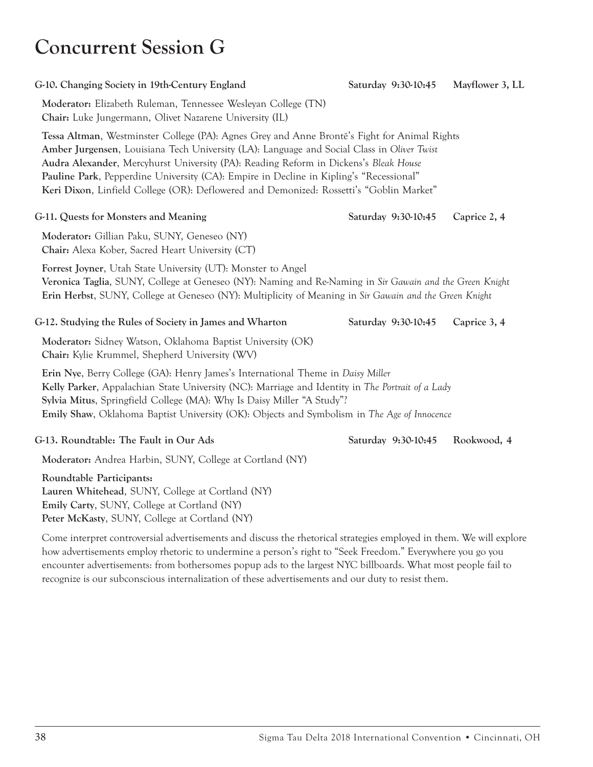# Concurrent Session G

**G-10. Changing Society in 19th-Century England** **Saturday 9:30-10:45** **Mayflower 3, LL**

**Moderator:** Elizabeth Ruleman, Tennessee Wesleyan College (TN)
**Chair:** Luke Jungermann, Olivet Nazarene University (IL)

**Tessa Altman**, Westminster College (PA): Agnes Grey and Anne Brontë's Fight for Animal Rights
**Amber Jurgensen**, Louisiana Tech University (LA): Language and Social Class in *Oliver Twist*
**Audra Alexander**, Mercyhurst University (PA): Reading Reform in Dickens's *Bleak House*
**Pauline Park**, Pepperdine University (CA): Empire in Decline in Kipling's "Recessional"
**Keri Dixon**, Linfield College (OR): Deflowered and Demonized: Rossetti's "Goblin Market"

**G-11. Quests for Monsters and Meaning** **Saturday 9:30-10:45** **Caprice 2, 4**

**Moderator:** Gillian Paku, SUNY, Geneseo (NY)
**Chair:** Alexa Kober, Sacred Heart University (CT)

**Forrest Joyner**, Utah State University (UT): Monster to Angel
**Veronica Taglia**, SUNY, College at Geneseo (NY): Naming and Re-Naming in *Sir Gawain and the Green Knight*
**Erin Herbst**, SUNY, College at Geneseo (NY): Multiplicity of Meaning in *Sir Gawain and the Green Knight*

**G-12. Studying the Rules of Society in James and Wharton** **Saturday 9:30-10:45** **Caprice 3, 4**

**Moderator:** Sidney Watson, Oklahoma Baptist University (OK)
**Chair:** Kylie Krummel, Shepherd University (WV)

**Erin Nye**, Berry College (GA): Henry James's International Theme in *Daisy Miller*
**Kelly Parker**, Appalachian State University (NC): Marriage and Identity in *The Portrait of a Lady*
**Sylvia Mitus**, Springfield College (MA): Why Is Daisy Miller "A Study"?
**Emily Shaw**, Oklahoma Baptist University (OK): Objects and Symbolism in *The Age of Innocence*

**G-13. Roundtable: The Fault in Our Ads** **Saturday 9:30-10:45** **Rookwood, 4**

**Moderator:** Andrea Harbin, SUNY, College at Cortland (NY)

**Roundtable Participants:**
**Lauren Whitehead**, SUNY, College at Cortland (NY)
**Emily Carty**, SUNY, College at Cortland (NY)
**Peter McKasty**, SUNY, College at Cortland (NY)

Come interpret controversial advertisements and discuss the rhetorical strategies employed in them. We will explore how advertisements employ rhetoric to undermine a person's right to "Seek Freedom." Everywhere you go you encounter advertisements: from bothersomes popup ads to the largest NYC billboards. What most people fail to recognize is our subconscious internalization of these advertisements and our duty to resist them.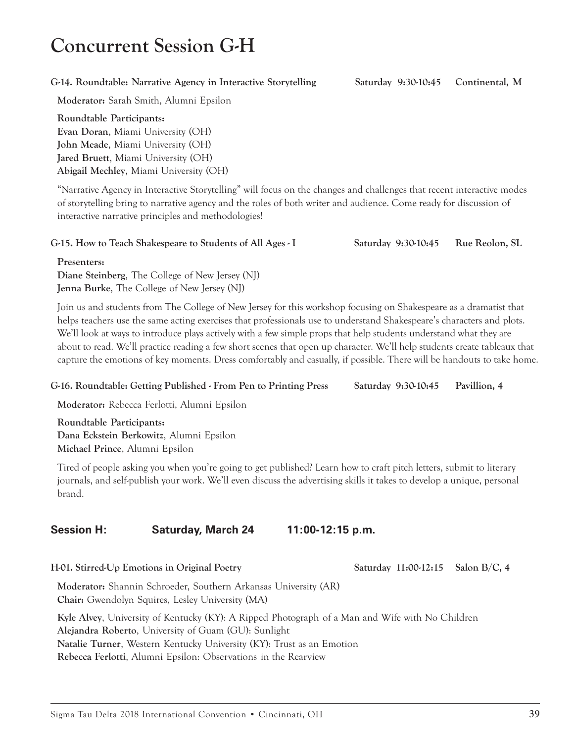# Concurrent Session G-H

**G-14. Roundtable: Narrative Agency in Interactive Storytelling** Saturday 9:30-10:45 Continental, M

**Moderator:** Sarah Smith, Alumni Epsilon

**Roundtable Participants:**
**Evan Doran**, Miami University (OH)
**John Meade**, Miami University (OH)
**Jared Bruett**, Miami University (OH)
**Abigail Mechley**, Miami University (OH)

"Narrative Agency in Interactive Storytelling" will focus on the changes and challenges that recent interactive modes of storytelling bring to narrative agency and the roles of both writer and audience. Come ready for discussion of interactive narrative principles and methodologies!

**G-15. How to Teach Shakespeare to Students of All Ages - I** Saturday 9:30-10:45 Rue Reolon, SL

**Presenters:**
**Diane Steinberg**, The College of New Jersey (NJ)
**Jenna Burke**, The College of New Jersey (NJ)

Join us and students from The College of New Jersey for this workshop focusing on Shakespeare as a dramatist that helps teachers use the same acting exercises that professionals use to understand Shakespeare's characters and plots. We'll look at ways to introduce plays actively with a few simple props that help students understand what they are about to read. We'll practice reading a few short scenes that open up character. We'll help students create tableaux that capture the emotions of key moments. Dress comfortably and casually, if possible. There will be handouts to take home.

**G-16. Roundtable: Getting Published - From Pen to Printing Press** Saturday 9:30-10:45 Pavillion, 4

**Moderator:** Rebecca Ferlotti, Alumni Epsilon

**Roundtable Participants:**
**Dana Eckstein Berkowitz**, Alumni Epsilon
**Michael Prince**, Alumni Epsilon

Tired of people asking you when you're going to get published? Learn how to craft pitch letters, submit to literary journals, and self-publish your work. We'll even discuss the advertising skills it takes to develop a unique, personal brand.

## Session H: Saturday, March 24 11:00-12:15 p.m.

**H-01. Stirred-Up Emotions in Original Poetry** Saturday 11:00-12:15 Salon B/C, 4

**Moderator:** Shannin Schroeder, Southern Arkansas University (AR)
**Chair:** Gwendolyn Squires, Lesley University (MA)

**Kyle Alvey**, University of Kentucky (KY): A Ripped Photograph of a Man and Wife with No Children
**Alejandra Roberto**, University of Guam (GU): Sunlight
**Natalie Turner**, Western Kentucky University (KY): Trust as an Emotion
**Rebecca Ferlotti**, Alumni Epsilon: Observations in the Rearview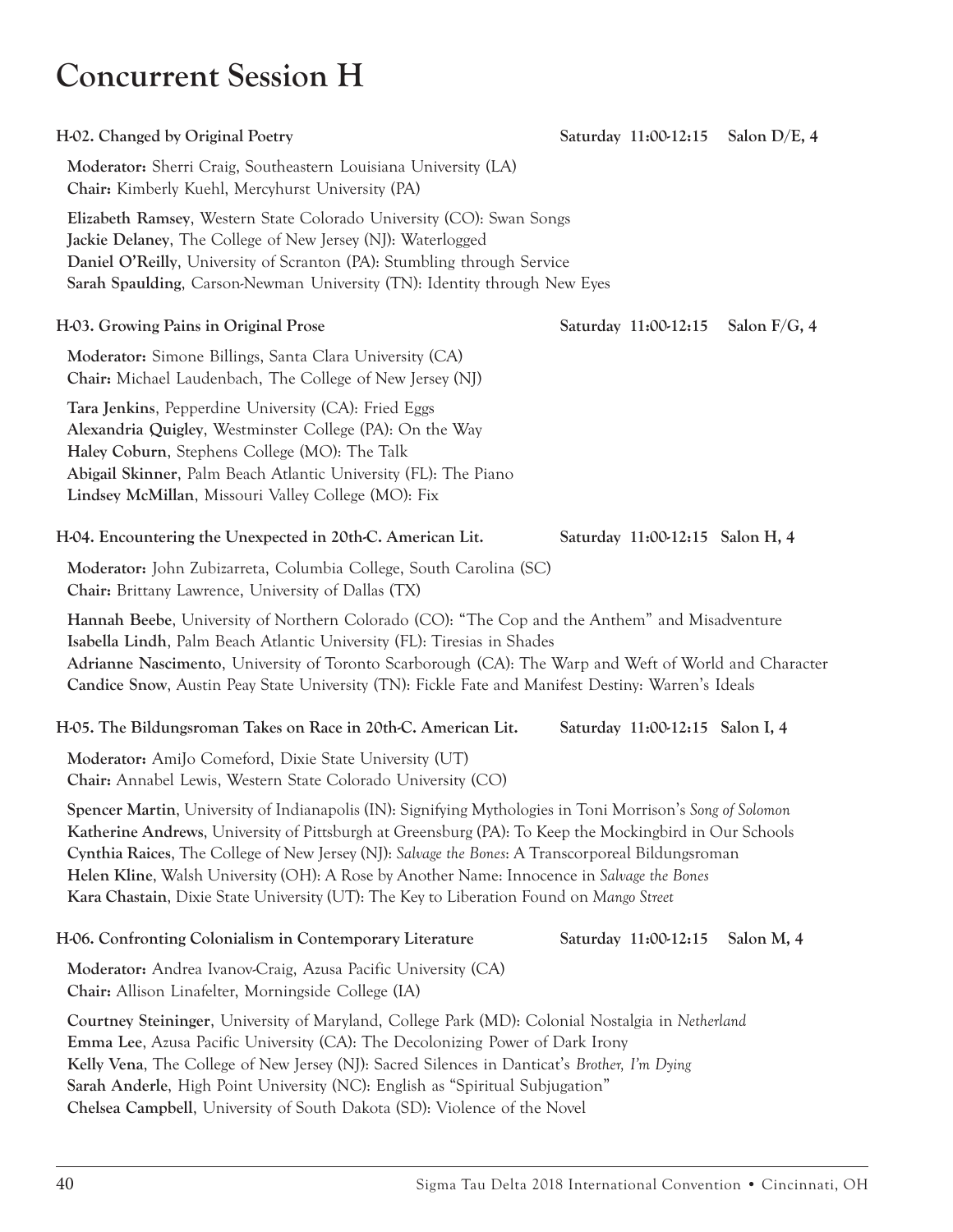# Concurrent Session H

### H-02. Changed by Original Poetry — Saturday 11:00-12:15 — Salon D/E, 4

**Moderator:** Sherri Craig, Southeastern Louisiana University (LA)
**Chair:** Kimberly Kuehl, Mercyhurst University (PA)

**Elizabeth Ramsey**, Western State Colorado University (CO): Swan Songs
**Jackie Delaney**, The College of New Jersey (NJ): Waterlogged
**Daniel O'Reilly**, University of Scranton (PA): Stumbling through Service
**Sarah Spaulding**, Carson-Newman University (TN): Identity through New Eyes

### H-03. Growing Pains in Original Prose — Saturday 11:00-12:15 — Salon F/G, 4

**Moderator:** Simone Billings, Santa Clara University (CA)
**Chair:** Michael Laudenbach, The College of New Jersey (NJ)

**Tara Jenkins**, Pepperdine University (CA): Fried Eggs
**Alexandria Quigley**, Westminster College (PA): On the Way
**Haley Coburn**, Stephens College (MO): The Talk
**Abigail Skinner**, Palm Beach Atlantic University (FL): The Piano
**Lindsey McMillan**, Missouri Valley College (MO): Fix

### H-04. Encountering the Unexpected in 20th-C. American Lit. — Saturday 11:00-12:15 — Salon H, 4

**Moderator:** John Zubizarreta, Columbia College, South Carolina (SC)
**Chair:** Brittany Lawrence, University of Dallas (TX)

**Hannah Beebe**, University of Northern Colorado (CO): "The Cop and the Anthem" and Misadventure
**Isabella Lindh**, Palm Beach Atlantic University (FL): Tiresias in Shades
**Adrianne Nascimento**, University of Toronto Scarborough (CA): The Warp and Weft of World and Character
**Candice Snow**, Austin Peay State University (TN): Fickle Fate and Manifest Destiny: Warren's Ideals

### H-05. The Bildungsroman Takes on Race in 20th-C. American Lit. — Saturday 11:00-12:15 — Salon I, 4

**Moderator:** AmiJo Comeford, Dixie State University (UT)
**Chair:** Annabel Lewis, Western State Colorado University (CO)

**Spencer Martin**, University of Indianapolis (IN): Signifying Mythologies in Toni Morrison's *Song of Solomon*
**Katherine Andrews**, University of Pittsburgh at Greensburg (PA): To Keep the Mockingbird in Our Schools
**Cynthia Raices**, The College of New Jersey (NJ): *Salvage the Bones*: A Transcorporeal Bildungsroman
**Helen Kline**, Walsh University (OH): A Rose by Another Name: Innocence in *Salvage the Bones*
**Kara Chastain**, Dixie State University (UT): The Key to Liberation Found on *Mango Street*

### H-06. Confronting Colonialism in Contemporary Literature — Saturday 11:00-12:15 — Salon M, 4

**Moderator:** Andrea Ivanov-Craig, Azusa Pacific University (CA)
**Chair:** Allison Linafelter, Morningside College (IA)

**Courtney Steininger**, University of Maryland, College Park (MD): Colonial Nostalgia in *Netherland*
**Emma Lee**, Azusa Pacific University (CA): The Decolonizing Power of Dark Irony
**Kelly Vena**, The College of New Jersey (NJ): Sacred Silences in Danticat's *Brother, I'm Dying*
**Sarah Anderle**, High Point University (NC): English as "Spiritual Subjugation"
**Chelsea Campbell**, University of South Dakota (SD): Violence of the Novel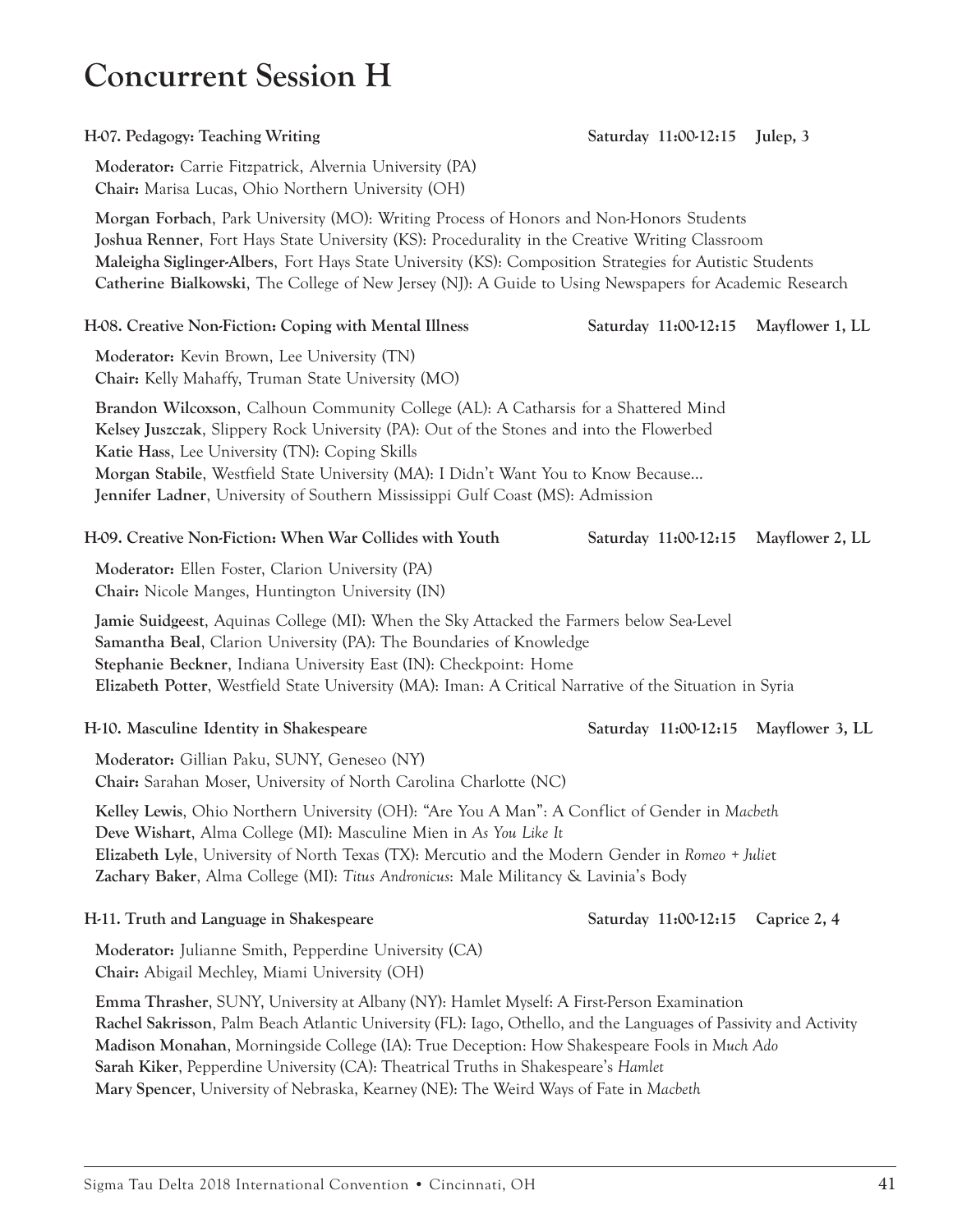# Concurrent Session H

**H-07. Pedagogy: Teaching Writing** **Saturday 11:00-12:15 Julep, 3**

**Moderator:** Carrie Fitzpatrick, Alvernia University (PA)
**Chair:** Marisa Lucas, Ohio Northern University (OH)

**Morgan Forbach**, Park University (MO): Writing Process of Honors and Non-Honors Students
**Joshua Renner**, Fort Hays State University (KS): Procedurality in the Creative Writing Classroom
**Maleigha Siglinger-Albers**, Fort Hays State University (KS): Composition Strategies for Autistic Students
**Catherine Bialkowski**, The College of New Jersey (NJ): A Guide to Using Newspapers for Academic Research

**H-08. Creative Non-Fiction: Coping with Mental Illness** **Saturday 11:00-12:15 Mayflower 1, LL**

**Moderator:** Kevin Brown, Lee University (TN)
**Chair:** Kelly Mahaffy, Truman State University (MO)

**Brandon Wilcoxson**, Calhoun Community College (AL): A Catharsis for a Shattered Mind
**Kelsey Juszczak**, Slippery Rock University (PA): Out of the Stones and into the Flowerbed
**Katie Hass**, Lee University (TN): Coping Skills
**Morgan Stabile**, Westfield State University (MA): I Didn't Want You to Know Because…
**Jennifer Ladner**, University of Southern Mississippi Gulf Coast (MS): Admission

**H-09. Creative Non-Fiction: When War Collides with Youth** **Saturday 11:00-12:15 Mayflower 2, LL**

**Moderator:** Ellen Foster, Clarion University (PA)
**Chair:** Nicole Manges, Huntington University (IN)

**Jamie Suidgeest**, Aquinas College (MI): When the Sky Attacked the Farmers below Sea-Level
**Samantha Beal**, Clarion University (PA): The Boundaries of Knowledge
**Stephanie Beckner**, Indiana University East (IN): Checkpoint: Home
**Elizabeth Potter**, Westfield State University (MA): Iman: A Critical Narrative of the Situation in Syria

**H-10. Masculine Identity in Shakespeare** **Saturday 11:00-12:15 Mayflower 3, LL**

**Moderator:** Gillian Paku, SUNY, Geneseo (NY)
**Chair:** Sarahan Moser, University of North Carolina Charlotte (NC)

**Kelley Lewis**, Ohio Northern University (OH): "Are You A Man": A Conflict of Gender in *Macbeth*
**Deve Wishart**, Alma College (MI): Masculine Mien in *As You Like It*
**Elizabeth Lyle**, University of North Texas (TX): Mercutio and the Modern Gender in *Romeo + Juliet*
**Zachary Baker**, Alma College (MI): *Titus Andronicus*: Male Militancy & Lavinia's Body

**H-11. Truth and Language in Shakespeare** **Saturday 11:00-12:15 Caprice 2, 4**

**Moderator:** Julianne Smith, Pepperdine University (CA)
**Chair:** Abigail Mechley, Miami University (OH)

**Emma Thrasher**, SUNY, University at Albany (NY): Hamlet Myself: A First-Person Examination
**Rachel Sakrisson**, Palm Beach Atlantic University (FL): Iago, Othello, and the Languages of Passivity and Activity
**Madison Monahan**, Morningside College (IA): True Deception: How Shakespeare Fools in *Much Ado*
**Sarah Kiker**, Pepperdine University (CA): Theatrical Truths in Shakespeare's *Hamlet*
**Mary Spencer**, University of Nebraska, Kearney (NE): The Weird Ways of Fate in *Macbeth*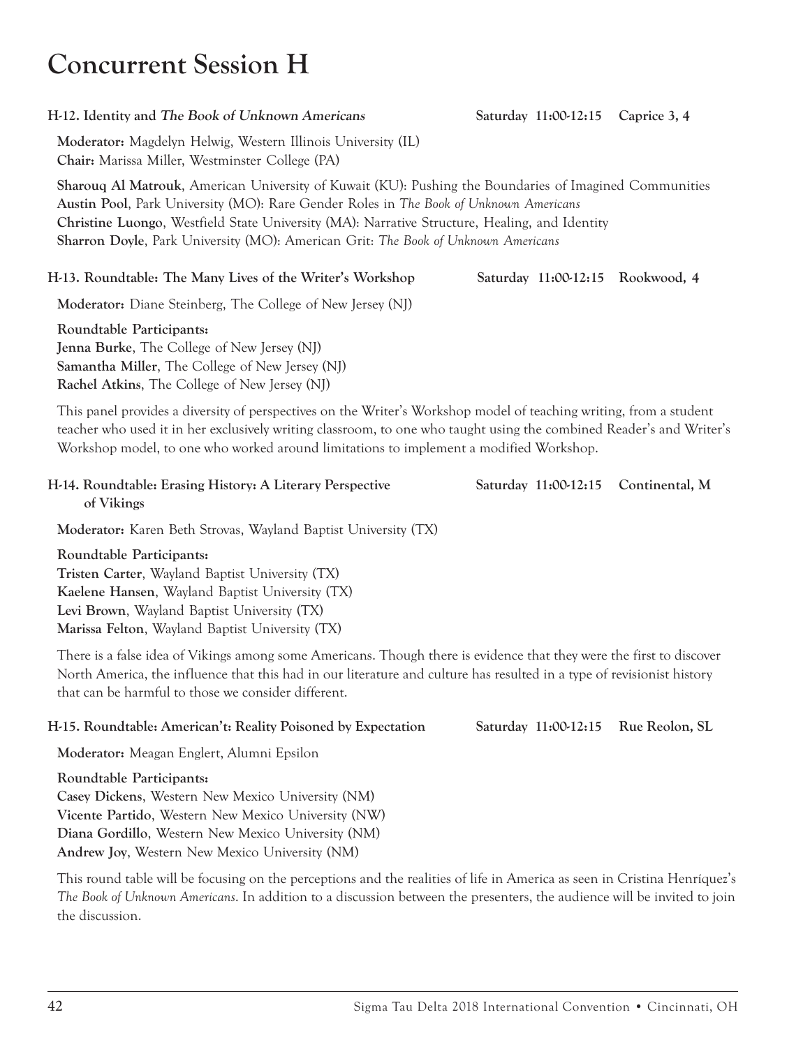# Concurrent Session H

**H-12. Identity and *The Book of Unknown Americans*** — Saturday 11:00-12:15 — Caprice 3, 4

**Moderator:** Magdelyn Helwig, Western Illinois University (IL)
**Chair:** Marissa Miller, Westminster College (PA)

**Sharouq Al Matrouk**, American University of Kuwait (KU): Pushing the Boundaries of Imagined Communities
**Austin Pool**, Park University (MO): Rare Gender Roles in *The Book of Unknown Americans*
**Christine Luongo**, Westfield State University (MA): Narrative Structure, Healing, and Identity
**Sharron Doyle**, Park University (MO): American Grit: *The Book of Unknown Americans*

**H-13. Roundtable: The Many Lives of the Writer's Workshop** — Saturday 11:00-12:15 — Rookwood, 4

**Moderator:** Diane Steinberg, The College of New Jersey (NJ)

**Roundtable Participants:**
**Jenna Burke**, The College of New Jersey (NJ)
**Samantha Miller**, The College of New Jersey (NJ)
**Rachel Atkins**, The College of New Jersey (NJ)

This panel provides a diversity of perspectives on the Writer's Workshop model of teaching writing, from a student teacher who used it in her exclusively writing classroom, to one who taught using the combined Reader's and Writer's Workshop model, to one who worked around limitations to implement a modified Workshop.

**H-14. Roundtable: Erasing History: A Literary Perspective of Vikings** — Saturday 11:00-12:15 — Continental, M

**Moderator:** Karen Beth Strovas, Wayland Baptist University (TX)

**Roundtable Participants:**
**Tristen Carter**, Wayland Baptist University (TX)
**Kaelene Hansen**, Wayland Baptist University (TX)
**Levi Brown**, Wayland Baptist University (TX)
**Marissa Felton**, Wayland Baptist University (TX)

There is a false idea of Vikings among some Americans. Though there is evidence that they were the first to discover North America, the influence that this had in our literature and culture has resulted in a type of revisionist history that can be harmful to those we consider different.

**H-15. Roundtable: American't: Reality Poisoned by Expectation** — Saturday 11:00-12:15 — Rue Reolon, SL

**Moderator:** Meagan Englert, Alumni Epsilon

**Roundtable Participants:**
**Casey Dickens**, Western New Mexico University (NM)
**Vicente Partido**, Western New Mexico University (NW)
**Diana Gordillo**, Western New Mexico University (NM)
**Andrew Joy**, Western New Mexico University (NM)

This round table will be focusing on the perceptions and the realities of life in America as seen in Cristina Henríquez's *The Book of Unknown Americans*. In addition to a discussion between the presenters, the audience will be invited to join the discussion.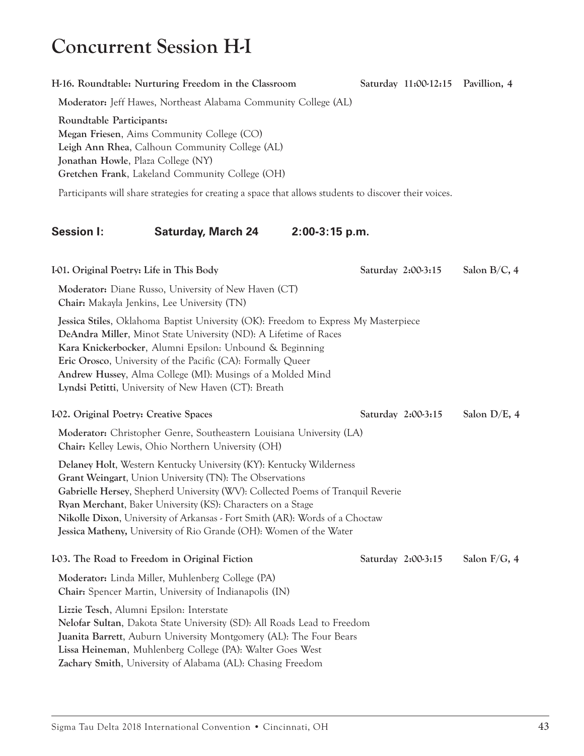# Concurrent Session H-I

**H-16. Roundtable: Nurturing Freedom in the Classroom** Saturday 11:00-12:15 Pavillion, 4

**Moderator:** Jeff Hawes, Northeast Alabama Community College (AL)

**Roundtable Participants:**
**Megan Friesen**, Aims Community College (CO)
**Leigh Ann Rhea**, Calhoun Community College (AL)
**Jonathan Howle**, Plaza College (NY)
**Gretchen Frank**, Lakeland Community College (OH)

Participants will share strategies for creating a space that allows students to discover their voices.

## Session I: Saturday, March 24 2:00-3:15 p.m.

**I-01. Original Poetry: Life in This Body** Saturday 2:00-3:15 Salon B/C, 4

**Moderator:** Diane Russo, University of New Haven (CT)
**Chair:** Makayla Jenkins, Lee University (TN)

**Jessica Stiles**, Oklahoma Baptist University (OK): Freedom to Express My Masterpiece
**DeAndra Miller**, Minot State University (ND): A Lifetime of Races
**Kara Knickerbocker**, Alumni Epsilon: Unbound & Beginning
**Eric Orosco**, University of the Pacific (CA): Formally Queer
**Andrew Hussey**, Alma College (MI): Musings of a Molded Mind
**Lyndsi Petitti**, University of New Haven (CT): Breath

**I-02. Original Poetry: Creative Spaces** Saturday 2:00-3:15 Salon D/E, 4

**Moderator:** Christopher Genre, Southeastern Louisiana University (LA)
**Chair:** Kelley Lewis, Ohio Northern University (OH)

**Delaney Holt**, Western Kentucky University (KY): Kentucky Wilderness
**Grant Weingart**, Union University (TN): The Observations
**Gabrielle Hersey**, Shepherd University (WV): Collected Poems of Tranquil Reverie
**Ryan Merchant**, Baker University (KS): Characters on a Stage
**Nikolle Dixon**, University of Arkansas - Fort Smith (AR): Words of a Choctaw
**Jessica Matheny,** University of Rio Grande (OH): Women of the Water

**I-03. The Road to Freedom in Original Fiction** Saturday 2:00-3:15 Salon F/G, 4

**Moderator:** Linda Miller, Muhlenberg College (PA)
**Chair:** Spencer Martin, University of Indianapolis (IN)

**Lizzie Tesch**, Alumni Epsilon: Interstate
**Nelofar Sultan**, Dakota State University (SD): All Roads Lead to Freedom
**Juanita Barrett**, Auburn University Montgomery (AL): The Four Bears
**Lissa Heineman**, Muhlenberg College (PA): Walter Goes West
**Zachary Smith**, University of Alabama (AL): Chasing Freedom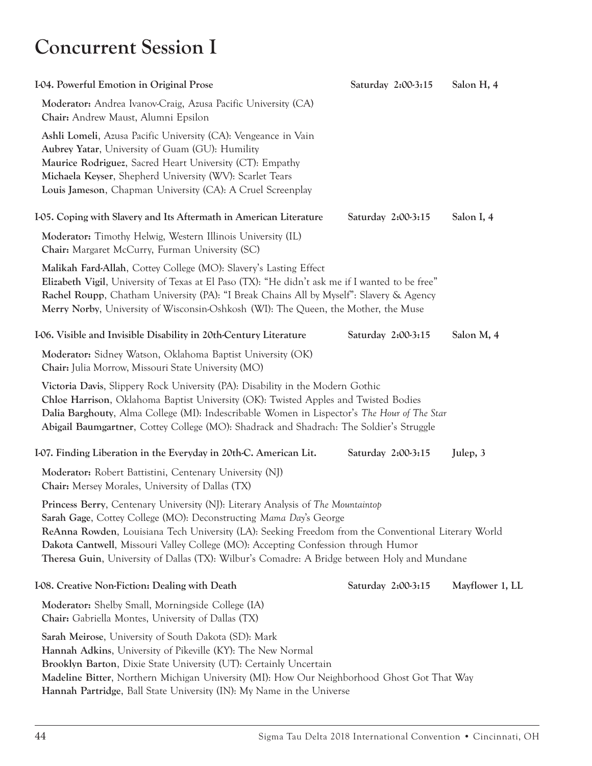# Concurrent Session I

**I-04. Powerful Emotion in Original Prose** Saturday 2:00-3:15 Salon H, 4

**Moderator:** Andrea Ivanov-Craig, Azusa Pacific University (CA)
**Chair:** Andrew Maust, Alumni Epsilon

**Ashli Lomeli**, Azusa Pacific University (CA): Vengeance in Vain
**Aubrey Yatar**, University of Guam (GU): Humility
**Maurice Rodriguez**, Sacred Heart University (CT): Empathy
**Michaela Keyser**, Shepherd University (WV): Scarlet Tears
**Louis Jameson**, Chapman University (CA): A Cruel Screenplay

**I-05. Coping with Slavery and Its Aftermath in American Literature** Saturday 2:00-3:15 Salon I, 4

**Moderator:** Timothy Helwig, Western Illinois University (IL)
**Chair:** Margaret McCurry, Furman University (SC)

**Malikah Fard-Allah**, Cottey College (MO): Slavery's Lasting Effect
**Elizabeth Vigil**, University of Texas at El Paso (TX): "He didn't ask me if I wanted to be free"
**Rachel Roupp**, Chatham University (PA): "I Break Chains All by Myself": Slavery & Agency
**Merry Norby**, University of Wisconsin-Oshkosh (WI): The Queen, the Mother, the Muse

**I-06. Visible and Invisible Disability in 20th-Century Literature** Saturday 2:00-3:15 Salon M, 4

**Moderator:** Sidney Watson, Oklahoma Baptist University (OK)
**Chair:** Julia Morrow, Missouri State University (MO)

**Victoria Davis**, Slippery Rock University (PA): Disability in the Modern Gothic
**Chloe Harrison**, Oklahoma Baptist University (OK): Twisted Apples and Twisted Bodies
**Dalia Barghouty**, Alma College (MI): Indescribable Women in Lispector's *The Hour of The Star*
**Abigail Baumgartner**, Cottey College (MO): Shadrack and Shadrach: The Soldier's Struggle

**I-07. Finding Liberation in the Everyday in 20th-C. American Lit.** Saturday 2:00-3:15 Julep, 3

**Moderator:** Robert Battistini, Centenary University (NJ)
**Chair:** Mersey Morales, University of Dallas (TX)

**Princess Berry**, Centenary University (NJ): Literary Analysis of *The Mountaintop*
**Sarah Gage**, Cottey College (MO): Deconstructing *Mama Day*'s George
**ReAnna Rowden**, Louisiana Tech University (LA): Seeking Freedom from the Conventional Literary World
**Dakota Cantwell**, Missouri Valley College (MO): Accepting Confession through Humor
**Theresa Guin**, University of Dallas (TX): Wilbur's Comadre: A Bridge between Holy and Mundane

**I-08. Creative Non-Fiction: Dealing with Death** Saturday 2:00-3:15 Mayflower 1, LL

**Moderator:** Shelby Small, Morningside College (IA)
**Chair:** Gabriella Montes, University of Dallas (TX)

**Sarah Meirose**, University of South Dakota (SD): Mark
**Hannah Adkins**, University of Pikeville (KY): The New Normal
**Brooklyn Barton**, Dixie State University (UT): Certainly Uncertain
**Madeline Bitter**, Northern Michigan University (MI): How Our Neighborhood Ghost Got That Way
**Hannah Partridge**, Ball State University (IN): My Name in the Universe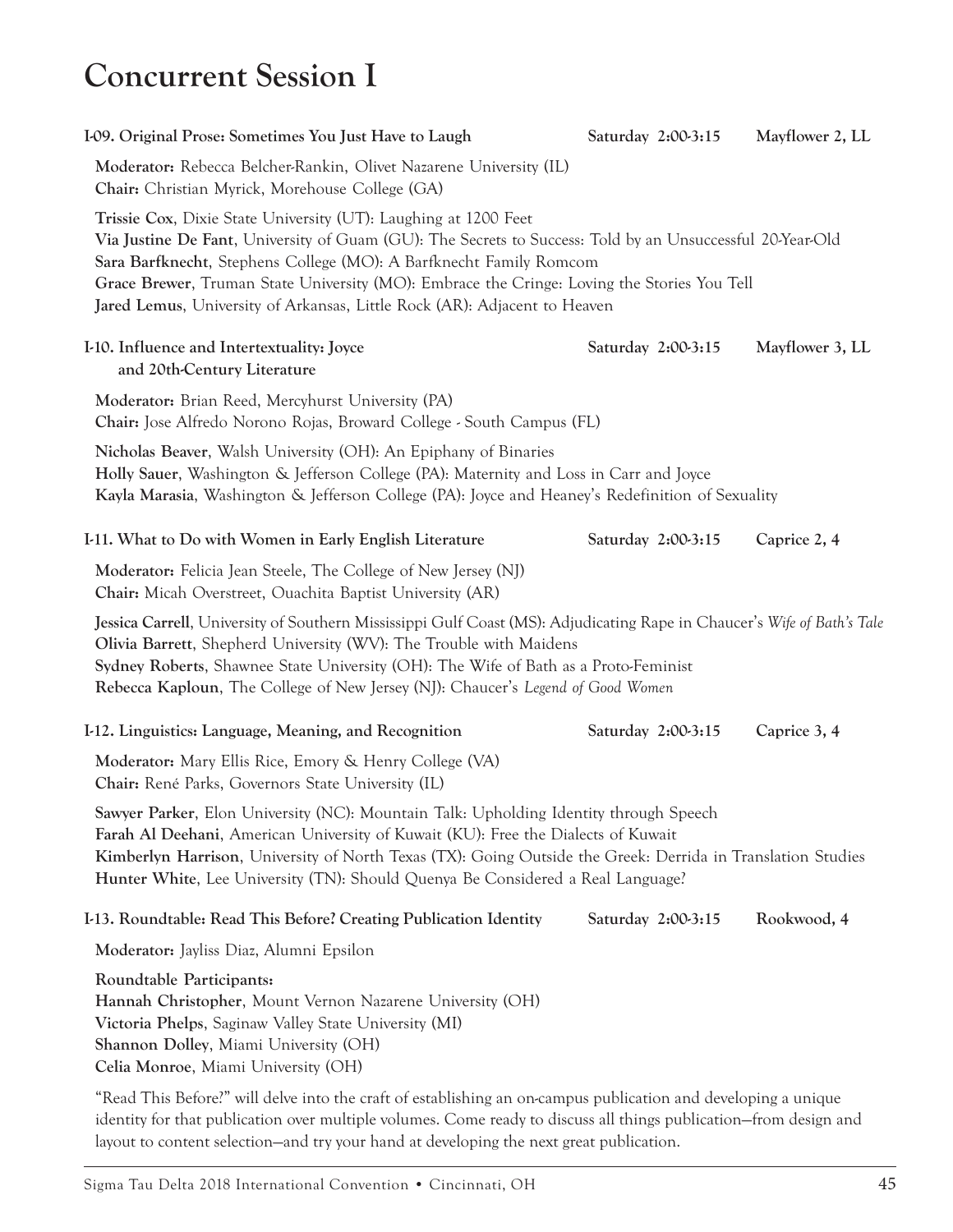# Concurrent Session I

**I-09. Original Prose: Sometimes You Just Have to Laugh** — **Saturday 2:00-3:15** — **Mayflower 2, LL**

**Moderator:** Rebecca Belcher-Rankin, Olivet Nazarene University (IL)
**Chair:** Christian Myrick, Morehouse College (GA)

**Trissie Cox**, Dixie State University (UT): Laughing at 1200 Feet
**Via Justine De Fant**, University of Guam (GU): The Secrets to Success: Told by an Unsuccessful 20-Year-Old
**Sara Barfknecht**, Stephens College (MO): A Barfknecht Family Romcom
**Grace Brewer**, Truman State University (MO): Embrace the Cringe: Loving the Stories You Tell
**Jared Lemus**, University of Arkansas, Little Rock (AR): Adjacent to Heaven

**I-10. Influence and Intertextuality: Joyce and 20th-Century Literature** — **Saturday 2:00-3:15** — **Mayflower 3, LL**

**Moderator:** Brian Reed, Mercyhurst University (PA)
**Chair:** Jose Alfredo Norono Rojas, Broward College - South Campus (FL)

**Nicholas Beaver**, Walsh University (OH): An Epiphany of Binaries
**Holly Sauer**, Washington & Jefferson College (PA): Maternity and Loss in Carr and Joyce
**Kayla Marasia**, Washington & Jefferson College (PA): Joyce and Heaney's Redefinition of Sexuality

**I-11. What to Do with Women in Early English Literature** — **Saturday 2:00-3:15** — **Caprice 2, 4**

**Moderator:** Felicia Jean Steele, The College of New Jersey (NJ)
**Chair:** Micah Overstreet, Ouachita Baptist University (AR)

**Jessica Carrell**, University of Southern Mississippi Gulf Coast (MS): Adjudicating Rape in Chaucer's *Wife of Bath's Tale*
**Olivia Barrett**, Shepherd University (WV): The Trouble with Maidens
**Sydney Roberts**, Shawnee State University (OH): The Wife of Bath as a Proto-Feminist
**Rebecca Kaploun**, The College of New Jersey (NJ): Chaucer's *Legend of Good Women*

**I-12. Linguistics: Language, Meaning, and Recognition** — **Saturday 2:00-3:15** — **Caprice 3, 4**

**Moderator:** Mary Ellis Rice, Emory & Henry College (VA)
**Chair:** René Parks, Governors State University (IL)

**Sawyer Parker**, Elon University (NC): Mountain Talk: Upholding Identity through Speech
**Farah Al Deehani**, American University of Kuwait (KU): Free the Dialects of Kuwait
**Kimberlyn Harrison**, University of North Texas (TX): Going Outside the Greek: Derrida in Translation Studies
**Hunter White**, Lee University (TN): Should Quenya Be Considered a Real Language?

**I-13. Roundtable: Read This Before? Creating Publication Identity** — **Saturday 2:00-3:15** — **Rookwood, 4**

**Moderator:** Jayliss Diaz, Alumni Epsilon

**Roundtable Participants:**
**Hannah Christopher**, Mount Vernon Nazarene University (OH)
**Victoria Phelps**, Saginaw Valley State University (MI)
**Shannon Dolley**, Miami University (OH)
**Celia Monroe**, Miami University (OH)

"Read This Before?" will delve into the craft of establishing an on-campus publication and developing a unique identity for that publication over multiple volumes. Come ready to discuss all things publication—from design and layout to content selection—and try your hand at developing the next great publication.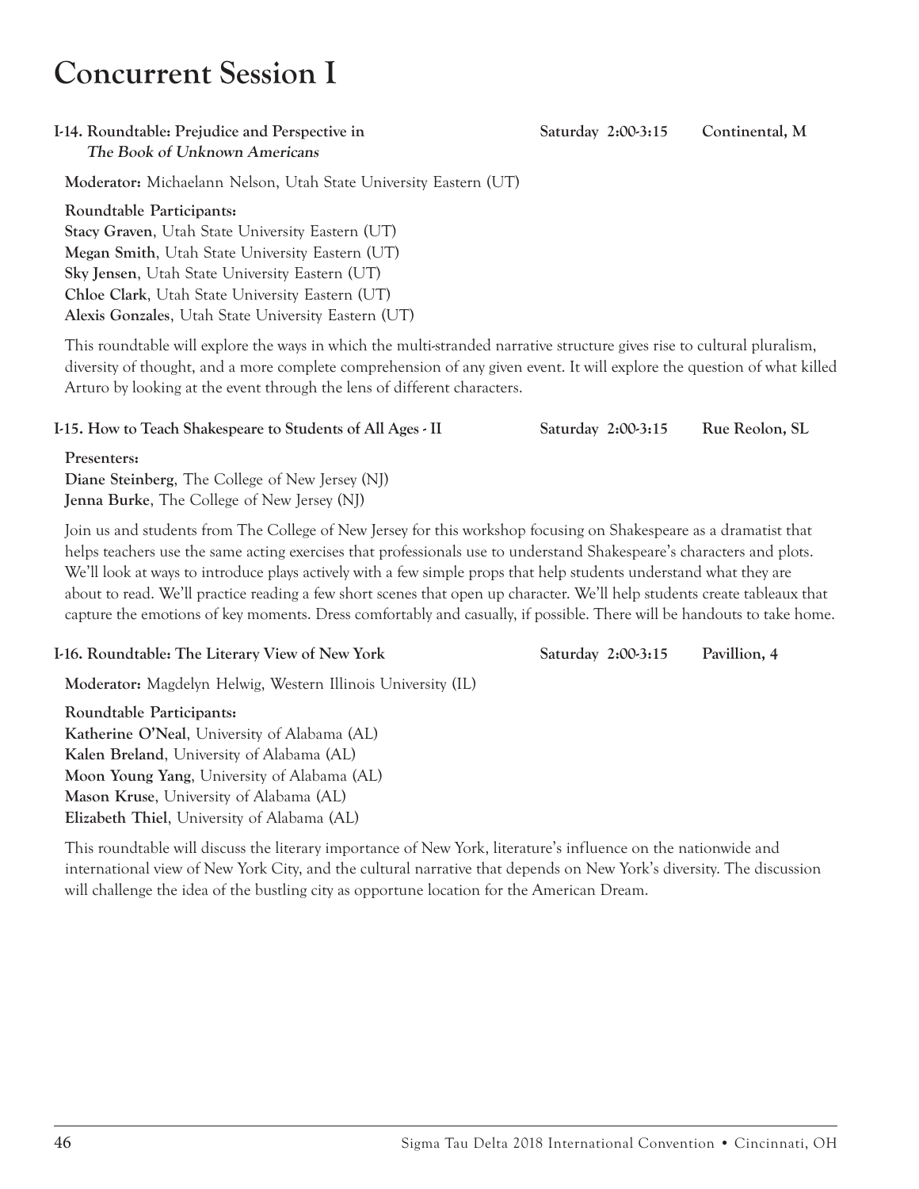# Concurrent Session I

**I-14. Roundtable: Prejudice and Perspective in *The Book of Unknown Americans*** — **Saturday 2:00-3:15** — **Continental, M**

**Moderator:** Michaelann Nelson, Utah State University Eastern (UT)

**Roundtable Participants:**
**Stacy Graven**, Utah State University Eastern (UT)
**Megan Smith**, Utah State University Eastern (UT)
**Sky Jensen**, Utah State University Eastern (UT)
**Chloe Clark**, Utah State University Eastern (UT)
**Alexis Gonzales**, Utah State University Eastern (UT)

This roundtable will explore the ways in which the multi-stranded narrative structure gives rise to cultural pluralism, diversity of thought, and a more complete comprehension of any given event. It will explore the question of what killed Arturo by looking at the event through the lens of different characters.

**I-15. How to Teach Shakespeare to Students of All Ages - II** — **Saturday 2:00-3:15** — **Rue Reolon, SL**

**Presenters:**
**Diane Steinberg**, The College of New Jersey (NJ)
**Jenna Burke**, The College of New Jersey (NJ)

Join us and students from The College of New Jersey for this workshop focusing on Shakespeare as a dramatist that helps teachers use the same acting exercises that professionals use to understand Shakespeare's characters and plots. We'll look at ways to introduce plays actively with a few simple props that help students understand what they are about to read. We'll practice reading a few short scenes that open up character. We'll help students create tableaux that capture the emotions of key moments. Dress comfortably and casually, if possible. There will be handouts to take home.

**I-16. Roundtable: The Literary View of New York** — **Saturday 2:00-3:15** — **Pavillion, 4**

**Moderator:** Magdelyn Helwig, Western Illinois University (IL)

**Roundtable Participants:**
**Katherine O'Neal**, University of Alabama (AL)
**Kalen Breland**, University of Alabama (AL)
**Moon Young Yang**, University of Alabama (AL)
**Mason Kruse**, University of Alabama (AL)
**Elizabeth Thiel**, University of Alabama (AL)

This roundtable will discuss the literary importance of New York, literature's influence on the nationwide and international view of New York City, and the cultural narrative that depends on New York's diversity. The discussion will challenge the idea of the bustling city as opportune location for the American Dream.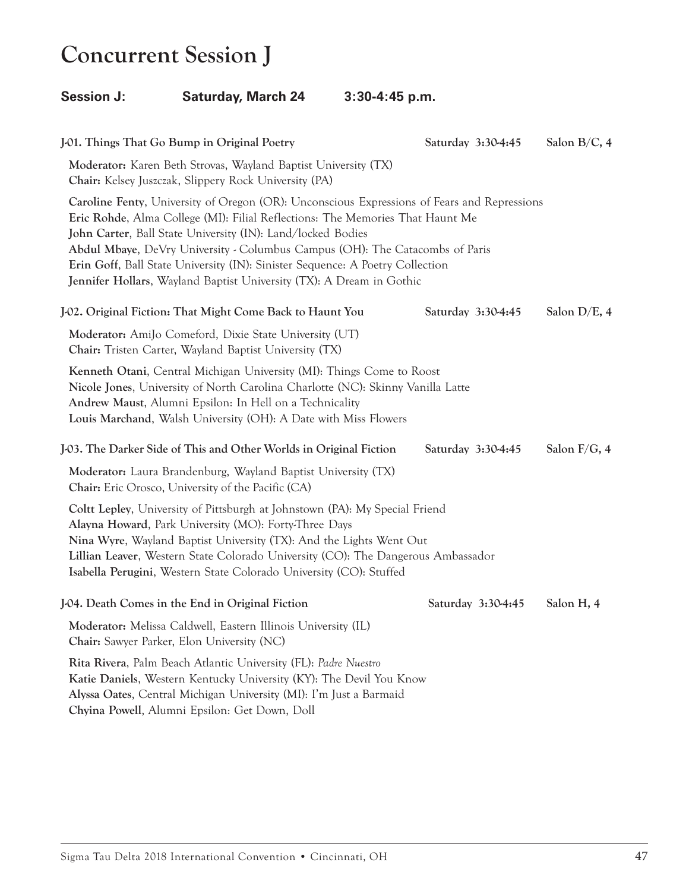# Concurrent Session J

**Session J:** **Saturday, March 24** **3:30-4:45 p.m.**

**J-01. Things That Go Bump in Original Poetry** Saturday 3:30-4:45 Salon B/C, 4

**Moderator:** Karen Beth Strovas, Wayland Baptist University (TX)
**Chair:** Kelsey Juszczak, Slippery Rock University (PA)

**Caroline Fenty**, University of Oregon (OR): Unconscious Expressions of Fears and Repressions
**Eric Rohde**, Alma College (MI): Filial Reflections: The Memories That Haunt Me
**John Carter**, Ball State University (IN): Land/locked Bodies
**Abdul Mbaye**, DeVry University - Columbus Campus (OH): The Catacombs of Paris
**Erin Goff**, Ball State University (IN): Sinister Sequence: A Poetry Collection
**Jennifer Hollars**, Wayland Baptist University (TX): A Dream in Gothic

**J-02. Original Fiction: That Might Come Back to Haunt You** Saturday 3:30-4:45 Salon D/E, 4

**Moderator:** AmiJo Comeford, Dixie State University (UT)
**Chair:** Tristen Carter, Wayland Baptist University (TX)

**Kenneth Otani**, Central Michigan University (MI): Things Come to Roost
**Nicole Jones**, University of North Carolina Charlotte (NC): Skinny Vanilla Latte
**Andrew Maust**, Alumni Epsilon: In Hell on a Technicality
**Louis Marchand**, Walsh University (OH): A Date with Miss Flowers

**J-03. The Darker Side of This and Other Worlds in Original Fiction** Saturday 3:30-4:45 Salon F/G, 4

**Moderator:** Laura Brandenburg, Wayland Baptist University (TX)
**Chair:** Eric Orosco, University of the Pacific (CA)

**Coltt Lepley**, University of Pittsburgh at Johnstown (PA): My Special Friend
**Alayna Howard**, Park University (MO): Forty-Three Days
**Nina Wyre**, Wayland Baptist University (TX): And the Lights Went Out
**Lillian Leaver**, Western State Colorado University (CO): The Dangerous Ambassador
**Isabella Perugini**, Western State Colorado University (CO): Stuffed

**J-04. Death Comes in the End in Original Fiction** Saturday 3:30-4:45 Salon H, 4

**Moderator:** Melissa Caldwell, Eastern Illinois University (IL)
**Chair:** Sawyer Parker, Elon University (NC)

**Rita Rivera**, Palm Beach Atlantic University (FL): *Padre Nuestro*
**Katie Daniels**, Western Kentucky University (KY): The Devil You Know
**Alyssa Oates**, Central Michigan University (MI): I'm Just a Barmaid
**Chyina Powell**, Alumni Epsilon: Get Down, Doll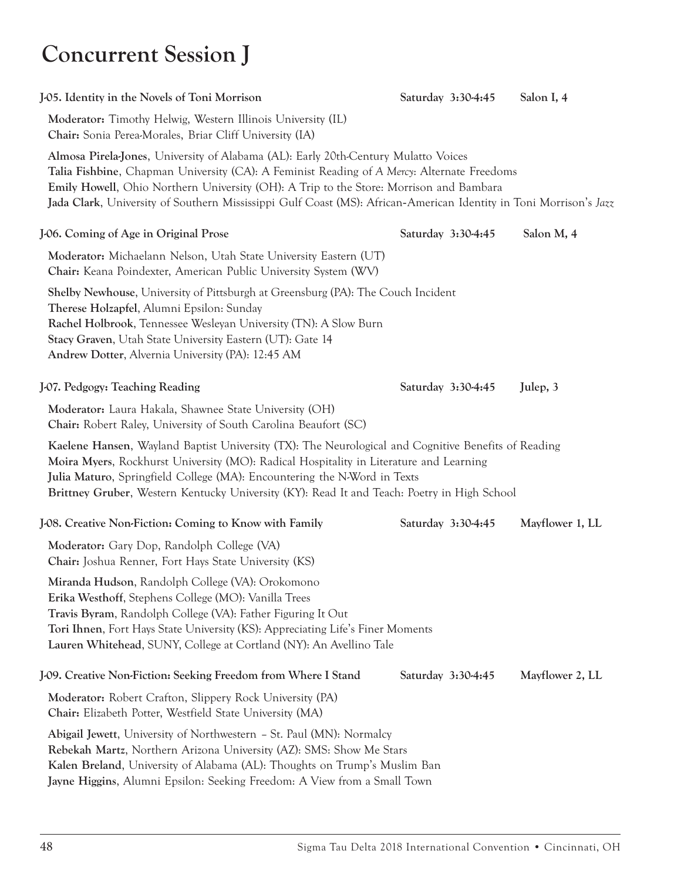# Concurrent Session J

**J-05. Identity in the Novels of Toni Morrison** — **Saturday 3:30-4:45** — **Salon I, 4**

**Moderator:** Timothy Helwig, Western Illinois University (IL)
**Chair:** Sonia Perea-Morales, Briar Cliff University (IA)

**Almosa Pirela-Jones**, University of Alabama (AL): Early 20th-Century Mulatto Voices
**Talia Fishbine**, Chapman University (CA): A Feminist Reading of *A Mercy*: Alternate Freedoms
**Emily Howell**, Ohio Northern University (OH): A Trip to the Store: Morrison and Bambara
**Jada Clark**, University of Southern Mississippi Gulf Coast (MS): African-American Identity in Toni Morrison's *Jazz*

**J-06. Coming of Age in Original Prose** — **Saturday 3:30-4:45** — **Salon M, 4**

**Moderator:** Michaelann Nelson, Utah State University Eastern (UT)
**Chair:** Keana Poindexter, American Public University System (WV)

**Shelby Newhouse**, University of Pittsburgh at Greensburg (PA): The Couch Incident
**Therese Holzapfel**, Alumni Epsilon: Sunday
**Rachel Holbrook**, Tennessee Wesleyan University (TN): A Slow Burn
**Stacy Graven**, Utah State University Eastern (UT): Gate 14
**Andrew Dotter**, Alvernia University (PA): 12:45 AM

**J-07. Pedgogy: Teaching Reading** — **Saturday 3:30-4:45** — **Julep, 3**

**Moderator:** Laura Hakala, Shawnee State University (OH)
**Chair:** Robert Raley, University of South Carolina Beaufort (SC)

**Kaelene Hansen**, Wayland Baptist University (TX): The Neurological and Cognitive Benefits of Reading
**Moira Myers**, Rockhurst University (MO): Radical Hospitality in Literature and Learning
**Julia Maturo**, Springfield College (MA): Encountering the N-Word in Texts
**Brittney Gruber**, Western Kentucky University (KY): Read It and Teach: Poetry in High School

**J-08. Creative Non-Fiction: Coming to Know with Family** — **Saturday 3:30-4:45** — **Mayflower 1, LL**

**Moderator:** Gary Dop, Randolph College (VA)
**Chair:** Joshua Renner, Fort Hays State University (KS)

**Miranda Hudson**, Randolph College (VA): Orokomono
**Erika Westhoff**, Stephens College (MO): Vanilla Trees
**Travis Byram**, Randolph College (VA): Father Figuring It Out
**Tori Ihnen**, Fort Hays State University (KS): Appreciating Life's Finer Moments
**Lauren Whitehead**, SUNY, College at Cortland (NY): An Avellino Tale

**J-09. Creative Non-Fiction: Seeking Freedom from Where I Stand** — **Saturday 3:30-4:45** — **Mayflower 2, LL**

**Moderator:** Robert Crafton, Slippery Rock University (PA)
**Chair:** Elizabeth Potter, Westfield State University (MA)

**Abigail Jewett**, University of Northwestern – St. Paul (MN): Normalcy
**Rebekah Martz**, Northern Arizona University (AZ): SMS: Show Me Stars
**Kalen Breland**, University of Alabama (AL): Thoughts on Trump's Muslim Ban
**Jayne Higgins**, Alumni Epsilon: Seeking Freedom: A View from a Small Town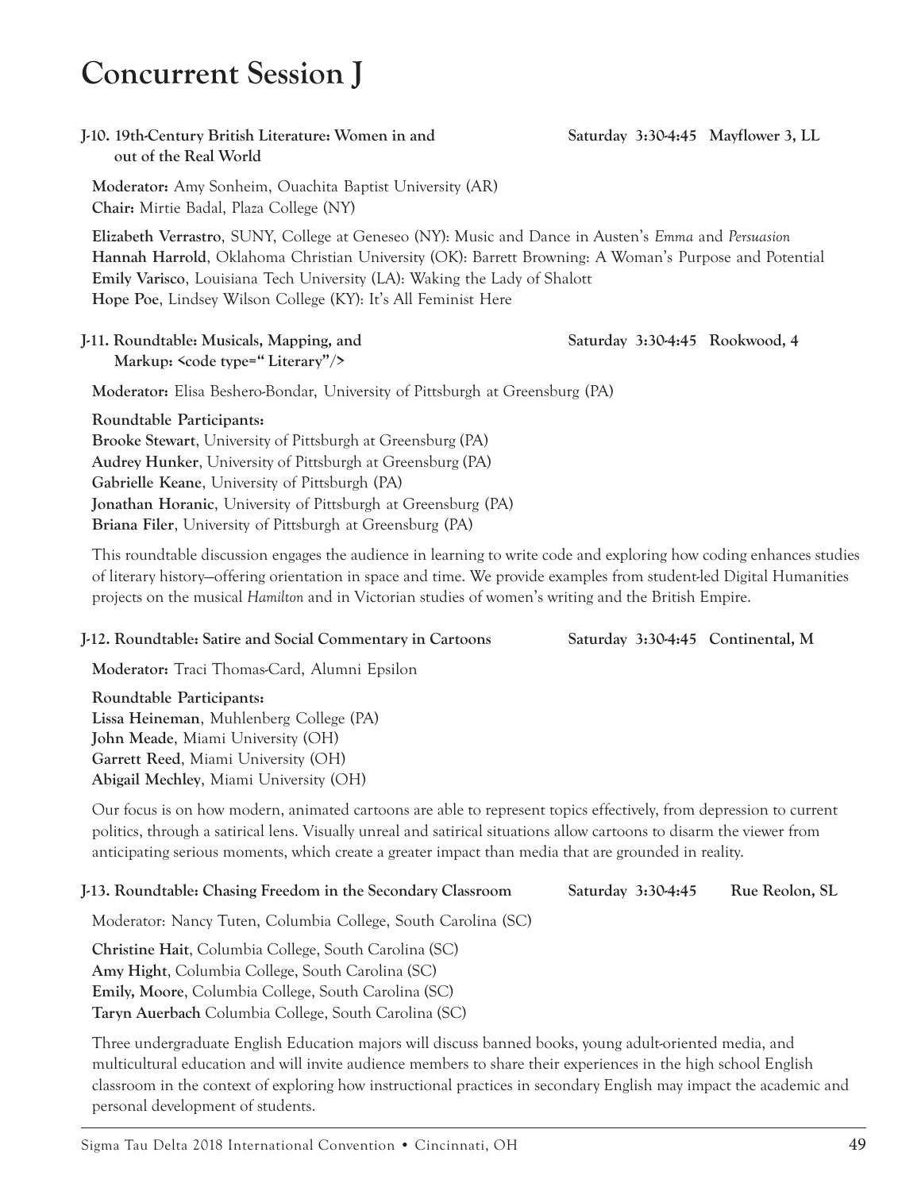# Concurrent Session J

**J-10. 19th-Century British Literature: Women in and out of the Real World** — **Saturday 3:30-4:45 Mayflower 3, LL**

**Moderator:** Amy Sonheim, Ouachita Baptist University (AR)
**Chair:** Mirtie Badal, Plaza College (NY)

**Elizabeth Verrastro**, SUNY, College at Geneseo (NY): Music and Dance in Austen's *Emma* and *Persuasion*
**Hannah Harrold**, Oklahoma Christian University (OK): Barrett Browning: A Woman's Purpose and Potential
**Emily Varisco**, Louisiana Tech University (LA): Waking the Lady of Shalott
**Hope Poe**, Lindsey Wilson College (KY): It's All Feminist Here

**J-11. Roundtable: Musicals, Mapping, and Markup: <code type="Literary"/>** — **Saturday 3:30-4:45 Rookwood, 4**

**Moderator:** Elisa Beshero-Bondar, University of Pittsburgh at Greensburg (PA)

**Roundtable Participants:**
**Brooke Stewart**, University of Pittsburgh at Greensburg (PA)
**Audrey Hunker**, University of Pittsburgh at Greensburg (PA)
**Gabrielle Keane**, University of Pittsburgh (PA)
**Jonathan Horanic**, University of Pittsburgh at Greensburg (PA)
**Briana Filer**, University of Pittsburgh at Greensburg (PA)

This roundtable discussion engages the audience in learning to write code and exploring how coding enhances studies of literary history—offering orientation in space and time. We provide examples from student-led Digital Humanities projects on the musical *Hamilton* and in Victorian studies of women's writing and the British Empire.

**J-12. Roundtable: Satire and Social Commentary in Cartoons** — **Saturday 3:30-4:45 Continental, M**

**Moderator:** Traci Thomas-Card, Alumni Epsilon

**Roundtable Participants:**
**Lissa Heineman**, Muhlenberg College (PA)
**John Meade**, Miami University (OH)
**Garrett Reed**, Miami University (OH)
**Abigail Mechley**, Miami University (OH)

Our focus is on how modern, animated cartoons are able to represent topics effectively, from depression to current politics, through a satirical lens. Visually unreal and satirical situations allow cartoons to disarm the viewer from anticipating serious moments, which create a greater impact than media that are grounded in reality.

**J-13. Roundtable: Chasing Freedom in the Secondary Classroom** — **Saturday 3:30-4:45 Rue Reolon, SL**

Moderator: Nancy Tuten, Columbia College, South Carolina (SC)

**Christine Hait**, Columbia College, South Carolina (SC)
**Amy Hight**, Columbia College, South Carolina (SC)
**Emily, Moore**, Columbia College, South Carolina (SC)
**Taryn Auerbach** Columbia College, South Carolina (SC)

Three undergraduate English Education majors will discuss banned books, young adult-oriented media, and multicultural education and will invite audience members to share their experiences in the high school English classroom in the context of exploring how instructional practices in secondary English may impact the academic and personal development of students.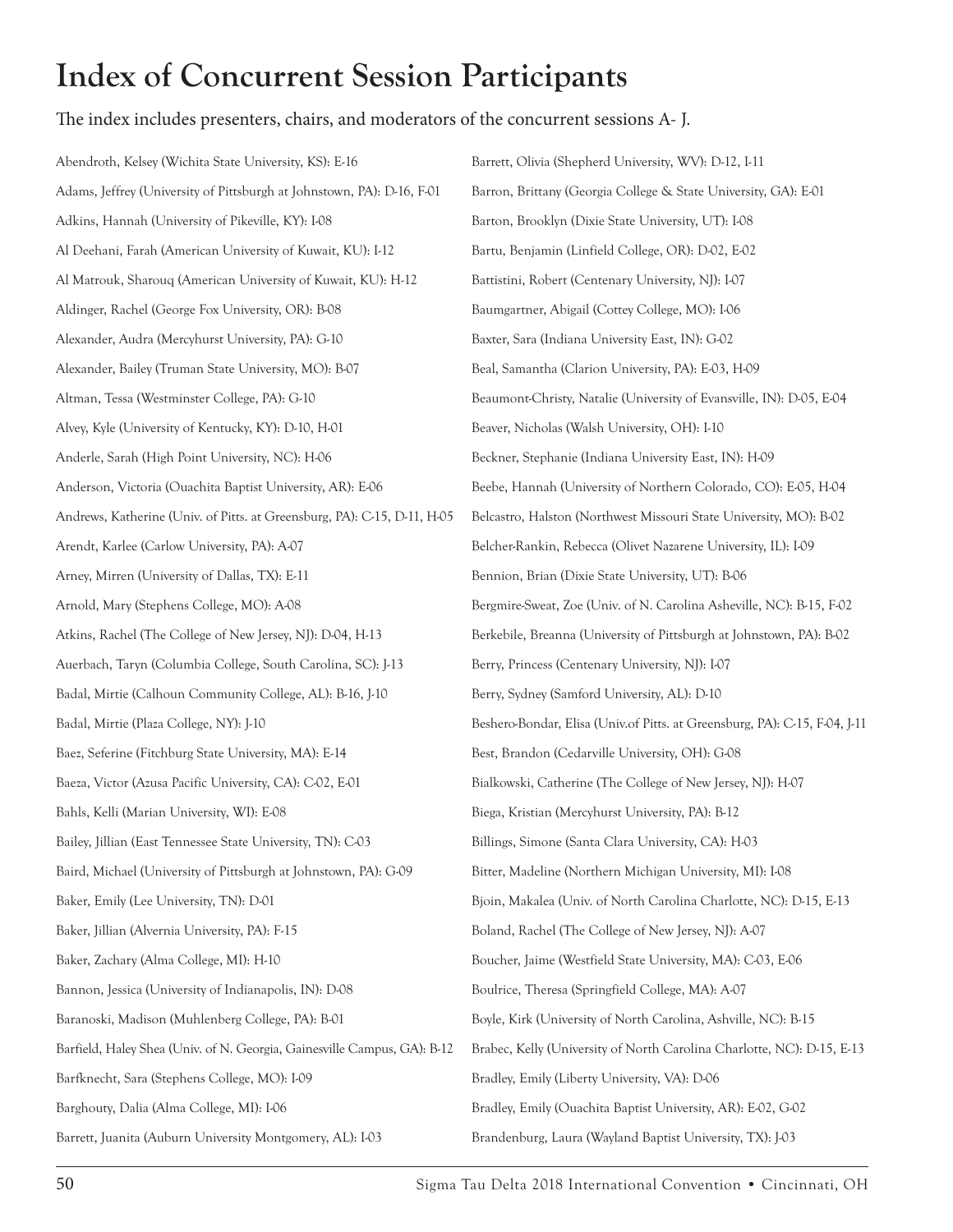# Index of Concurrent Session Participants

The index includes presenters, chairs, and moderators of the concurrent sessions A- J.

Abendroth, Kelsey (Wichita State University, KS): E-16

Adams, Jeffrey (University of Pittsburgh at Johnstown, PA): D-16, F-01

Adkins, Hannah (University of Pikeville, KY): I-08

Al Deehani, Farah (American University of Kuwait, KU): I-12

Al Matrouk, Sharouq (American University of Kuwait, KU): H-12

Aldinger, Rachel (George Fox University, OR): B-08

Alexander, Audra (Mercyhurst University, PA): G-10

Alexander, Bailey (Truman State University, MO): B-07

Altman, Tessa (Westminster College, PA): G-10

Alvey, Kyle (University of Kentucky, KY): D-10, H-01

Anderle, Sarah (High Point University, NC): H-06

Anderson, Victoria (Ouachita Baptist University, AR): E-06

Andrews, Katherine (Univ. of Pitts. at Greensburg, PA): C-15, D-11, H-05

Arendt, Karlee (Carlow University, PA): A-07

Arney, Mirren (University of Dallas, TX): E-11

Arnold, Mary (Stephens College, MO): A-08

Atkins, Rachel (The College of New Jersey, NJ): D-04, H-13

Auerbach, Taryn (Columbia College, South Carolina, SC): J-13

Badal, Mirtie (Calhoun Community College, AL): B-16, J-10

Badal, Mirtie (Plaza College, NY): J-10

Baez, Seferine (Fitchburg State University, MA): E-14

Baeza, Victor (Azusa Pacific University, CA): C-02, E-01

Bahls, Kelli (Marian University, WI): E-08

Bailey, Jillian (East Tennessee State University, TN): C-03

Baird, Michael (University of Pittsburgh at Johnstown, PA): G-09

Baker, Emily (Lee University, TN): D-01

Baker, Jillian (Alvernia University, PA): F-15

Baker, Zachary (Alma College, MI): H-10

Bannon, Jessica (University of Indianapolis, IN): D-08

Baranoski, Madison (Muhlenberg College, PA): B-01

Barfield, Haley Shea (Univ. of N. Georgia, Gainesville Campus, GA): B-12

Barfknecht, Sara (Stephens College, MO): I-09

Barghouty, Dalia (Alma College, MI): I-06

Barrett, Juanita (Auburn University Montgomery, AL): I-03

Barrett, Olivia (Shepherd University, WV): D-12, I-11

Barron, Brittany (Georgia College & State University, GA): E-01

Barton, Brooklyn (Dixie State University, UT): I-08

Bartu, Benjamin (Linfield College, OR): D-02, E-02

Battistini, Robert (Centenary University, NJ): I-07

Baumgartner, Abigail (Cottey College, MO): I-06

Baxter, Sara (Indiana University East, IN): G-02

Beal, Samantha (Clarion University, PA): E-03, H-09

Beaumont-Christy, Natalie (University of Evansville, IN): D-05, E-04

Beaver, Nicholas (Walsh University, OH): I-10

Beckner, Stephanie (Indiana University East, IN): H-09

Beebe, Hannah (University of Northern Colorado, CO): E-05, H-04

Belcastro, Halston (Northwest Missouri State University, MO): B-02

Belcher-Rankin, Rebecca (Olivet Nazarene University, IL): I-09

Bennion, Brian (Dixie State University, UT): B-06

Bergmire-Sweat, Zoe (Univ. of N. Carolina Asheville, NC): B-15, F-02

Berkebile, Breanna (University of Pittsburgh at Johnstown, PA): B-02

Berry, Princess (Centenary University, NJ): I-07

Berry, Sydney (Samford University, AL): D-10

Beshero-Bondar, Elisa (Univ.of Pitts. at Greensburg, PA): C-15, F-04, J-11

Best, Brandon (Cedarville University, OH): G-08

Bialkowski, Catherine (The College of New Jersey, NJ): H-07

Biega, Kristian (Mercyhurst University, PA): B-12

Billings, Simone (Santa Clara University, CA): H-03

Bitter, Madeline (Northern Michigan University, MI): I-08

Bjoin, Makalea (Univ. of North Carolina Charlotte, NC): D-15, E-13

Boland, Rachel (The College of New Jersey, NJ): A-07

Boucher, Jaime (Westfield State University, MA): C-03, E-06

Boulrice, Theresa (Springfield College, MA): A-07

Boyle, Kirk (University of North Carolina, Ashville, NC): B-15

Brabec, Kelly (University of North Carolina Charlotte, NC): D-15, E-13

Bradley, Emily (Liberty University, VA): D-06

Bradley, Emily (Ouachita Baptist University, AR): E-02, G-02

Brandenburg, Laura (Wayland Baptist University, TX): J-03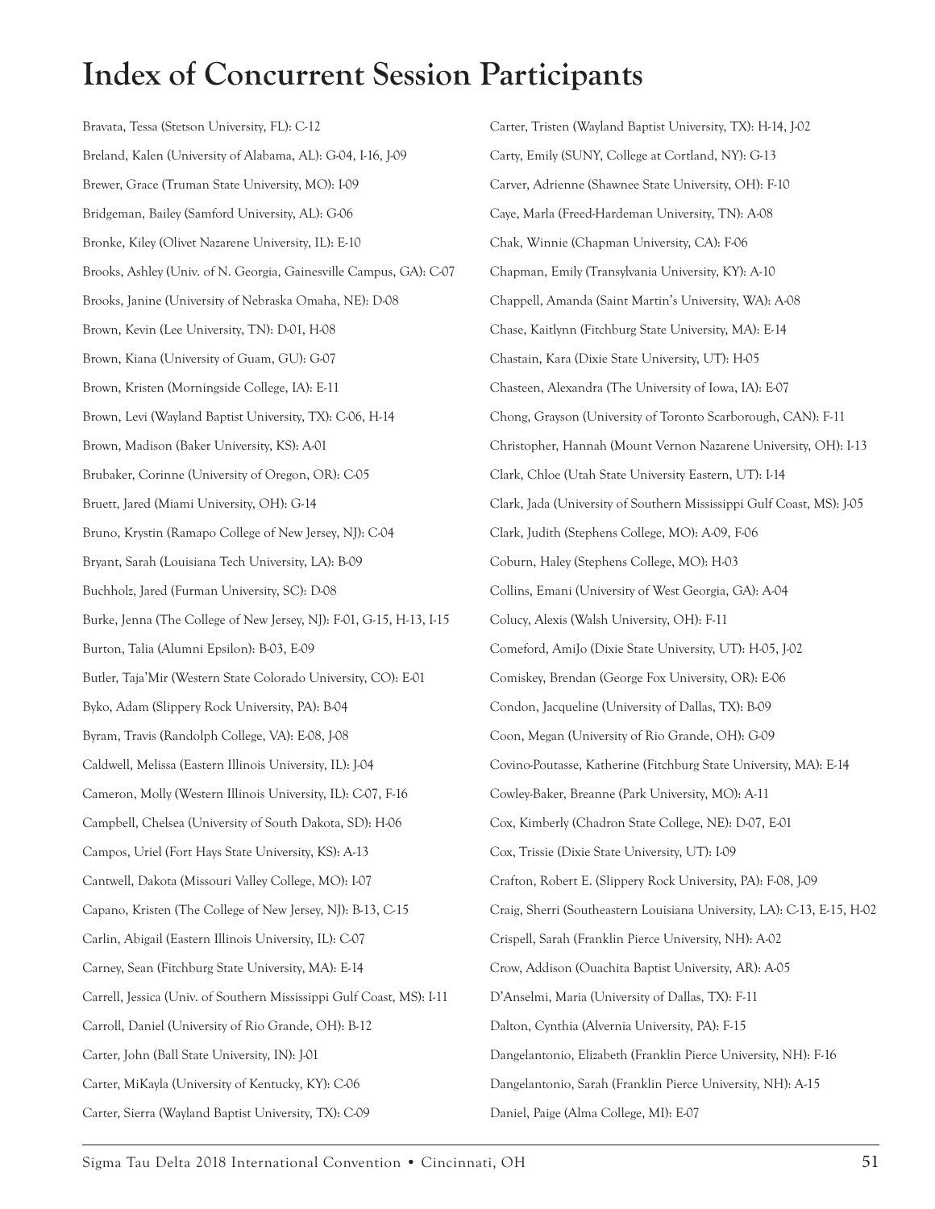# Index of Concurrent Session Participants

Bravata, Tessa (Stetson University, FL): C-12

Breland, Kalen (University of Alabama, AL): G-04, I-16, J-09

Brewer, Grace (Truman State University, MO): I-09

Bridgeman, Bailey (Samford University, AL): G-06

Bronke, Kiley (Olivet Nazarene University, IL): E-10

Brooks, Ashley (Univ. of N. Georgia, Gainesville Campus, GA): C-07

Brooks, Janine (University of Nebraska Omaha, NE): D-08

Brown, Kevin (Lee University, TN): D-01, H-08

Brown, Kiana (University of Guam, GU): G-07

Brown, Kristen (Morningside College, IA): E-11

Brown, Levi (Wayland Baptist University, TX): C-06, H-14

Brown, Madison (Baker University, KS): A-01

Brubaker, Corinne (University of Oregon, OR): C-05

Bruett, Jared (Miami University, OH): G-14

Bruno, Krystin (Ramapo College of New Jersey, NJ): C-04

Bryant, Sarah (Louisiana Tech University, LA): B-09

Buchholz, Jared (Furman University, SC): D-08

Burke, Jenna (The College of New Jersey, NJ): F-01, G-15, H-13, I-15

Burton, Talia (Alumni Epsilon): B-03, E-09

Butler, Taja'Mir (Western State Colorado University, CO): E-01

Byko, Adam (Slippery Rock University, PA): B-04

Byram, Travis (Randolph College, VA): E-08, J-08

Caldwell, Melissa (Eastern Illinois University, IL): J-04

Cameron, Molly (Western Illinois University, IL): C-07, F-16

Campbell, Chelsea (University of South Dakota, SD): H-06

Campos, Uriel (Fort Hays State University, KS): A-13

Cantwell, Dakota (Missouri Valley College, MO): I-07

Capano, Kristen (The College of New Jersey, NJ): B-13, C-15

Carlin, Abigail (Eastern Illinois University, IL): C-07

Carney, Sean (Fitchburg State University, MA): E-14

Carrell, Jessica (Univ. of Southern Mississippi Gulf Coast, MS): I-11

Carroll, Daniel (University of Rio Grande, OH): B-12

Carter, John (Ball State University, IN): J-01

Carter, MiKayla (University of Kentucky, KY): C-06

Carter, Sierra (Wayland Baptist University, TX): C-09

Carter, Tristen (Wayland Baptist University, TX): H-14, J-02

Carty, Emily (SUNY, College at Cortland, NY): G-13

Carver, Adrienne (Shawnee State University, OH): F-10

Caye, Marla (Freed-Hardeman University, TN): A-08

Chak, Winnie (Chapman University, CA): F-06

Chapman, Emily (Transylvania University, KY): A-10

Chappell, Amanda (Saint Martin's University, WA): A-08

Chase, Kaitlynn (Fitchburg State University, MA): E-14

Chastain, Kara (Dixie State University, UT): H-05

Chasteen, Alexandra (The University of Iowa, IA): E-07

Chong, Grayson (University of Toronto Scarborough, CAN): F-11

Christopher, Hannah (Mount Vernon Nazarene University, OH): I-13

Clark, Chloe (Utah State University Eastern, UT): I-14

Clark, Jada (University of Southern Mississippi Gulf Coast, MS): J-05

Clark, Judith (Stephens College, MO): A-09, F-06

Coburn, Haley (Stephens College, MO): H-03

Collins, Emani (University of West Georgia, GA): A-04

Colucy, Alexis (Walsh University, OH): F-11

Comeford, AmiJo (Dixie State University, UT): H-05, J-02

Comiskey, Brendan (George Fox University, OR): E-06

Condon, Jacqueline (University of Dallas, TX): B-09

Coon, Megan (University of Rio Grande, OH): G-09

Covino-Poutasse, Katherine (Fitchburg State University, MA): E-14

Cowley-Baker, Breanne (Park University, MO): A-11

Cox, Kimberly (Chadron State College, NE): D-07, E-01

Cox, Trissie (Dixie State University, UT): I-09

Crafton, Robert E. (Slippery Rock University, PA): F-08, J-09

Craig, Sherri (Southeastern Louisiana University, LA): C-13, E-15, H-02

Crispell, Sarah (Franklin Pierce University, NH): A-02

Crow, Addison (Ouachita Baptist University, AR): A-05

D'Anselmi, Maria (University of Dallas, TX): F-11

Dalton, Cynthia (Alvernia University, PA): F-15

Dangelantonio, Elizabeth (Franklin Pierce University, NH): F-16

Dangelantonio, Sarah (Franklin Pierce University, NH): A-15

Daniel, Paige (Alma College, MI): E-07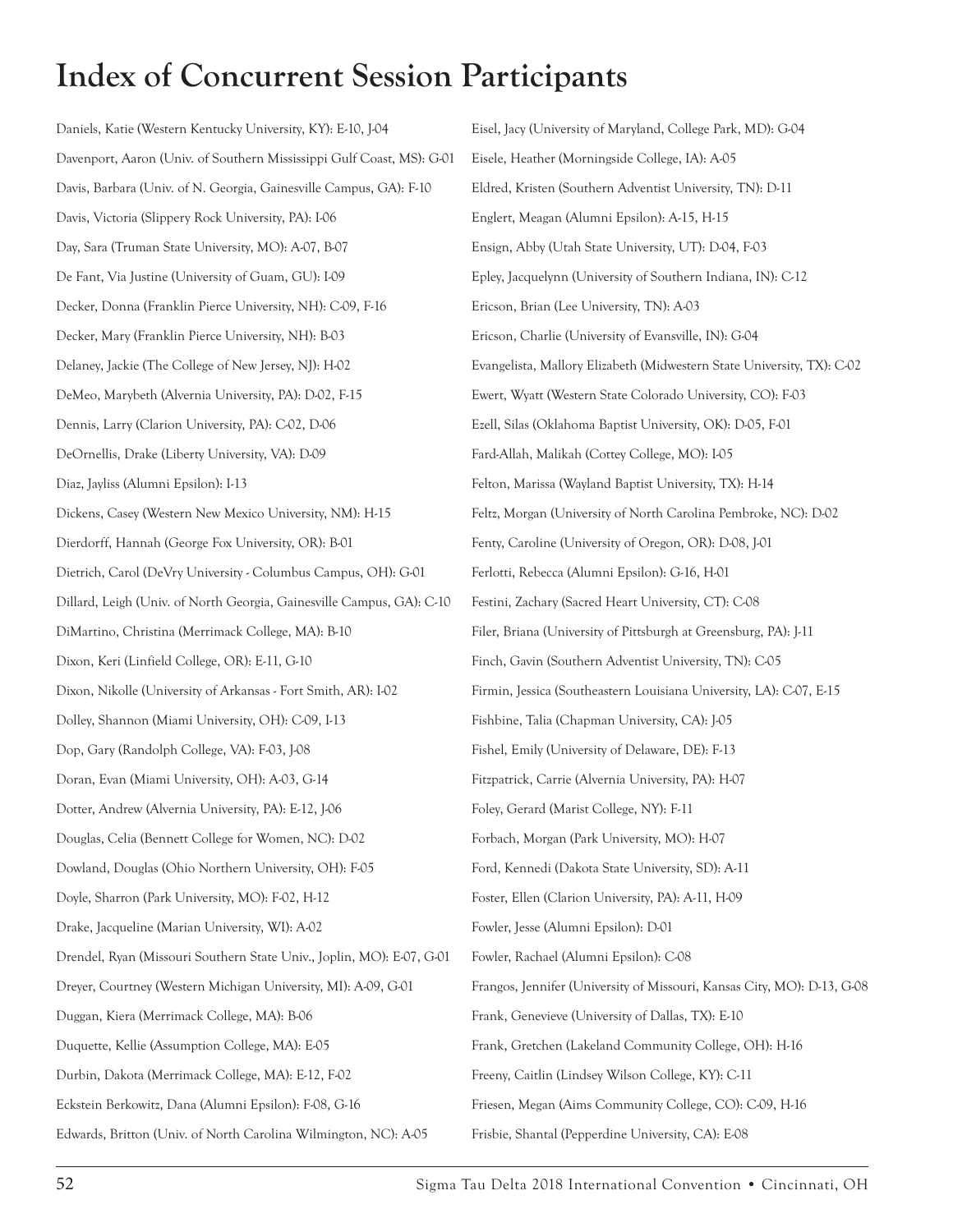# Index of Concurrent Session Participants

Daniels, Katie (Western Kentucky University, KY): E-10, J-04

Davenport, Aaron (Univ. of Southern Mississippi Gulf Coast, MS): G-01

Davis, Barbara (Univ. of N. Georgia, Gainesville Campus, GA): F-10

Davis, Victoria (Slippery Rock University, PA): I-06

Day, Sara (Truman State University, MO): A-07, B-07

De Fant, Via Justine (University of Guam, GU): I-09

Decker, Donna (Franklin Pierce University, NH): C-09, F-16

Decker, Mary (Franklin Pierce University, NH): B-03

Delaney, Jackie (The College of New Jersey, NJ): H-02

DeMeo, Marybeth (Alvernia University, PA): D-02, F-15

Dennis, Larry (Clarion University, PA): C-02, D-06

DeOrnellis, Drake (Liberty University, VA): D-09

Diaz, Jayliss (Alumni Epsilon): I-13

Dickens, Casey (Western New Mexico University, NM): H-15

Dierdorff, Hannah (George Fox University, OR): B-01

Dietrich, Carol (DeVry University - Columbus Campus, OH): G-01

Dillard, Leigh (Univ. of North Georgia, Gainesville Campus, GA): C-10

DiMartino, Christina (Merrimack College, MA): B-10

Dixon, Keri (Linfield College, OR): E-11, G-10

Dixon, Nikolle (University of Arkansas - Fort Smith, AR): I-02

Dolley, Shannon (Miami University, OH): C-09, I-13

Dop, Gary (Randolph College, VA): F-03, J-08

Doran, Evan (Miami University, OH): A-03, G-14

Dotter, Andrew (Alvernia University, PA): E-12, J-06

Douglas, Celia (Bennett College for Women, NC): D-02

Dowland, Douglas (Ohio Northern University, OH): F-05

Doyle, Sharron (Park University, MO): F-02, H-12

Drake, Jacqueline (Marian University, WI): A-02

Drendel, Ryan (Missouri Southern State Univ., Joplin, MO): E-07, G-01

Dreyer, Courtney (Western Michigan University, MI): A-09, G-01

Duggan, Kiera (Merrimack College, MA): B-06

Duquette, Kellie (Assumption College, MA): E-05

Durbin, Dakota (Merrimack College, MA): E-12, F-02

Eckstein Berkowitz, Dana (Alumni Epsilon): F-08, G-16

Edwards, Britton (Univ. of North Carolina Wilmington, NC): A-05

Eisel, Jacy (University of Maryland, College Park, MD): G-04

Eisele, Heather (Morningside College, IA): A-05

Eldred, Kristen (Southern Adventist University, TN): D-11

Englert, Meagan (Alumni Epsilon): A-15, H-15

Ensign, Abby (Utah State University, UT): D-04, F-03

Epley, Jacquelynn (University of Southern Indiana, IN): C-12

Ericson, Brian (Lee University, TN): A-03

Ericson, Charlie (University of Evansville, IN): G-04

Evangelista, Mallory Elizabeth (Midwestern State University, TX): C-02

Ewert, Wyatt (Western State Colorado University, CO): F-03

Ezell, Silas (Oklahoma Baptist University, OK): D-05, F-01

Fard-Allah, Malikah (Cottey College, MO): I-05

Felton, Marissa (Wayland Baptist University, TX): H-14

Feltz, Morgan (University of North Carolina Pembroke, NC): D-02

Fenty, Caroline (University of Oregon, OR): D-08, J-01

Ferlotti, Rebecca (Alumni Epsilon): G-16, H-01

Festini, Zachary (Sacred Heart University, CT): C-08

Filer, Briana (University of Pittsburgh at Greensburg, PA): J-11

Finch, Gavin (Southern Adventist University, TN): C-05

Firmin, Jessica (Southeastern Louisiana University, LA): C-07, E-15

Fishbine, Talia (Chapman University, CA): J-05

Fishel, Emily (University of Delaware, DE): F-13

Fitzpatrick, Carrie (Alvernia University, PA): H-07

Foley, Gerard (Marist College, NY): F-11

Forbach, Morgan (Park University, MO): H-07

Ford, Kennedi (Dakota State University, SD): A-11

Foster, Ellen (Clarion University, PA): A-11, H-09

Fowler, Jesse (Alumni Epsilon): D-01

Fowler, Rachael (Alumni Epsilon): C-08

Frangos, Jennifer (University of Missouri, Kansas City, MO): D-13, G-08

Frank, Genevieve (University of Dallas, TX): E-10

Frank, Gretchen (Lakeland Community College, OH): H-16

Freeny, Caitlin (Lindsey Wilson College, KY): C-11

Friesen, Megan (Aims Community College, CO): C-09, H-16

Frisbie, Shantal (Pepperdine University, CA): E-08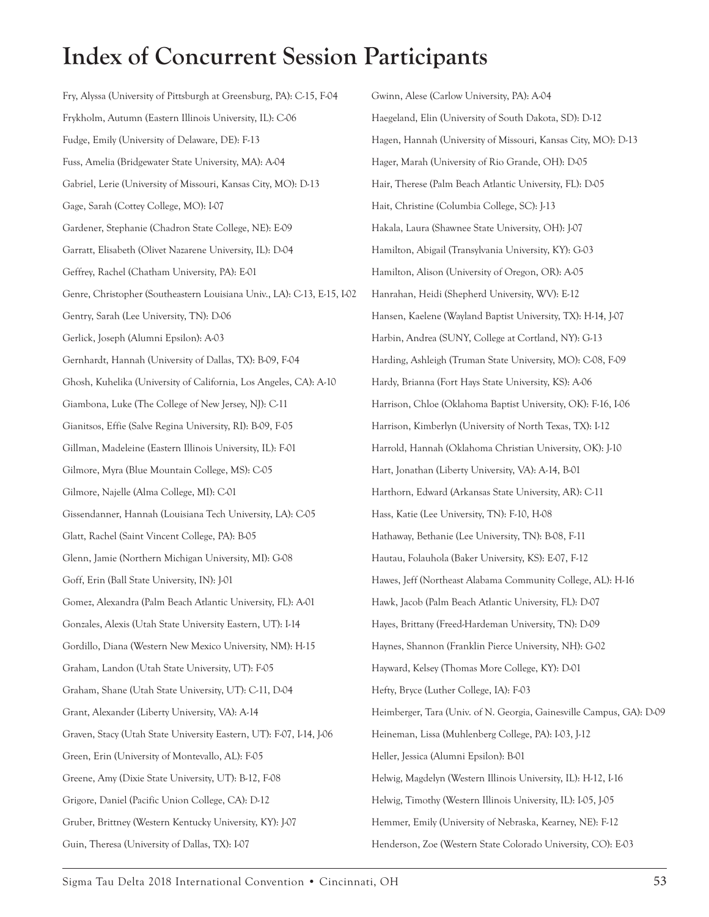# Index of Concurrent Session Participants

Fry, Alyssa (University of Pittsburgh at Greensburg, PA): C-15, F-04

Frykholm, Autumn (Eastern Illinois University, IL): C-06

Fudge, Emily (University of Delaware, DE): F-13

Fuss, Amelia (Bridgewater State University, MA): A-04

Gabriel, Lerie (University of Missouri, Kansas City, MO): D-13

Gage, Sarah (Cottey College, MO): I-07

Gardener, Stephanie (Chadron State College, NE): E-09

Garratt, Elisabeth (Olivet Nazarene University, IL): D-04

Geffrey, Rachel (Chatham University, PA): E-01

Genre, Christopher (Southeastern Louisiana Univ., LA): C-13, E-15, I-02

Gentry, Sarah (Lee University, TN): D-06

Gerlick, Joseph (Alumni Epsilon): A-03

Gernhardt, Hannah (University of Dallas, TX): B-09, F-04

Ghosh, Kuhelika (University of California, Los Angeles, CA): A-10

Giambona, Luke (The College of New Jersey, NJ): C-11

Gianitsos, Effie (Salve Regina University, RI): B-09, F-05

Gillman, Madeleine (Eastern Illinois University, IL): F-01

Gilmore, Myra (Blue Mountain College, MS): C-05

Gilmore, Najelle (Alma College, MI): C-01

Gissendanner, Hannah (Louisiana Tech University, LA): C-05

Glatt, Rachel (Saint Vincent College, PA): B-05

Glenn, Jamie (Northern Michigan University, MI): G-08

Goff, Erin (Ball State University, IN): J-01

Gomez, Alexandra (Palm Beach Atlantic University, FL): A-01

Gonzales, Alexis (Utah State University Eastern, UT): I-14

Gordillo, Diana (Western New Mexico University, NM): H-15

Graham, Landon (Utah State University, UT): F-05

Graham, Shane (Utah State University, UT): C-11, D-04

Grant, Alexander (Liberty University, VA): A-14

Graven, Stacy (Utah State University Eastern, UT): F-07, I-14, J-06

Green, Erin (University of Montevallo, AL): F-05

Greene, Amy (Dixie State University, UT): B-12, F-08

Grigore, Daniel (Pacific Union College, CA): D-12

Gruber, Brittney (Western Kentucky University, KY): J-07

Guin, Theresa (University of Dallas, TX): I-07

Gwinn, Alese (Carlow University, PA): A-04

Haegeland, Elin (University of South Dakota, SD): D-12

Hagen, Hannah (University of Missouri, Kansas City, MO): D-13

Hager, Marah (University of Rio Grande, OH): D-05

Hair, Therese (Palm Beach Atlantic University, FL): D-05

Hait, Christine (Columbia College, SC): J-13

Hakala, Laura (Shawnee State University, OH): J-07

Hamilton, Abigail (Transylvania University, KY): G-03

Hamilton, Alison (University of Oregon, OR): A-05

Hanrahan, Heidi (Shepherd University, WV): E-12

Hansen, Kaelene (Wayland Baptist University, TX): H-14, J-07

Harbin, Andrea (SUNY, College at Cortland, NY): G-13

Harding, Ashleigh (Truman State University, MO): C-08, F-09

Hardy, Brianna (Fort Hays State University, KS): A-06

Harrison, Chloe (Oklahoma Baptist University, OK): F-16, I-06

Harrison, Kimberlyn (University of North Texas, TX): I-12

Harrold, Hannah (Oklahoma Christian University, OK): J-10

Hart, Jonathan (Liberty University, VA): A-14, B-01

Harthorn, Edward (Arkansas State University, AR): C-11

Hass, Katie (Lee University, TN): F-10, H-08

Hathaway, Bethanie (Lee University, TN): B-08, F-11

Hautau, Folauhola (Baker University, KS): E-07, F-12

Hawes, Jeff (Northeast Alabama Community College, AL): H-16

Hawk, Jacob (Palm Beach Atlantic University, FL): D-07

Hayes, Brittany (Freed-Hardeman University, TN): D-09

Haynes, Shannon (Franklin Pierce University, NH): G-02

Hayward, Kelsey (Thomas More College, KY): D-01

Hefty, Bryce (Luther College, IA): F-03

Heimberger, Tara (Univ. of N. Georgia, Gainesville Campus, GA): D-09

Heineman, Lissa (Muhlenberg College, PA): I-03, J-12

Heller, Jessica (Alumni Epsilon): B-01

Helwig, Magdelyn (Western Illinois University, IL): H-12, I-16

Helwig, Timothy (Western Illinois University, IL): I-05, J-05

Hemmer, Emily (University of Nebraska, Kearney, NE): F-12

Henderson, Zoe (Western State Colorado University, CO): E-03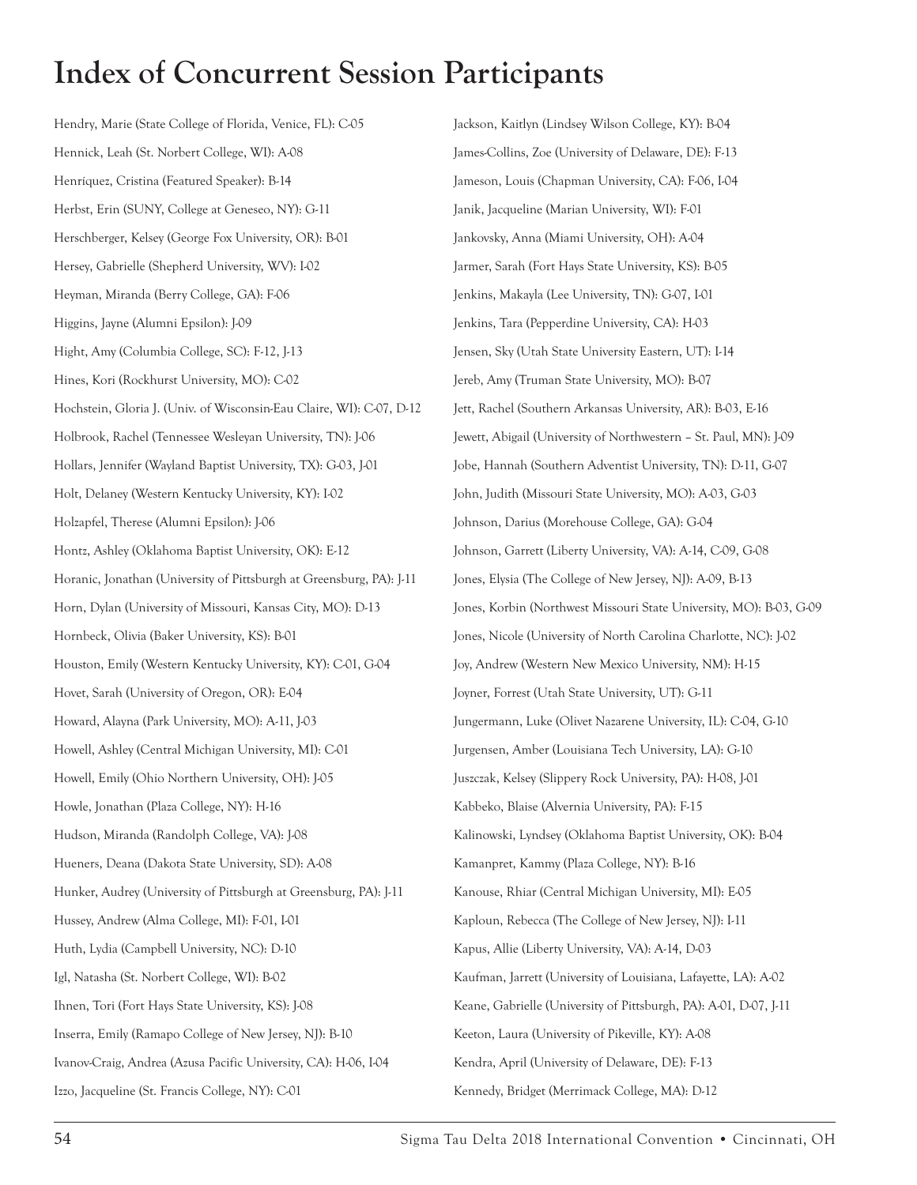# Index of Concurrent Session Participants

Hendry, Marie (State College of Florida, Venice, FL): C-05

Hennick, Leah (St. Norbert College, WI): A-08

Henríquez, Cristina (Featured Speaker): B-14

Herbst, Erin (SUNY, College at Geneseo, NY): G-11

Herschberger, Kelsey (George Fox University, OR): B-01

Hersey, Gabrielle (Shepherd University, WV): I-02

Heyman, Miranda (Berry College, GA): F-06

Higgins, Jayne (Alumni Epsilon): J-09

Hight, Amy (Columbia College, SC): F-12, J-13

Hines, Kori (Rockhurst University, MO): C-02

Hochstein, Gloria J. (Univ. of Wisconsin-Eau Claire, WI): C-07, D-12

Holbrook, Rachel (Tennessee Wesleyan University, TN): J-06

Hollars, Jennifer (Wayland Baptist University, TX): G-03, J-01

Holt, Delaney (Western Kentucky University, KY): I-02

Holzapfel, Therese (Alumni Epsilon): J-06

Hontz, Ashley (Oklahoma Baptist University, OK): E-12

Horanic, Jonathan (University of Pittsburgh at Greensburg, PA): J-11

Horn, Dylan (University of Missouri, Kansas City, MO): D-13

Hornbeck, Olivia (Baker University, KS): B-01

Houston, Emily (Western Kentucky University, KY): C-01, G-04

Hovet, Sarah (University of Oregon, OR): E-04

Howard, Alayna (Park University, MO): A-11, J-03

Howell, Ashley (Central Michigan University, MI): C-01

Howell, Emily (Ohio Northern University, OH): J-05

Howle, Jonathan (Plaza College, NY): H-16

Hudson, Miranda (Randolph College, VA): J-08

Hueners, Deana (Dakota State University, SD): A-08

Hunker, Audrey (University of Pittsburgh at Greensburg, PA): J-11

Hussey, Andrew (Alma College, MI): F-01, I-01

Huth, Lydia (Campbell University, NC): D-10

Igl, Natasha (St. Norbert College, WI): B-02

Ihnen, Tori (Fort Hays State University, KS): J-08

Inserra, Emily (Ramapo College of New Jersey, NJ): B-10

Ivanov-Craig, Andrea (Azusa Pacific University, CA): H-06, I-04

Izzo, Jacqueline (St. Francis College, NY): C-01

Jackson, Kaitlyn (Lindsey Wilson College, KY): B-04

James-Collins, Zoe (University of Delaware, DE): F-13

Jameson, Louis (Chapman University, CA): F-06, I-04

Janik, Jacqueline (Marian University, WI): F-01

Jankovsky, Anna (Miami University, OH): A-04

Jarmer, Sarah (Fort Hays State University, KS): B-05

Jenkins, Makayla (Lee University, TN): G-07, I-01

Jenkins, Tara (Pepperdine University, CA): H-03

Jensen, Sky (Utah State University Eastern, UT): I-14

Jereb, Amy (Truman State University, MO): B-07

Jett, Rachel (Southern Arkansas University, AR): B-03, E-16

Jewett, Abigail (University of Northwestern – St. Paul, MN): J-09

Jobe, Hannah (Southern Adventist University, TN): D-11, G-07

John, Judith (Missouri State University, MO): A-03, G-03

Johnson, Darius (Morehouse College, GA): G-04

Johnson, Garrett (Liberty University, VA): A-14, C-09, G-08

Jones, Elysia (The College of New Jersey, NJ): A-09, B-13

Jones, Korbin (Northwest Missouri State University, MO): B-03, G-09

Jones, Nicole (University of North Carolina Charlotte, NC): J-02

Joy, Andrew (Western New Mexico University, NM): H-15

Joyner, Forrest (Utah State University, UT): G-11

Jungermann, Luke (Olivet Nazarene University, IL): C-04, G-10

Jurgensen, Amber (Louisiana Tech University, LA): G-10

Juszczak, Kelsey (Slippery Rock University, PA): H-08, J-01

Kabbeko, Blaise (Alvernia University, PA): F-15

Kalinowski, Lyndsey (Oklahoma Baptist University, OK): B-04

Kamanpret, Kammy (Plaza College, NY): B-16

Kanouse, Rhiar (Central Michigan University, MI): E-05

Kaploun, Rebecca (The College of New Jersey, NJ): I-11

Kapus, Allie (Liberty University, VA): A-14, D-03

Kaufman, Jarrett (University of Louisiana, Lafayette, LA): A-02

Keane, Gabrielle (University of Pittsburgh, PA): A-01, D-07, J-11

Keeton, Laura (University of Pikeville, KY): A-08

Kendra, April (University of Delaware, DE): F-13

Kennedy, Bridget (Merrimack College, MA): D-12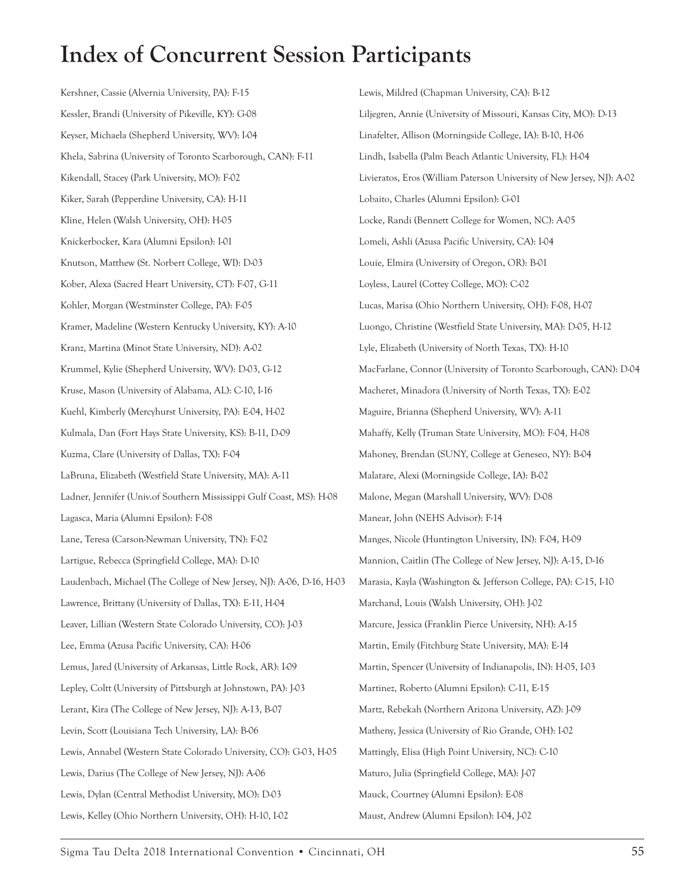# Index of Concurrent Session Participants

Kershner, Cassie (Alvernia University, PA): F-15

Kessler, Brandi (University of Pikeville, KY): G-08

Keyser, Michaela (Shepherd University, WV): I-04

Khela, Sabrina (University of Toronto Scarborough, CAN): F-11

Kikendall, Stacey (Park University, MO): F-02

Kiker, Sarah (Pepperdine University, CA): H-11

Kline, Helen (Walsh University, OH): H-05

Knickerbocker, Kara (Alumni Epsilon): I-01

Knutson, Matthew (St. Norbert College, WI): D-03

Kober, Alexa (Sacred Heart University, CT): F-07, G-11

Kohler, Morgan (Westminster College, PA): F-05

Kramer, Madeline (Western Kentucky University, KY): A-10

Kranz, Martina (Minot State University, ND): A-02

Krummel, Kylie (Shepherd University, WV): D-03, G-12

Kruse, Mason (University of Alabama, AL): C-10, I-16

Kuehl, Kimberly (Mercyhurst University, PA): E-04, H-02

Kulmala, Dan (Fort Hays State University, KS): B-11, D-09

Kuzma, Clare (University of Dallas, TX): F-04

LaBruna, Elizabeth (Westfield State University, MA): A-11

Ladner, Jennifer (Univ.of Southern Mississippi Gulf Coast, MS): H-08

Lagasca, Maria (Alumni Epsilon): F-08

Lane, Teresa (Carson-Newman University, TN): F-02

Lartigue, Rebecca (Springfield College, MA): D-10

Laudenbach, Michael (The College of New Jersey, NJ): A-06, D-16, H-03

Lawrence, Brittany (University of Dallas, TX): E-11, H-04

Leaver, Lillian (Western State Colorado University, CO): J-03

Lee, Emma (Azusa Pacific University, CA): H-06

Lemus, Jared (University of Arkansas, Little Rock, AR): I-09

Lepley, Coltt (University of Pittsburgh at Johnstown, PA): J-03

Lerant, Kira (The College of New Jersey, NJ): A-13, B-07

Levin, Scott (Louisiana Tech University, LA): B-06

Lewis, Annabel (Western State Colorado University, CO): G-03, H-05

Lewis, Darius (The College of New Jersey, NJ): A-06

Lewis, Dylan (Central Methodist University, MO): D-03

Lewis, Kelley (Ohio Northern University, OH): H-10, I-02

Lewis, Mildred (Chapman University, CA): B-12

Liljegren, Annie (University of Missouri, Kansas City, MO): D-13

Linafelter, Allison (Morningside College, IA): B-10, H-06

Lindh, Isabella (Palm Beach Atlantic University, FL): H-04

Livieratos, Eros (William Paterson University of New Jersey, NJ): A-02

Lobaito, Charles (Alumni Epsilon): G-01

Locke, Randi (Bennett College for Women, NC): A-05

Lomeli, Ashli (Azusa Pacific University, CA): I-04

Louie, Elmira (University of Oregon, OR): B-01

Loyless, Laurel (Cottey College, MO): C-02

Lucas, Marisa (Ohio Northern University, OH): F-08, H-07

Luongo, Christine (Westfield State University, MA): D-05, H-12

Lyle, Elizabeth (University of North Texas, TX): H-10

MacFarlane, Connor (University of Toronto Scarborough, CAN): D-04

Macheret, Minadora (University of North Texas, TX): E-02

Maguire, Brianna (Shepherd University, WV): A-11

Mahaffy, Kelly (Truman State University, MO): F-04, H-08

Mahoney, Brendan (SUNY, College at Geneseo, NY): B-04

Malatare, Alexi (Morningside College, IA): B-02

Malone, Megan (Marshall University, WV): D-08

Manear, John (NEHS Advisor): F-14

Manges, Nicole (Huntington University, IN): F-04, H-09

Mannion, Caitlin (The College of New Jersey, NJ): A-15, D-16

Marasia, Kayla (Washington & Jefferson College, PA): C-15, I-10

Marchand, Louis (Walsh University, OH): J-02

Marcure, Jessica (Franklin Pierce University, NH): A-15

Martin, Emily (Fitchburg State University, MA): E-14

Martin, Spencer (University of Indianapolis, IN): H-05, I-03

Martinez, Roberto (Alumni Epsilon): C-11, E-15

Martz, Rebekah (Northern Arizona University, AZ): J-09

Matheny, Jessica (University of Rio Grande, OH): I-02

Mattingly, Elisa (High Point University, NC): C-10

Maturo, Julia (Springfield College, MA): J-07

Mauck, Courtney (Alumni Epsilon): E-08

Maust, Andrew (Alumni Epsilon): I-04, J-02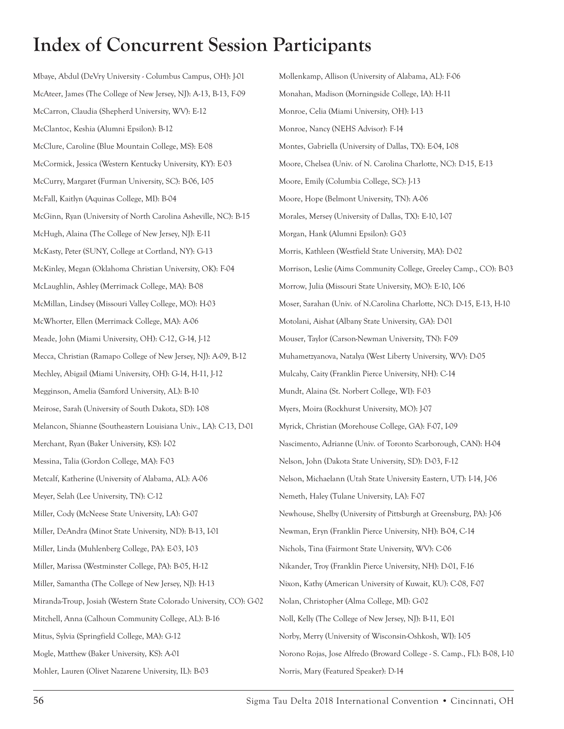# Index of Concurrent Session Participants

Mbaye, Abdul (DeVry University - Columbus Campus, OH): J-01

McAteer, James (The College of New Jersey, NJ): A-13, B-13, F-09

McCarron, Claudia (Shepherd University, WV): E-12

McClantoc, Keshia (Alumni Epsilon): B-12

McClure, Caroline (Blue Mountain College, MS): E-08

McCormick, Jessica (Western Kentucky University, KY): E-03

McCurry, Margaret (Furman University, SC): B-06, I-05

McFall, Kaitlyn (Aquinas College, MI): B-04

McGinn, Ryan (University of North Carolina Asheville, NC): B-15

McHugh, Alaina (The College of New Jersey, NJ): E-11

McKasty, Peter (SUNY, College at Cortland, NY): G-13

McKinley, Megan (Oklahoma Christian University, OK): F-04

McLaughlin, Ashley (Merrimack College, MA): B-08

McMillan, Lindsey (Missouri Valley College, MO): H-03

McWhorter, Ellen (Merrimack College, MA): A-06

Meade, John (Miami University, OH): C-12, G-14, J-12

Mecca, Christian (Ramapo College of New Jersey, NJ): A-09, B-12

Mechley, Abigail (Miami University, OH): G-14, H-11, J-12

Megginson, Amelia (Samford University, AL): B-10

Meirose, Sarah (University of South Dakota, SD): I-08

Melancon, Shianne (Southeastern Louisiana Univ., LA): C-13, D-01

Merchant, Ryan (Baker University, KS): I-02

Messina, Talia (Gordon College, MA): F-03

Metcalf, Katherine (University of Alabama, AL): A-06

Meyer, Selah (Lee University, TN): C-12

Miller, Cody (McNeese State University, LA): G-07

Miller, DeAndra (Minot State University, ND): B-13, I-01

Miller, Linda (Muhlenberg College, PA): E-03, I-03

Miller, Marissa (Westminster College, PA): B-05, H-12

Miller, Samantha (The College of New Jersey, NJ): H-13

Miranda-Troup, Josiah (Western State Colorado University, CO): G-02

Mitchell, Anna (Calhoun Community College, AL): B-16

Mitus, Sylvia (Springfield College, MA): G-12

Mogle, Matthew (Baker University, KS): A-01

Mohler, Lauren (Olivet Nazarene University, IL): B-03

Mollenkamp, Allison (University of Alabama, AL): F-06

Monahan, Madison (Morningside College, IA): H-11

Monroe, Celia (Miami University, OH): I-13

Monroe, Nancy (NEHS Advisor): F-14

Montes, Gabriella (University of Dallas, TX): E-04, I-08

Moore, Chelsea (Univ. of N. Carolina Charlotte, NC): D-15, E-13

Moore, Emily (Columbia College, SC): J-13

Moore, Hope (Belmont University, TN): A-06

Morales, Mersey (University of Dallas, TX): E-10, I-07

Morgan, Hank (Alumni Epsilon): G-03

Morris, Kathleen (Westfield State University, MA): D-02

Morrison, Leslie (Aims Community College, Greeley Camp., CO): B-03

Morrow, Julia (Missouri State University, MO): E-10, I-06

Moser, Sarahan (Univ. of N.Carolina Charlotte, NC): D-15, E-13, H-10

Motolani, Aishat (Albany State University, GA): D-01

Mouser, Taylor (Carson-Newman University, TN): F-09

Muhametzyanova, Natalya (West Liberty University, WV): D-05

Mulcahy, Caity (Franklin Pierce University, NH): C-14

Mundt, Alaina (St. Norbert College, WI): F-03

Myers, Moira (Rockhurst University, MO): J-07

Myrick, Christian (Morehouse College, GA): F-07, I-09

Nascimento, Adrianne (Univ. of Toronto Scarborough, CAN): H-04

Nelson, John (Dakota State University, SD): D-03, F-12

Nelson, Michaelann (Utah State University Eastern, UT): I-14, J-06

Nemeth, Haley (Tulane University, LA): F-07

Newhouse, Shelby (University of Pittsburgh at Greensburg, PA): J-06

Newman, Eryn (Franklin Pierce University, NH): B-04, C-14

Nichols, Tina (Fairmont State University, WV): C-06

Nikander, Troy (Franklin Pierce University, NH): D-01, F-16

Nixon, Kathy (American University of Kuwait, KU): C-08, F-07

Nolan, Christopher (Alma College, MI): G-02

Noll, Kelly (The College of New Jersey, NJ): B-11, E-01

Norby, Merry (University of Wisconsin-Oshkosh, WI): I-05

Norono Rojas, Jose Alfredo (Broward College - S. Camp., FL): B-08, I-10

Norris, Mary (Featured Speaker): D-14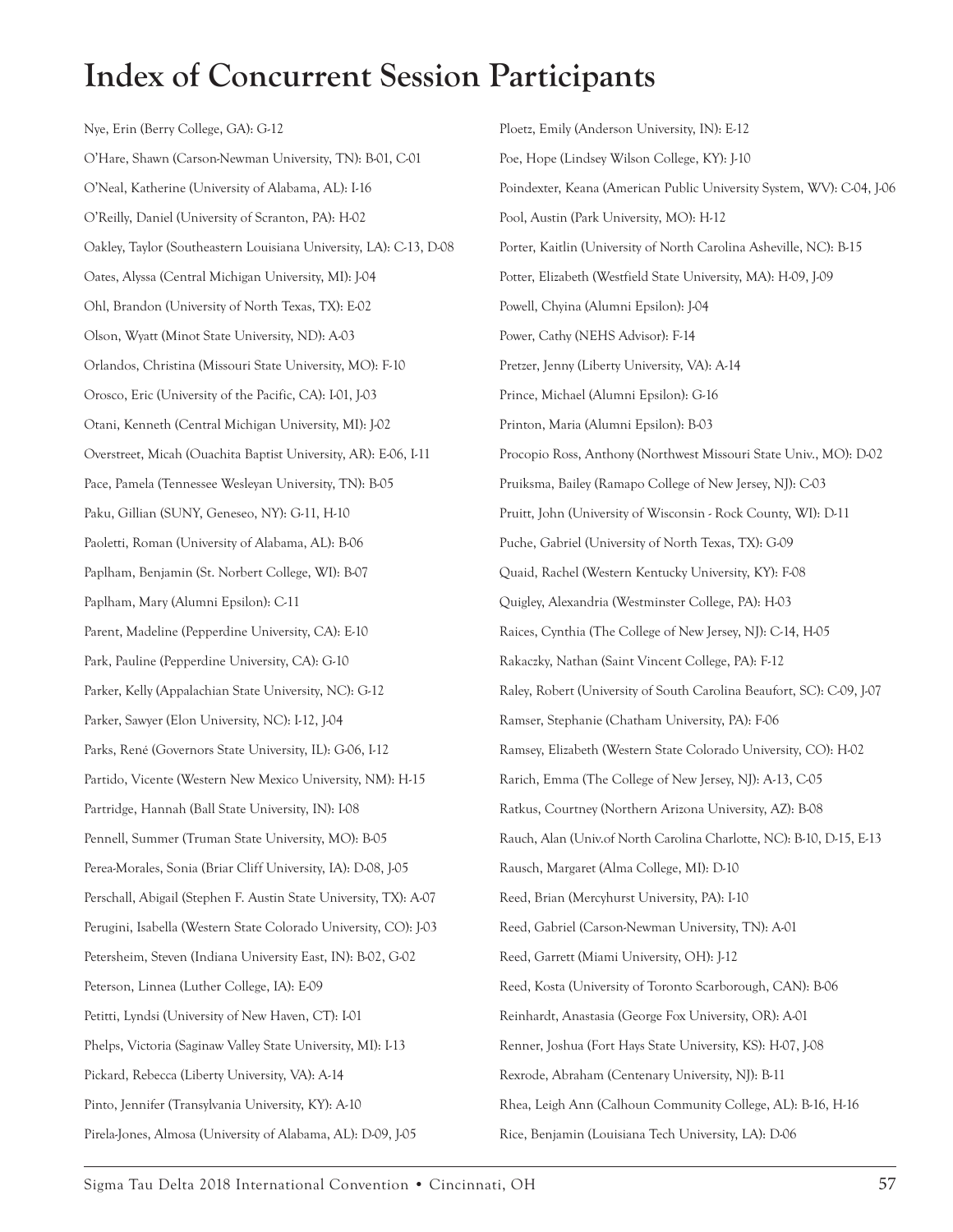# Index of Concurrent Session Participants

Nye, Erin (Berry College, GA): G-12

O'Hare, Shawn (Carson-Newman University, TN): B-01, C-01

O'Neal, Katherine (University of Alabama, AL): I-16

O'Reilly, Daniel (University of Scranton, PA): H-02

Oakley, Taylor (Southeastern Louisiana University, LA): C-13, D-08

Oates, Alyssa (Central Michigan University, MI): J-04

Ohl, Brandon (University of North Texas, TX): E-02

Olson, Wyatt (Minot State University, ND): A-03

Orlandos, Christina (Missouri State University, MO): F-10

Orosco, Eric (University of the Pacific, CA): I-01, J-03

Otani, Kenneth (Central Michigan University, MI): J-02

Overstreet, Micah (Ouachita Baptist University, AR): E-06, I-11

Pace, Pamela (Tennessee Wesleyan University, TN): B-05

Paku, Gillian (SUNY, Geneseo, NY): G-11, H-10

Paoletti, Roman (University of Alabama, AL): B-06

Paplham, Benjamin (St. Norbert College, WI): B-07

Paplham, Mary (Alumni Epsilon): C-11

Parent, Madeline (Pepperdine University, CA): E-10

Park, Pauline (Pepperdine University, CA): G-10

Parker, Kelly (Appalachian State University, NC): G-12

Parker, Sawyer (Elon University, NC): I-12, J-04

Parks, René (Governors State University, IL): G-06, I-12

Partido, Vicente (Western New Mexico University, NM): H-15

Partridge, Hannah (Ball State University, IN): I-08

Pennell, Summer (Truman State University, MO): B-05

Perea-Morales, Sonia (Briar Cliff University, IA): D-08, J-05

Perschall, Abigail (Stephen F. Austin State University, TX): A-07

Perugini, Isabella (Western State Colorado University, CO): J-03

Petersheim, Steven (Indiana University East, IN): B-02, G-02

Peterson, Linnea (Luther College, IA): E-09

Petitti, Lyndsi (University of New Haven, CT): I-01

Phelps, Victoria (Saginaw Valley State University, MI): I-13

Pickard, Rebecca (Liberty University, VA): A-14

Pinto, Jennifer (Transylvania University, KY): A-10

Pirela-Jones, Almosa (University of Alabama, AL): D-09, J-05

Ploetz, Emily (Anderson University, IN): E-12

Poe, Hope (Lindsey Wilson College, KY): J-10

Poindexter, Keana (American Public University System, WV): C-04, J-06

Pool, Austin (Park University, MO): H-12

Porter, Kaitlin (University of North Carolina Asheville, NC): B-15

Potter, Elizabeth (Westfield State University, MA): H-09, J-09

Powell, Chyina (Alumni Epsilon): J-04

Power, Cathy (NEHS Advisor): F-14

Pretzer, Jenny (Liberty University, VA): A-14

Prince, Michael (Alumni Epsilon): G-16

Printon, Maria (Alumni Epsilon): B-03

Procopio Ross, Anthony (Northwest Missouri State Univ., MO): D-02

Pruiksma, Bailey (Ramapo College of New Jersey, NJ): C-03

Pruitt, John (University of Wisconsin - Rock County, WI): D-11

Puche, Gabriel (University of North Texas, TX): G-09

Quaid, Rachel (Western Kentucky University, KY): F-08

Quigley, Alexandria (Westminster College, PA): H-03

Raices, Cynthia (The College of New Jersey, NJ): C-14, H-05

Rakaczky, Nathan (Saint Vincent College, PA): F-12

Raley, Robert (University of South Carolina Beaufort, SC): C-09, J-07

Ramser, Stephanie (Chatham University, PA): F-06

Ramsey, Elizabeth (Western State Colorado University, CO): H-02

Rarich, Emma (The College of New Jersey, NJ): A-13, C-05

Ratkus, Courtney (Northern Arizona University, AZ): B-08

Rauch, Alan (Univ.of North Carolina Charlotte, NC): B-10, D-15, E-13

Rausch, Margaret (Alma College, MI): D-10

Reed, Brian (Mercyhurst University, PA): I-10

Reed, Gabriel (Carson-Newman University, TN): A-01

Reed, Garrett (Miami University, OH): J-12

Reed, Kosta (University of Toronto Scarborough, CAN): B-06

Reinhardt, Anastasia (George Fox University, OR): A-01

Renner, Joshua (Fort Hays State University, KS): H-07, J-08

Rexrode, Abraham (Centenary University, NJ): B-11

Rhea, Leigh Ann (Calhoun Community College, AL): B-16, H-16

Rice, Benjamin (Louisiana Tech University, LA): D-06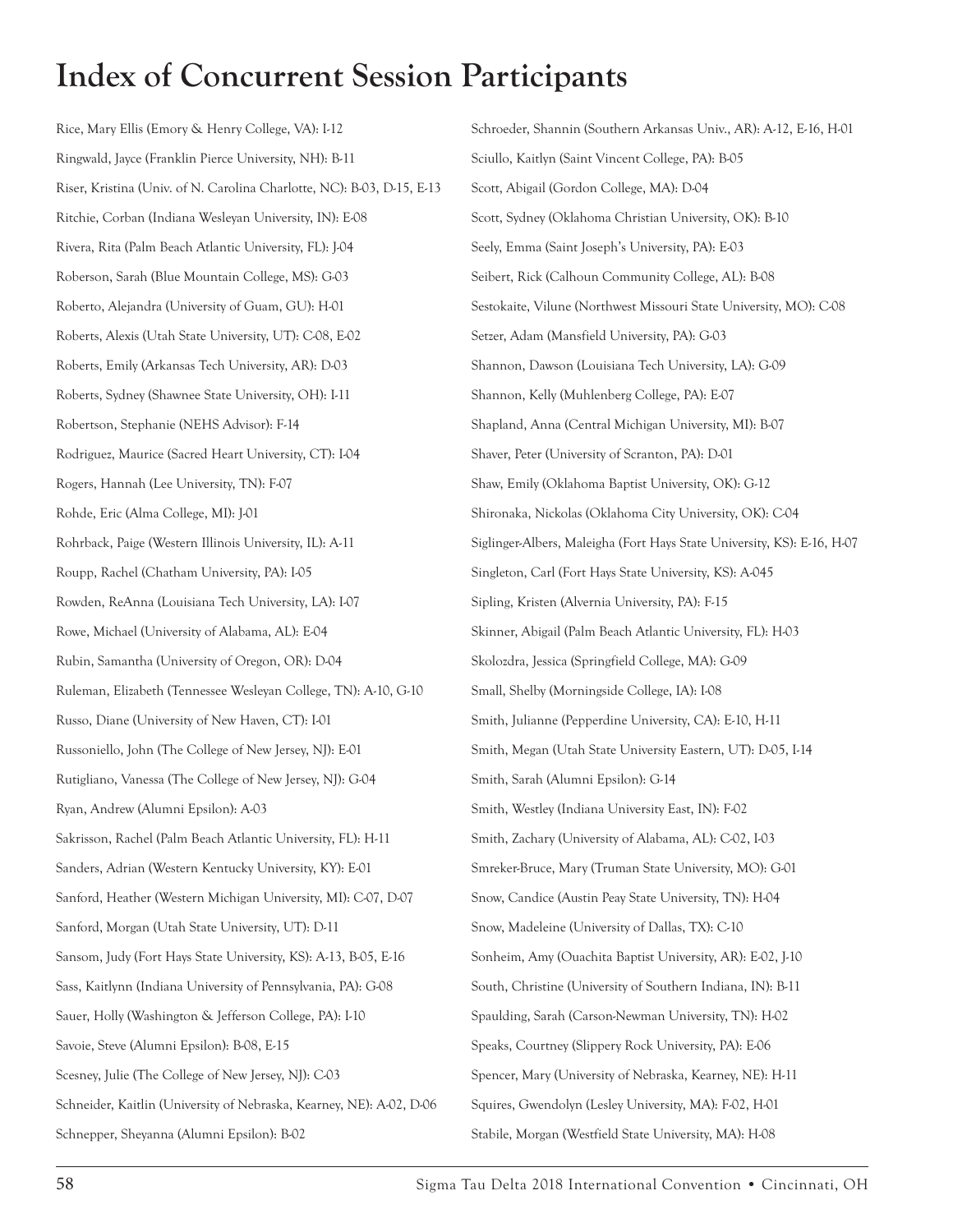# Index of Concurrent Session Participants

Rice, Mary Ellis (Emory & Henry College, VA): I-12

Ringwald, Jayce (Franklin Pierce University, NH): B-11

Riser, Kristina (Univ. of N. Carolina Charlotte, NC): B-03, D-15, E-13

Ritchie, Corban (Indiana Wesleyan University, IN): E-08

Rivera, Rita (Palm Beach Atlantic University, FL): J-04

Roberson, Sarah (Blue Mountain College, MS): G-03

Roberto, Alejandra (University of Guam, GU): H-01

Roberts, Alexis (Utah State University, UT): C-08, E-02

Roberts, Emily (Arkansas Tech University, AR): D-03

Roberts, Sydney (Shawnee State University, OH): I-11

Robertson, Stephanie (NEHS Advisor): F-14

Rodriguez, Maurice (Sacred Heart University, CT): I-04

Rogers, Hannah (Lee University, TN): F-07

Rohde, Eric (Alma College, MI): J-01

Rohrback, Paige (Western Illinois University, IL): A-11

Roupp, Rachel (Chatham University, PA): I-05

Rowden, ReAnna (Louisiana Tech University, LA): I-07

Rowe, Michael (University of Alabama, AL): E-04

Rubin, Samantha (University of Oregon, OR): D-04

Ruleman, Elizabeth (Tennessee Wesleyan College, TN): A-10, G-10

Russo, Diane (University of New Haven, CT): I-01

Russoniello, John (The College of New Jersey, NJ): E-01

Rutigliano, Vanessa (The College of New Jersey, NJ): G-04

Ryan, Andrew (Alumni Epsilon): A-03

Sakrisson, Rachel (Palm Beach Atlantic University, FL): H-11

Sanders, Adrian (Western Kentucky University, KY): E-01

Sanford, Heather (Western Michigan University, MI): C-07, D-07

Sanford, Morgan (Utah State University, UT): D-11

Sansom, Judy (Fort Hays State University, KS): A-13, B-05, E-16

Sass, Kaitlynn (Indiana University of Pennsylvania, PA): G-08

Sauer, Holly (Washington & Jefferson College, PA): I-10

Savoie, Steve (Alumni Epsilon): B-08, E-15

Scesney, Julie (The College of New Jersey, NJ): C-03

Schneider, Kaitlin (University of Nebraska, Kearney, NE): A-02, D-06

Schnepper, Sheyanna (Alumni Epsilon): B-02

Schroeder, Shannin (Southern Arkansas Univ., AR): A-12, E-16, H-01

Sciullo, Kaitlyn (Saint Vincent College, PA): B-05

Scott, Abigail (Gordon College, MA): D-04

Scott, Sydney (Oklahoma Christian University, OK): B-10

Seely, Emma (Saint Joseph's University, PA): E-03

Seibert, Rick (Calhoun Community College, AL): B-08

Sestokaite, Vilune (Northwest Missouri State University, MO): C-08

Setzer, Adam (Mansfield University, PA): G-03

Shannon, Dawson (Louisiana Tech University, LA): G-09

Shannon, Kelly (Muhlenberg College, PA): E-07

Shapland, Anna (Central Michigan University, MI): B-07

Shaver, Peter (University of Scranton, PA): D-01

Shaw, Emily (Oklahoma Baptist University, OK): G-12

Shironaka, Nickolas (Oklahoma City University, OK): C-04

Siglinger-Albers, Maleigha (Fort Hays State University, KS): E-16, H-07

Singleton, Carl (Fort Hays State University, KS): A-045

Sipling, Kristen (Alvernia University, PA): F-15

Skinner, Abigail (Palm Beach Atlantic University, FL): H-03

Skolozdra, Jessica (Springfield College, MA): G-09

Small, Shelby (Morningside College, IA): I-08

Smith, Julianne (Pepperdine University, CA): E-10, H-11

Smith, Megan (Utah State University Eastern, UT): D-05, I-14

Smith, Sarah (Alumni Epsilon): G-14

Smith, Westley (Indiana University East, IN): F-02

Smith, Zachary (University of Alabama, AL): C-02, I-03

Smreker-Bruce, Mary (Truman State University, MO): G-01

Snow, Candice (Austin Peay State University, TN): H-04

Snow, Madeleine (University of Dallas, TX): C-10

Sonheim, Amy (Ouachita Baptist University, AR): E-02, J-10

South, Christine (University of Southern Indiana, IN): B-11

Spaulding, Sarah (Carson-Newman University, TN): H-02

Speaks, Courtney (Slippery Rock University, PA): E-06

Spencer, Mary (University of Nebraska, Kearney, NE): H-11

Squires, Gwendolyn (Lesley University, MA): F-02, H-01

Stabile, Morgan (Westfield State University, MA): H-08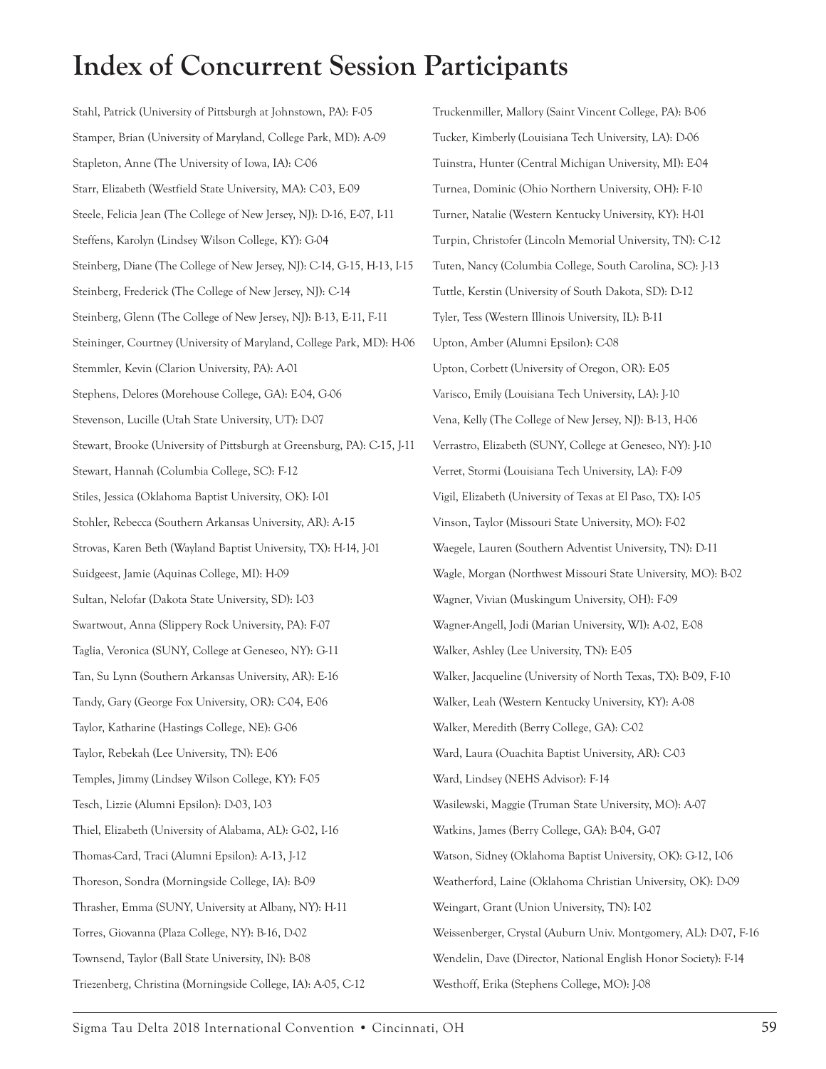# Index of Concurrent Session Participants

Stahl, Patrick (University of Pittsburgh at Johnstown, PA): F-05

Stamper, Brian (University of Maryland, College Park, MD): A-09

Stapleton, Anne (The University of Iowa, IA): C-06

Starr, Elizabeth (Westfield State University, MA): C-03, E-09

Steele, Felicia Jean (The College of New Jersey, NJ): D-16, E-07, I-11

Steffens, Karolyn (Lindsey Wilson College, KY): G-04

Steinberg, Diane (The College of New Jersey, NJ): C-14, G-15, H-13, I-15

Steinberg, Frederick (The College of New Jersey, NJ): C-14

Steinberg, Glenn (The College of New Jersey, NJ): B-13, E-11, F-11

Steininger, Courtney (University of Maryland, College Park, MD): H-06

Stemmler, Kevin (Clarion University, PA): A-01

Stephens, Delores (Morehouse College, GA): E-04, G-06

Stevenson, Lucille (Utah State University, UT): D-07

Stewart, Brooke (University of Pittsburgh at Greensburg, PA): C-15, J-11

Stewart, Hannah (Columbia College, SC): F-12

Stiles, Jessica (Oklahoma Baptist University, OK): I-01

Stohler, Rebecca (Southern Arkansas University, AR): A-15

Strovas, Karen Beth (Wayland Baptist University, TX): H-14, J-01

Suidgeest, Jamie (Aquinas College, MI): H-09

Sultan, Nelofar (Dakota State University, SD): I-03

Swartwout, Anna (Slippery Rock University, PA): F-07

Taglia, Veronica (SUNY, College at Geneseo, NY): G-11

Tan, Su Lynn (Southern Arkansas University, AR): E-16

Tandy, Gary (George Fox University, OR): C-04, E-06

Taylor, Katharine (Hastings College, NE): G-06

Taylor, Rebekah (Lee University, TN): E-06

Temples, Jimmy (Lindsey Wilson College, KY): F-05

Tesch, Lizzie (Alumni Epsilon): D-03, I-03

Thiel, Elizabeth (University of Alabama, AL): G-02, I-16

Thomas-Card, Traci (Alumni Epsilon): A-13, J-12

Thoreson, Sondra (Morningside College, IA): B-09

Thrasher, Emma (SUNY, University at Albany, NY): H-11

Torres, Giovanna (Plaza College, NY): B-16, D-02

Townsend, Taylor (Ball State University, IN): B-08

Triezenberg, Christina (Morningside College, IA): A-05, C-12

Truckenmiller, Mallory (Saint Vincent College, PA): B-06

Tucker, Kimberly (Louisiana Tech University, LA): D-06

Tuinstra, Hunter (Central Michigan University, MI): E-04

Turnea, Dominic (Ohio Northern University, OH): F-10

Turner, Natalie (Western Kentucky University, KY): H-01

Turpin, Christofer (Lincoln Memorial University, TN): C-12

Tuten, Nancy (Columbia College, South Carolina, SC): J-13

Tuttle, Kerstin (University of South Dakota, SD): D-12

Tyler, Tess (Western Illinois University, IL): B-11

Upton, Amber (Alumni Epsilon): C-08

Upton, Corbett (University of Oregon, OR): E-05

Varisco, Emily (Louisiana Tech University, LA): J-10

Vena, Kelly (The College of New Jersey, NJ): B-13, H-06

Verrastro, Elizabeth (SUNY, College at Geneseo, NY): J-10

Verret, Stormi (Louisiana Tech University, LA): F-09

Vigil, Elizabeth (University of Texas at El Paso, TX): I-05

Vinson, Taylor (Missouri State University, MO): F-02

Waegele, Lauren (Southern Adventist University, TN): D-11

Wagle, Morgan (Northwest Missouri State University, MO): B-02

Wagner, Vivian (Muskingum University, OH): F-09

Wagner-Angell, Jodi (Marian University, WI): A-02, E-08

Walker, Ashley (Lee University, TN): E-05

Walker, Jacqueline (University of North Texas, TX): B-09, F-10

Walker, Leah (Western Kentucky University, KY): A-08

Walker, Meredith (Berry College, GA): C-02

Ward, Laura (Ouachita Baptist University, AR): C-03

Ward, Lindsey (NEHS Advisor): F-14

Wasilewski, Maggie (Truman State University, MO): A-07

Watkins, James (Berry College, GA): B-04, G-07

Watson, Sidney (Oklahoma Baptist University, OK): G-12, I-06

Weatherford, Laine (Oklahoma Christian University, OK): D-09

Weingart, Grant (Union University, TN): I-02

Weissenberger, Crystal (Auburn Univ. Montgomery, AL): D-07, F-16

Wendelin, Dave (Director, National English Honor Society): F-14

Westhoff, Erika (Stephens College, MO): J-08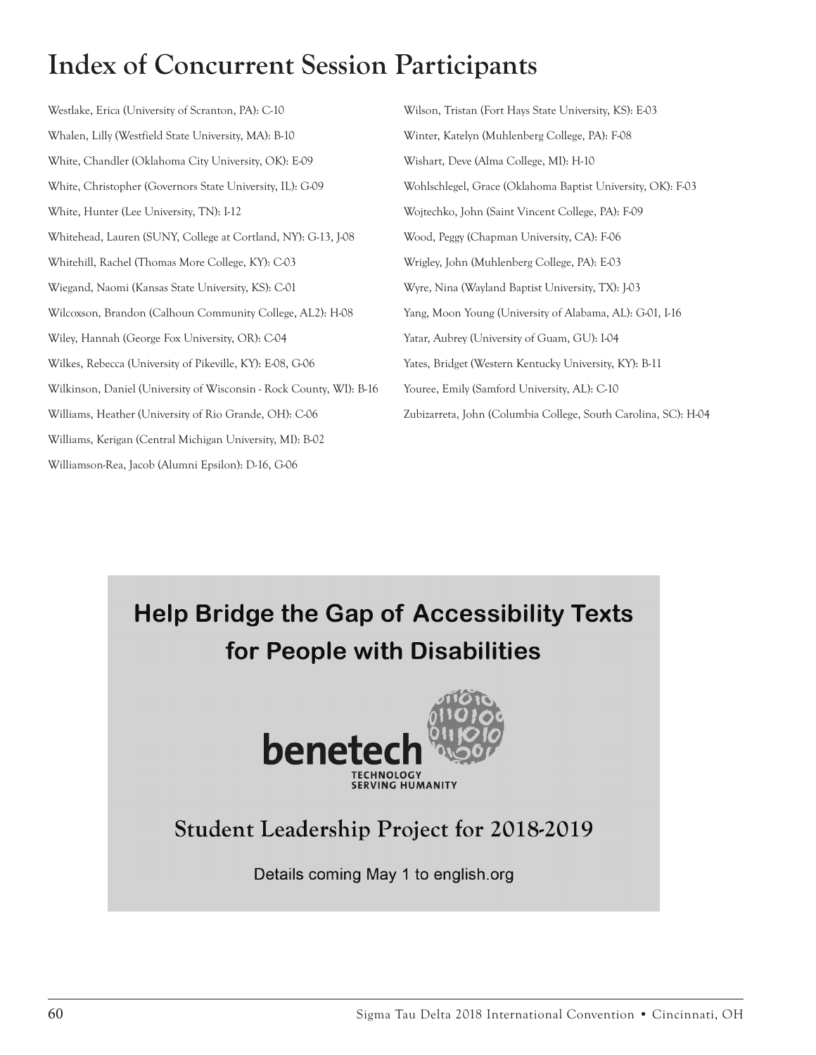# Index of Concurrent Session Participants

Westlake, Erica (University of Scranton, PA): C-10

Whalen, Lilly (Westfield State University, MA): B-10

White, Chandler (Oklahoma City University, OK): E-09

White, Christopher (Governors State University, IL): G-09

White, Hunter (Lee University, TN): I-12

Whitehead, Lauren (SUNY, College at Cortland, NY): G-13, J-08

Whitehill, Rachel (Thomas More College, KY): C-03

Wiegand, Naomi (Kansas State University, KS): C-01

Wilcoxson, Brandon (Calhoun Community College, AL2): H-08

Wiley, Hannah (George Fox University, OR): C-04

Wilkes, Rebecca (University of Pikeville, KY): E-08, G-06

Wilkinson, Daniel (University of Wisconsin - Rock County, WI): B-16

Williams, Heather (University of Rio Grande, OH): C-06

Williams, Kerigan (Central Michigan University, MI): B-02

Williamson-Rea, Jacob (Alumni Epsilon): D-16, G-06

Wilson, Tristan (Fort Hays State University, KS): E-03

Winter, Katelyn (Muhlenberg College, PA): F-08

Wishart, Deve (Alma College, MI): H-10

Wohlschlegel, Grace (Oklahoma Baptist University, OK): F-03

Wojtechko, John (Saint Vincent College, PA): F-09

Wood, Peggy (Chapman University, CA): F-06

Wrigley, John (Muhlenberg College, PA): E-03

Wyre, Nina (Wayland Baptist University, TX): J-03

Yang, Moon Young (University of Alabama, AL): G-01, I-16

Yatar, Aubrey (University of Guam, GU): I-04

Yates, Bridget (Western Kentucky University, KY): B-11

Youree, Emily (Samford University, AL): C-10

Zubizarreta, John (Columbia College, South Carolina, SC): H-04

**Help Bridge the Gap of Accessibility Texts for People with Disabilities**

benetech
TECHNOLOGY SERVING HUMANITY

Student Leadership Project for 2018-2019

Details coming May 1 to english.org